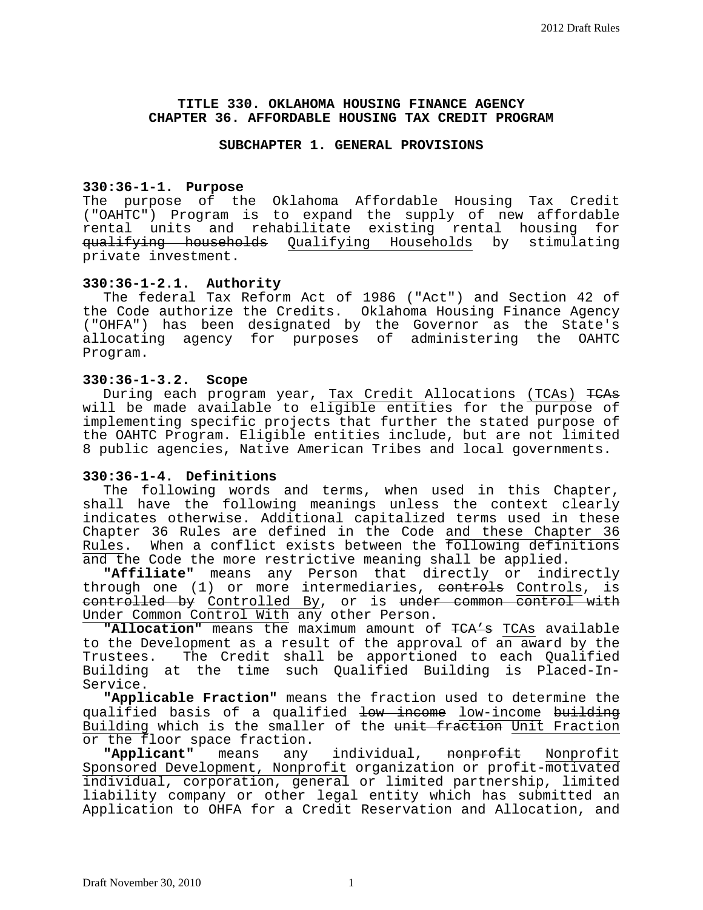# TITLE 330. OKLAHOMA HOUSING FINANCE AGENCY
# CHAPTER 36. AFFORDABLE HOUSING TAX CREDIT PROGRAM

## SUBCHAPTER 1. GENERAL PROVISIONS

### 330:36-1-1. Purpose

The purpose of the Oklahoma Affordable Housing Tax Credit ("OAHTC") Program is to expand the supply of new affordable rental units and rehabilitate existing rental housing for ~~qualifying households~~ Qualifying Households by stimulating private investment.

### 330:36-1-2.1. Authority

The federal Tax Reform Act of 1986 ("Act") and Section 42 of the Code authorize the Credits. Oklahoma Housing Finance Agency ("OHFA") has been designated by the Governor as the State's allocating agency for purposes of administering the OAHTC Program.

### 330:36-1-3.2. Scope

During each program year, Tax Credit Allocations (TCAs) ~~TCAs~~ will be made available to eligible entities for the purpose of implementing specific projects that further the stated purpose of the OAHTC Program. Eligible entities include, but are not limited 8 public agencies, Native American Tribes and local governments.

### 330:36-1-4. Definitions

The following words and terms, when used in this Chapter, shall have the following meanings unless the context clearly indicates otherwise. Additional capitalized terms used in these Chapter 36 Rules are defined in the Code and these Chapter 36 Rules. When a conflict exists between the following definitions and the Code the more restrictive meaning shall be applied.

**"Affiliate"** means any Person that directly or indirectly through one (1) or more intermediaries, ~~controls~~ Controls, is ~~controlled by~~ Controlled By, or is ~~under common control with~~ Under Common Control With any other Person.

**"Allocation"** means the maximum amount of ~~TCA's~~ TCAs available to the Development as a result of the approval of an award by the Trustees. The Credit shall be apportioned to each Qualified Building at the time such Qualified Building is Placed-In-Service.

**"Applicable Fraction"** means the fraction used to determine the qualified basis of a qualified ~~low income~~ low-income ~~building~~ Building which is the smaller of the ~~unit fraction~~ Unit Fraction or the floor space fraction.

**"Applicant"** means any individual, ~~nonprofit~~ Nonprofit Sponsored Development, Nonprofit organization or profit-motivated individual, corporation, general or limited partnership, limited liability company or other legal entity which has submitted an Application to OHFA for a Credit Reservation and Allocation, and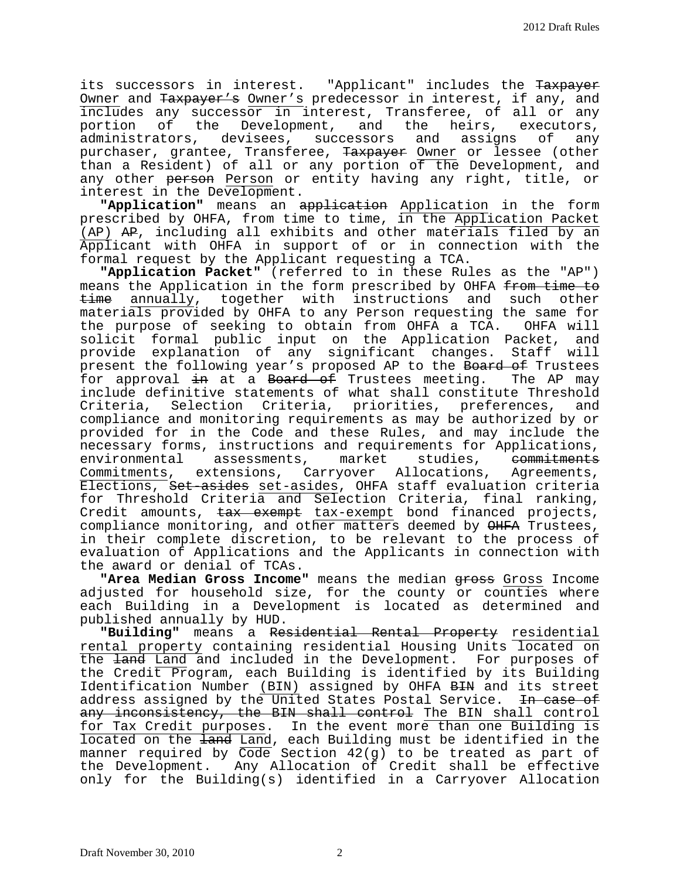its successors in interest. "Applicant" includes the ~~Taxpayer~~ Owner and ~~Taxpayer's~~ Owner's predecessor in interest, if any, and includes any successor in interest, Transferee, of all or any portion of the Development, and the heirs, executors, administrators, devisees, successors and assigns of any purchaser, grantee, Transferee, ~~Taxpayer~~ Owner or lessee (other than a Resident) of all or any portion of the Development, and any other ~~person~~ Person or entity having any right, title, or interest in the Development.

**"Application"** means an ~~application~~ Application in the form prescribed by OHFA, from time to time, in the Application Packet (AP) ~~AP~~, including all exhibits and other materials filed by an Applicant with OHFA in support of or in connection with the formal request by the Applicant requesting a TCA.

**"Application Packet"** (referred to in these Rules as the "AP") means the Application in the form prescribed by OHFA ~~from time to time~~ annually, together with instructions and such other materials provided by OHFA to any Person requesting the same for the purpose of seeking to obtain from OHFA a TCA. OHFA will solicit formal public input on the Application Packet, and provide explanation of any significant changes. Staff will present the following year's proposed AP to the ~~Board of~~ Trustees for approval ~~in~~ at a ~~Board of~~ Trustees meeting. The AP may include definitive statements of what shall constitute Threshold Criteria, Selection Criteria, priorities, preferences, and compliance and monitoring requirements as may be authorized by or provided for in the Code and these Rules, and may include the necessary forms, instructions and requirements for Applications, environmental assessments, market studies, ~~commitments~~ Commitments, extensions, Carryover Allocations, Agreements, Elections, ~~Set-asides~~ set-asides, OHFA staff evaluation criteria for Threshold Criteria and Selection Criteria, final ranking, Credit amounts, ~~tax exempt~~ tax-exempt bond financed projects, compliance monitoring, and other matters deemed by ~~OHFA~~ Trustees, in their complete discretion, to be relevant to the process of evaluation of Applications and the Applicants in connection with the award or denial of TCAs.

**"Area Median Gross Income"** means the median ~~gross~~ Gross Income adjusted for household size, for the county or counties where each Building in a Development is located as determined and published annually by HUD.

**"Building"** means a ~~Residential Rental Property~~ residential rental property containing residential Housing Units located on the ~~land~~ Land and included in the Development. For purposes of the Credit Program, each Building is identified by its Building Identification Number (BIN) assigned by OHFA ~~BIN~~ and its street address assigned by the United States Postal Service. ~~In case of any inconsistency, the BIN shall control~~ The BIN shall control for Tax Credit purposes. In the event more than one Building is located on the ~~land~~ Land, each Building must be identified in the manner required by Code Section 42(g) to be treated as part of the Development. Any Allocation of Credit shall be effective only for the Building(s) identified in a Carryover Allocation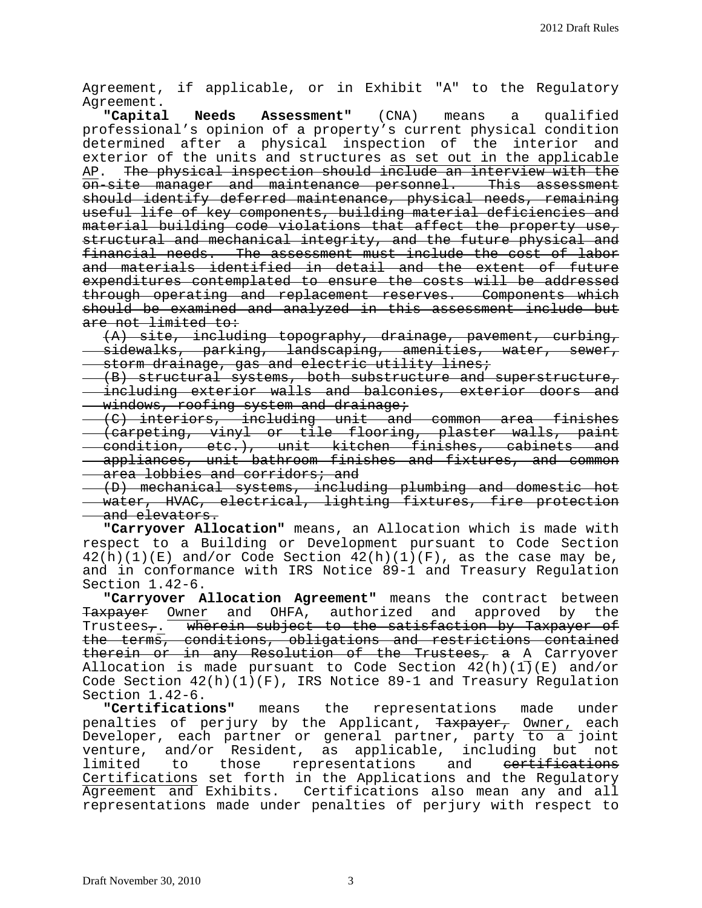Agreement, if applicable, or in Exhibit "A" to the Regulatory Agreement.

**"Capital Needs Assessment"** (CNA) means a qualified professional's opinion of a property's current physical condition determined after a physical inspection of the interior and exterior of the units and structures <u>as set out in the applicable AP</u>. ~~The physical inspection should include an interview with the on-site manager and maintenance personnel. This assessment should identify deferred maintenance, physical needs, remaining useful life of key components, building material deficiencies and material building code violations that affect the property use, structural and mechanical integrity, and the future physical and financial needs. The assessment must include the cost of labor and materials identified in detail and the extent of future expenditures contemplated to ensure the costs will be addressed through operating and replacement reserves. Components which should be examined and analyzed in this assessment include but are not limited to:~~

~~(A) site, including topography, drainage, pavement, curbing, sidewalks, parking, landscaping, amenities, water, sewer, storm drainage, gas and electric utility lines;~~

~~(B) structural systems, both substructure and superstructure, including exterior walls and balconies, exterior doors and windows, roofing system and drainage;~~

~~(C) interiors, including unit and common area finishes (carpeting, vinyl or tile flooring, plaster walls, paint condition, etc.), unit kitchen finishes, cabinets and appliances, unit bathroom finishes and fixtures, and common area lobbies and corridors; and~~

~~(D) mechanical systems, including plumbing and domestic hot water, HVAC, electrical, lighting fixtures, fire protection and elevators.~~

**"Carryover Allocation"** means, an Allocation which is made with respect to a Building or Development pursuant to Code Section 42(h)(1)(E) and/or Code Section 42(h)(1)(F), as the case may be, and in conformance with IRS Notice 89-1 and Treasury Regulation Section 1.42-6.

**"Carryover Allocation Agreement"** means the contract between ~~Taxpayer~~ <u>Owner</u> and OHFA, authorized and approved by the Trustees~~,~~<u>.</u> ~~wherein subject to the satisfaction by Taxpayer of the terms, conditions, obligations and restrictions contained therein or in any Resolution of the Trustees, a~~ <u>A</u> Carryover Allocation is made pursuant to Code Section 42(h)(1)(E) and/or Code Section 42(h)(1)(F), IRS Notice 89-1 and Treasury Regulation Section 1.42-6.

**"Certifications"** means the representations made under penalties of perjury by the Applicant, ~~Taxpayer,~~ <u>Owner,</u> each Developer, each partner or general partner, party <u>to a</u> joint venture, and/or Resident, as applicable, including but not limited to those representations and ~~certifications~~ <u>Certifications</u> set forth in the Applications and the Regulatory Agreement and Exhibits. Certifications also mean any and all representations made under penalties of perjury with respect to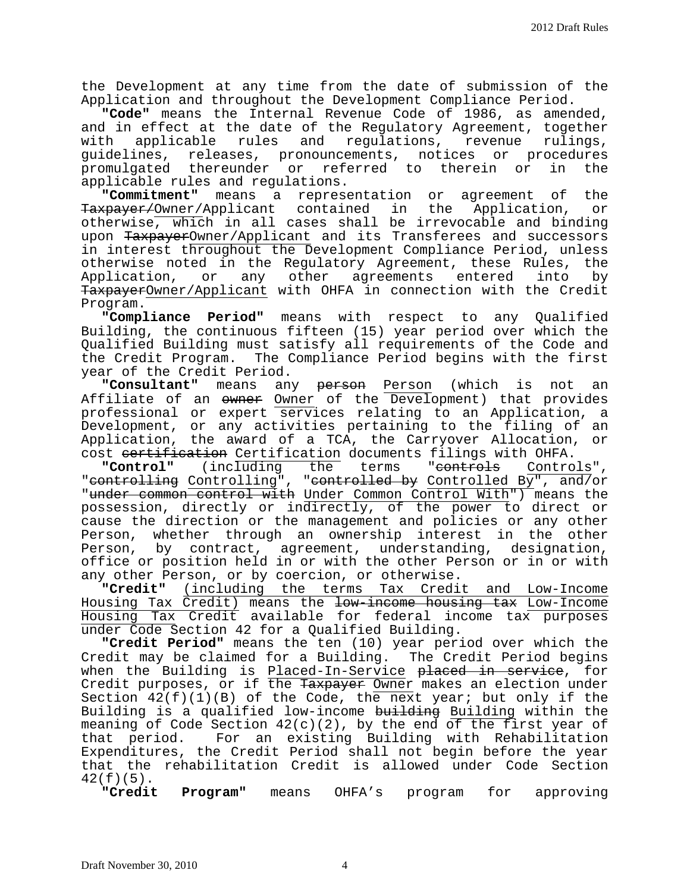the Development at any time from the date of submission of the Application and throughout the Development Compliance Period.

**"Code"** means the Internal Revenue Code of 1986, as amended, and in effect at the date of the Regulatory Agreement, together with applicable rules and regulations, revenue rulings, guidelines, releases, pronouncements, notices or procedures promulgated thereunder or referred to therein or in the applicable rules and regulations.

**"Commitment"** means a representation or agreement of the ~~Taxpayer/~~Owner/Applicant contained in the Application, or otherwise, which in all cases shall be irrevocable and binding upon ~~Taxpayer~~Owner/Applicant and its Transferees and successors in interest throughout the Development Compliance Period, unless otherwise noted in the Regulatory Agreement, these Rules, the Application, or any other agreements entered into by ~~Taxpayer~~Owner/Applicant with OHFA in connection with the Credit Program.

**"Compliance Period"** means with respect to any Qualified Building, the continuous fifteen (15) year period over which the Qualified Building must satisfy all requirements of the Code and the Credit Program. The Compliance Period begins with the first year of the Credit Period.

**"Consultant"** means any ~~person~~ Person (which is not an Affiliate of an ~~owner~~ Owner of the Development) that provides professional or expert services relating to an Application, a Development, or any activities pertaining to the filing of an Application, the award of a TCA, the Carryover Allocation, or cost ~~certification~~ Certification documents filings with OHFA.

**"Control"** (including the terms "~~controls~~ Controls", "~~controlling~~ Controlling", "~~controlled by~~ Controlled By", and/or "~~under common control with~~ Under Common Control With") means the possession, directly or indirectly, of the power to direct or cause the direction or the management and policies or any other Person, whether through an ownership interest in the other Person, by contract, agreement, understanding, designation, office or position held in or with the other Person or in or with any other Person, or by coercion, or otherwise.

**"Credit"** (including the terms Tax Credit and Low-Income Housing Tax Credit) means the ~~low-income housing tax~~ Low-Income Housing Tax Credit available for federal income tax purposes under Code Section 42 for a Qualified Building.

**"Credit Period"** means the ten (10) year period over which the Credit may be claimed for a Building. The Credit Period begins when the Building is Placed-In-Service ~~placed in service~~, for Credit purposes, or if the ~~Taxpayer~~ Owner makes an election under Section 42(f)(1)(B) of the Code, the next year; but only if the Building is a qualified low-income ~~building~~ Building within the meaning of Code Section 42(c)(2), by the end of the first year of that period. For an existing Building with Rehabilitation Expenditures, the Credit Period shall not begin before the year that the rehabilitation Credit is allowed under Code Section 42(f)(5).

**"Credit Program"** means OHFA's program for approving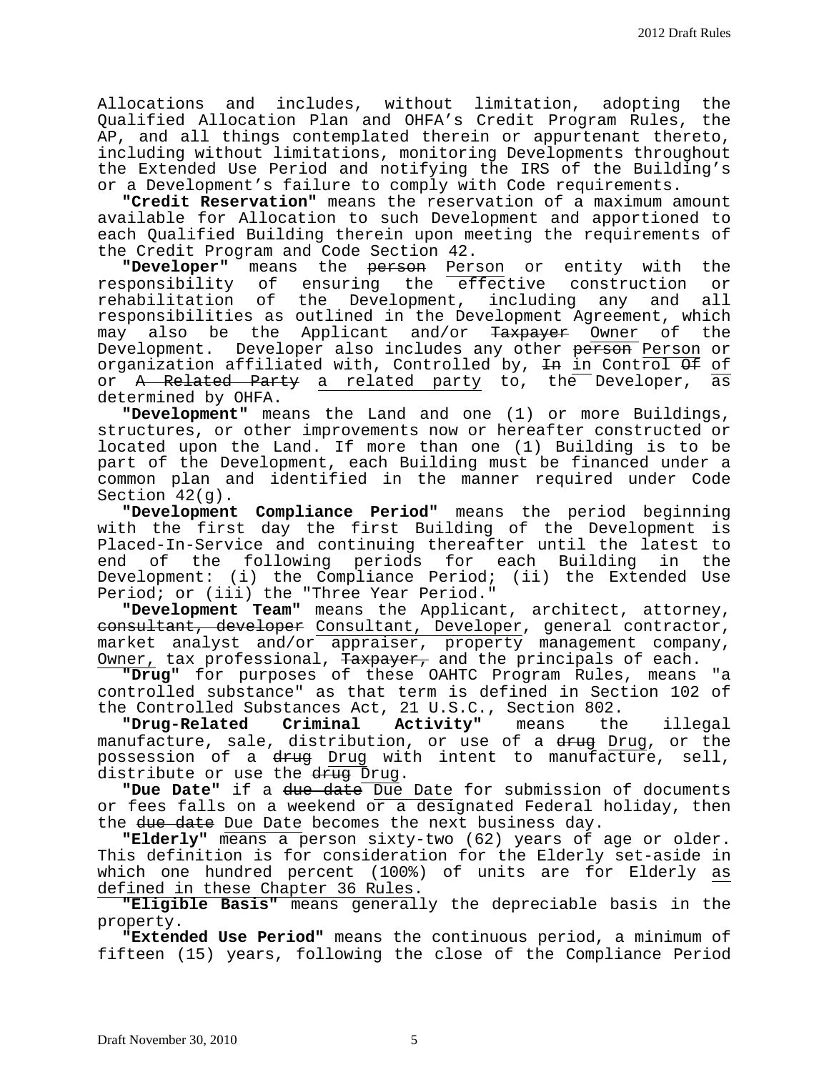Allocations and includes, without limitation, adopting the Qualified Allocation Plan and OHFA's Credit Program Rules, the AP, and all things contemplated therein or appurtenant thereto, including without limitations, monitoring Developments throughout the Extended Use Period and notifying the IRS of the Building's or a Development's failure to comply with Code requirements.

**"Credit Reservation"** means the reservation of a maximum amount available for Allocation to such Development and apportioned to each Qualified Building therein upon meeting the requirements of the Credit Program and Code Section 42.

**"Developer"** means the ~~person~~ Person or entity with the responsibility of ensuring the effective construction or rehabilitation of the Development, including any and all responsibilities as outlined in the Development Agreement, which may also be the Applicant and/or ~~Taxpayer~~ Owner of the Development. Developer also includes any other ~~person~~ Person or organization affiliated with, Controlled by, ~~In~~ in Control ~~Of~~ of or ~~A Related Party~~ a related party to, the Developer, as determined by OHFA.

**"Development"** means the Land and one (1) or more Buildings, structures, or other improvements now or hereafter constructed or located upon the Land. If more than one (1) Building is to be part of the Development, each Building must be financed under a common plan and identified in the manner required under Code Section 42(g).

**"Development Compliance Period"** means the period beginning with the first day the first Building of the Development is Placed-In-Service and continuing thereafter until the latest to end of the following periods for each Building in the Development: (i) the Compliance Period; (ii) the Extended Use Period; or (iii) the "Three Year Period."

**"Development Team"** means the Applicant, architect, attorney, ~~consultant, developer~~ Consultant, Developer, general contractor, market analyst and/or appraiser, property management company, Owner, tax professional, ~~Taxpayer,~~ and the principals of each.

**"Drug"** for purposes of these OAHTC Program Rules, means "a controlled substance" as that term is defined in Section 102 of the Controlled Substances Act, 21 U.S.C., Section 802.

**"Drug-Related Criminal Activity"** means the illegal manufacture, sale, distribution, or use of a ~~drug~~ Drug, or the possession of a ~~drug~~ Drug with intent to manufacture, sell, distribute or use the ~~drug~~ Drug.

**"Due Date"** if a ~~due date~~ Due Date for submission of documents or fees falls on a weekend or a designated Federal holiday, then the ~~due date~~ Due Date becomes the next business day.

**"Elderly"** means a person sixty-two (62) years of age or older. This definition is for consideration for the Elderly set-aside in which one hundred percent (100%) of units are for Elderly as defined in these Chapter 36 Rules.

**"Eligible Basis"** means generally the depreciable basis in the property.

**"Extended Use Period"** means the continuous period, a minimum of fifteen (15) years, following the close of the Compliance Period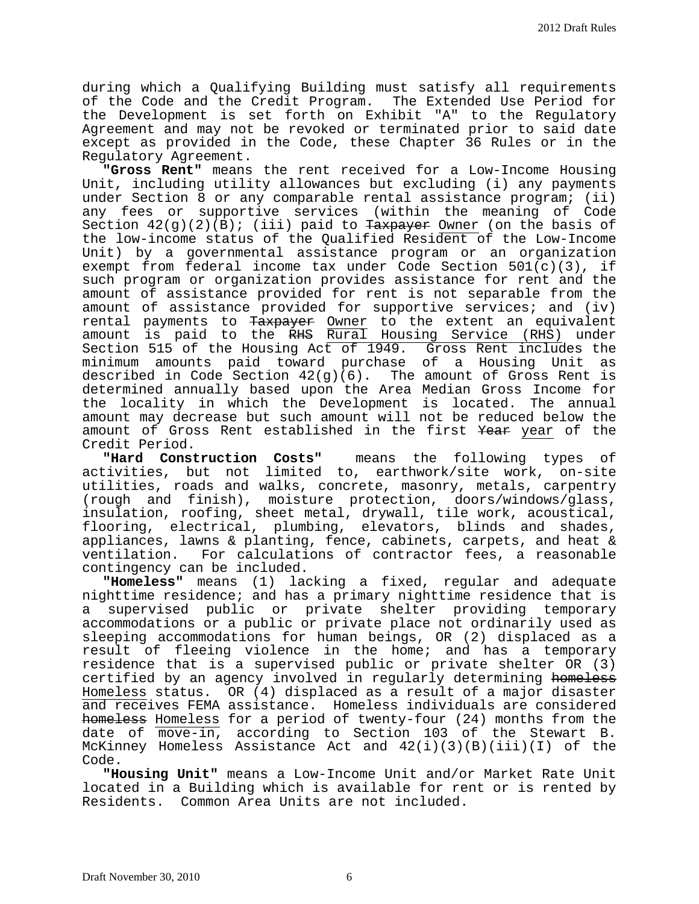during which a Qualifying Building must satisfy all requirements of the Code and the Credit Program. The Extended Use Period for the Development is set forth on Exhibit "A" to the Regulatory Agreement and may not be revoked or terminated prior to said date except as provided in the Code, these Chapter 36 Rules or in the Regulatory Agreement.

**"Gross Rent"** means the rent received for a Low-Income Housing Unit, including utility allowances but excluding (i) any payments under Section 8 or any comparable rental assistance program; (ii) any fees or supportive services (within the meaning of Code Section 42(g)(2)(B); (iii) paid to ~~Taxpayer~~ Owner (on the basis of the low-income status of the Qualified Resident of the Low-Income Unit) by a governmental assistance program or an organization exempt from federal income tax under Code Section 501(c)(3), if such program or organization provides assistance for rent and the amount of assistance provided for rent is not separable from the amount of assistance provided for supportive services; and (iv) rental payments to ~~Taxpayer~~ Owner to the extent an equivalent amount is paid to the ~~RHS~~ Rural Housing Service (RHS) under Section 515 of the Housing Act of 1949. Gross Rent includes the minimum amounts paid toward purchase of a Housing Unit as described in Code Section 42(g)(6). The amount of Gross Rent is determined annually based upon the Area Median Gross Income for the locality in which the Development is located. The annual amount may decrease but such amount will not be reduced below the amount of Gross Rent established in the first ~~Year~~ year of the Credit Period.

**"Hard Construction Costs"** means the following types of activities, but not limited to, earthwork/site work, on-site utilities, roads and walks, concrete, masonry, metals, carpentry (rough and finish), moisture protection, doors/windows/glass, insulation, roofing, sheet metal, drywall, tile work, acoustical, flooring, electrical, plumbing, elevators, blinds and shades, appliances, lawns & planting, fence, cabinets, carpets, and heat & ventilation. For calculations of contractor fees, a reasonable contingency can be included.

**"Homeless"** means (1) lacking a fixed, regular and adequate nighttime residence; and has a primary nighttime residence that is a supervised public or private shelter providing temporary accommodations or a public or private place not ordinarily used as sleeping accommodations for human beings, OR (2) displaced as a result of fleeing violence in the home; and has a temporary residence that is a supervised public or private shelter OR (3) certified by an agency involved in regularly determining ~~homeless~~ Homeless status. OR (4) displaced as a result of a major disaster and receives FEMA assistance. Homeless individuals are considered ~~homeless~~ Homeless for a period of twenty-four (24) months from the date of move-in, according to Section 103 of the Stewart B. McKinney Homeless Assistance Act and 42(i)(3)(B)(iii)(I) of the Code.

**"Housing Unit"** means a Low-Income Unit and/or Market Rate Unit located in a Building which is available for rent or is rented by Residents. Common Area Units are not included.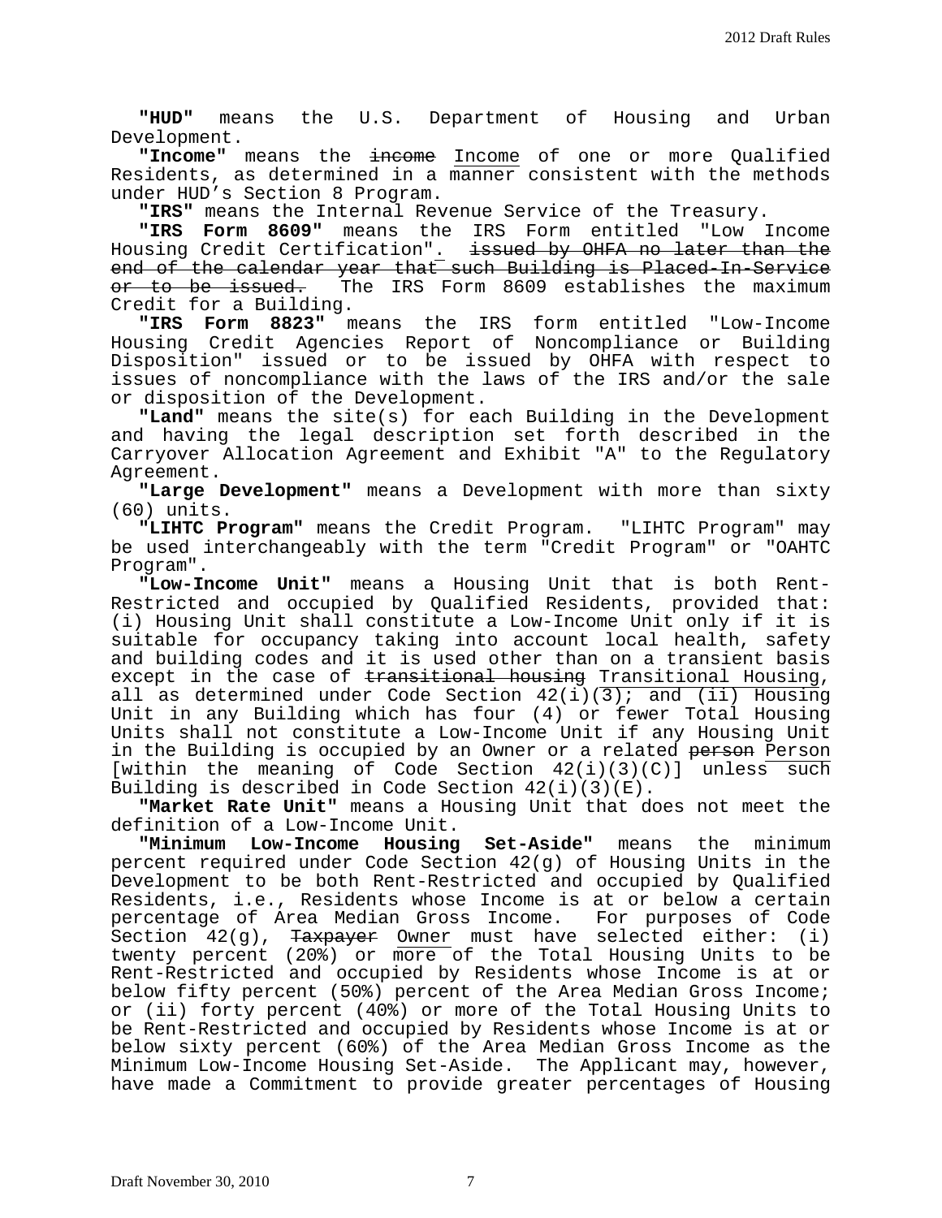**"HUD"** means the U.S. Department of Housing and Urban Development.

**"Income"** means the ~~income~~ Income of one or more Qualified Residents, as determined in a manner consistent with the methods under HUD's Section 8 Program.

**"IRS"** means the Internal Revenue Service of the Treasury.

**"IRS Form 8609"** means the IRS Form entitled "Low Income Housing Credit Certification". ~~issued by OHFA no later than the end of the calendar year that such Building is Placed-In-Service or to be issued.~~ The IRS Form 8609 establishes the maximum Credit for a Building.

**"IRS Form 8823"** means the IRS form entitled "Low-Income Housing Credit Agencies Report of Noncompliance or Building Disposition" issued or to be issued by OHFA with respect to issues of noncompliance with the laws of the IRS and/or the sale or disposition of the Development.

**"Land"** means the site(s) for each Building in the Development and having the legal description set forth described in the Carryover Allocation Agreement and Exhibit "A" to the Regulatory Agreement.

**"Large Development"** means a Development with more than sixty (60) units.

**"LIHTC Program"** means the Credit Program. "LIHTC Program" may be used interchangeably with the term "Credit Program" or "OAHTC Program".

**"Low-Income Unit"** means a Housing Unit that is both Rent-Restricted and occupied by Qualified Residents, provided that: (i) Housing Unit shall constitute a Low-Income Unit only if it is suitable for occupancy taking into account local health, safety and building codes and it is used other than on a transient basis except in the case of ~~transitional housing~~ Transitional Housing, all as determined under Code Section 42(i)(3); and (ii) Housing Unit in any Building which has four (4) or fewer Total Housing Units shall not constitute a Low-Income Unit if any Housing Unit in the Building is occupied by an Owner or a related ~~person~~ Person [within the meaning of Code Section 42(i)(3)(C)] unless such Building is described in Code Section 42(i)(3)(E).

**"Market Rate Unit"** means a Housing Unit that does not meet the definition of a Low-Income Unit.

**"Minimum Low-Income Housing Set-Aside"** means the minimum percent required under Code Section 42(g) of Housing Units in the Development to be both Rent-Restricted and occupied by Qualified Residents, i.e., Residents whose Income is at or below a certain percentage of Area Median Gross Income. For purposes of Code Section 42(g), ~~Taxpayer~~ Owner must have selected either: (i) twenty percent (20%) or more of the Total Housing Units to be Rent-Restricted and occupied by Residents whose Income is at or below fifty percent (50%) percent of the Area Median Gross Income; or (ii) forty percent (40%) or more of the Total Housing Units to be Rent-Restricted and occupied by Residents whose Income is at or below sixty percent (60%) of the Area Median Gross Income as the Minimum Low-Income Housing Set-Aside. The Applicant may, however, have made a Commitment to provide greater percentages of Housing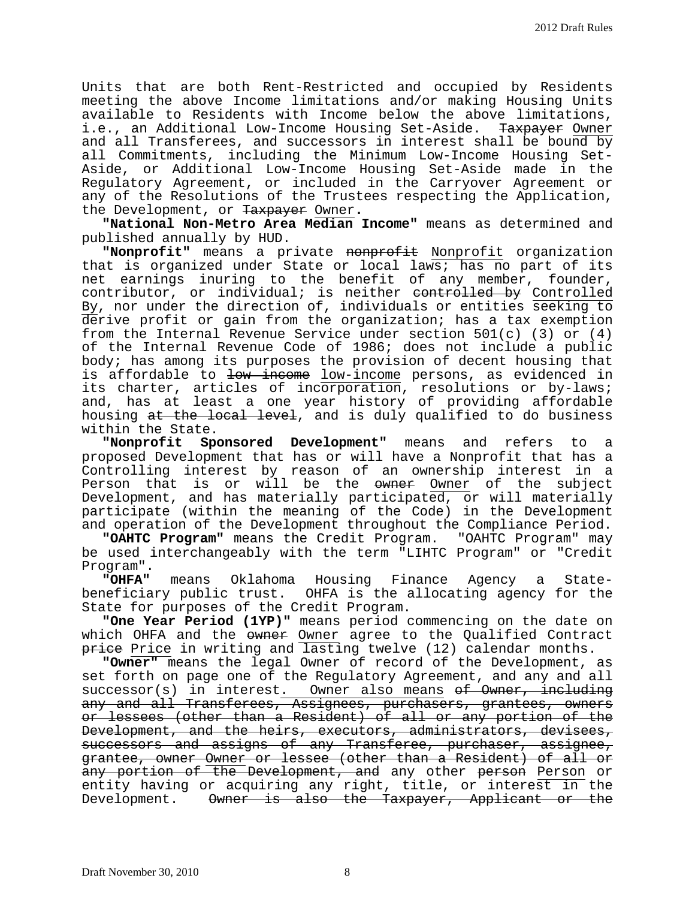Units that are both Rent-Restricted and occupied by Residents meeting the above Income limitations and/or making Housing Units available to Residents with Income below the above limitations, i.e., an Additional Low-Income Housing Set-Aside. ~~Taxpayer~~ Owner and all Transferees, and successors in interest shall be bound by all Commitments, including the Minimum Low-Income Housing Set-Aside, or Additional Low-Income Housing Set-Aside made in the Regulatory Agreement, or included in the Carryover Agreement or any of the Resolutions of the Trustees respecting the Application, the Development, or ~~Taxpayer~~ Owner.

**"National Non-Metro Area Median Income"** means as determined and published annually by HUD.

**"Nonprofit"** means a private ~~nonprofit~~ Nonprofit organization that is organized under State or local laws; has no part of its net earnings inuring to the benefit of any member, founder, contributor, or individual; is neither ~~controlled by~~ Controlled By, nor under the direction of, individuals or entities seeking to derive profit or gain from the organization; has a tax exemption from the Internal Revenue Service under section 501(c) (3) or (4) of the Internal Revenue Code of 1986; does not include a public body; has among its purposes the provision of decent housing that is affordable to ~~low income~~ low-income persons, as evidenced in its charter, articles of incorporation, resolutions or by-laws; and, has at least a one year history of providing affordable housing ~~at the local level~~, and is duly qualified to do business within the State.

**"Nonprofit Sponsored Development"** means and refers to a proposed Development that has or will have a Nonprofit that has a Controlling interest by reason of an ownership interest in a Person that is or will be the ~~owner~~ Owner of the subject Development, and has materially participated, or will materially participate (within the meaning of the Code) in the Development and operation of the Development throughout the Compliance Period.

**"OAHTC Program"** means the Credit Program. "OAHTC Program" may be used interchangeably with the term "LIHTC Program" or "Credit Program".

**"OHFA"** means Oklahoma Housing Finance Agency a State-beneficiary public trust. OHFA is the allocating agency for the State for purposes of the Credit Program.

**"One Year Period (1YP)"** means period commencing on the date on which OHFA and the ~~owner~~ Owner agree to the Qualified Contract ~~price~~ Price in writing and lasting twelve (12) calendar months.

**"Owner"** means the legal Owner of record of the Development, as set forth on page one of the Regulatory Agreement, and any and all successor(s) in interest. Owner also means ~~of Owner, including any and all Transferees, Assignees, purchasers, grantees, owners or lessees (other than a Resident) of all or any portion of the Development, and the heirs, executors, administrators, devisees, successors and assigns of any Transferee, purchaser, assignee, grantee, owner Owner or lessee (other than a Resident) of all or any portion of the Development, and~~ any other ~~person~~ Person or entity having or acquiring any right, title, or interest in the Development. ~~Owner is also the Taxpayer, Applicant or the~~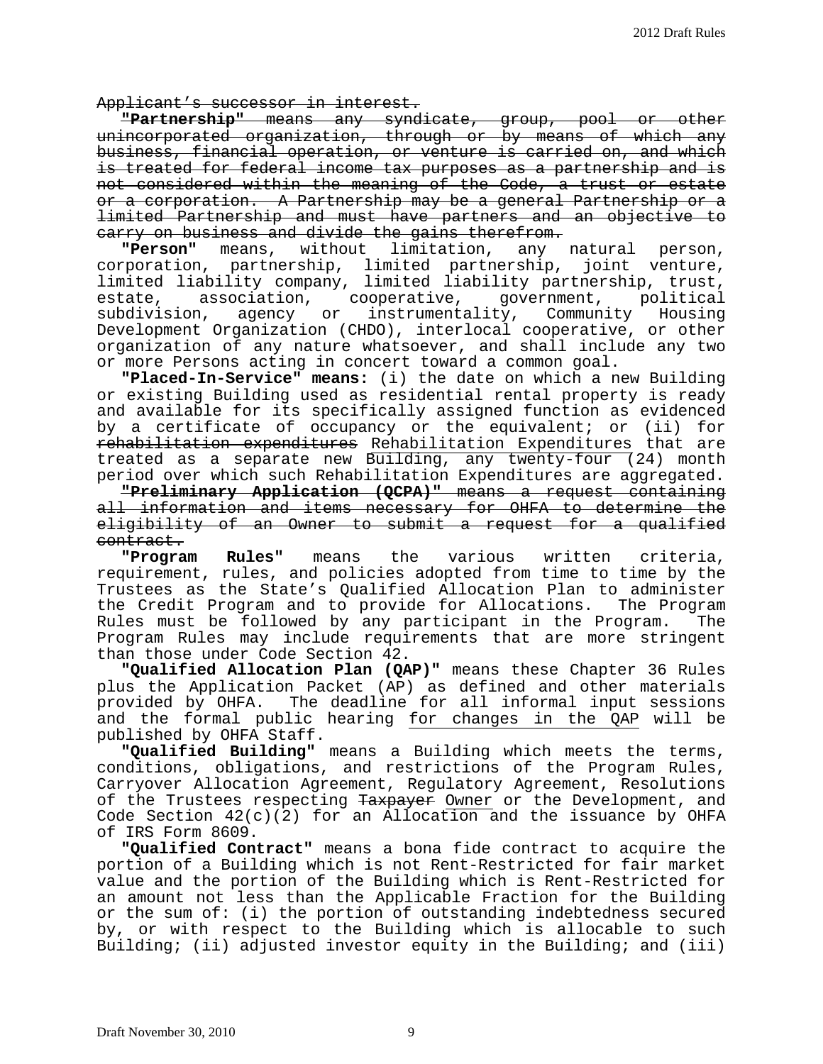~~Applicant's successor in interest.~~

~~**"Partnership"** means any syndicate, group, pool or other unincorporated organization, through or by means of which any business, financial operation, or venture is carried on, and which is treated for federal income tax purposes as a partnership and is not considered within the meaning of the Code, a trust or estate or a corporation. A Partnership may be a general Partnership or a limited Partnership and must have partners and an objective to carry on business and divide the gains therefrom.~~

**"Person"** means, without limitation, any natural person, corporation, partnership, limited partnership, joint venture, limited liability company, limited liability partnership, trust, estate, association, cooperative, government, political subdivision, agency or instrumentality, Community Housing Development Organization (CHDO), interlocal cooperative, or other organization of any nature whatsoever, and shall include any two or more Persons acting in concert toward a common goal.

**"Placed-In-Service" means:** (i) the date on which a new Building or existing Building used as residential rental property is ready and available for its specifically assigned function as evidenced by a certificate of occupancy or the equivalent; or (ii) for ~~rehabilitation expenditures~~ <u>Rehabilitation Expenditures</u> that are treated as a separate new <u>Building, any twenty-four (24)</u> month period over which such Rehabilitation Expenditures are aggregated.

~~**"Preliminary Application (QCPA)"** means a request containing all information and items necessary for OHFA to determine the eligibility of an Owner to submit a request for a qualified contract.~~

**"Program Rules"** means the various written criteria, requirement, rules, and policies adopted from time to time by the Trustees as the State's Qualified Allocation Plan to administer the Credit Program and to provide for Allocations. The Program Rules must be followed by any participant in the Program. The Program Rules may include requirements that are more stringent than those under Code Section 42.

**"Qualified Allocation Plan (QAP)"** means these Chapter 36 Rules plus the Application Packet (AP) as defined and other materials provided by OHFA. The deadline for all informal input sessions and the formal public hearing <u>for changes in the QAP</u> will be published by OHFA Staff.

**"Qualified Building"** means a Building which meets the terms, conditions, obligations, and restrictions of the Program Rules, Carryover Allocation Agreement, Regulatory Agreement, Resolutions of the Trustees respecting ~~Taxpayer~~ <u>Owner</u> or the Development, and Code Section 42(c)(2) for an Allocation and the issuance by OHFA of IRS Form 8609.

**"Qualified Contract"** means a bona fide contract to acquire the portion of a Building which is not Rent-Restricted for fair market value and the portion of the Building which is Rent-Restricted for an amount not less than the Applicable Fraction for the Building or the sum of: (i) the portion of outstanding indebtedness secured by, or with respect to the Building which is allocable to such Building; (ii) adjusted investor equity in the Building; and (iii)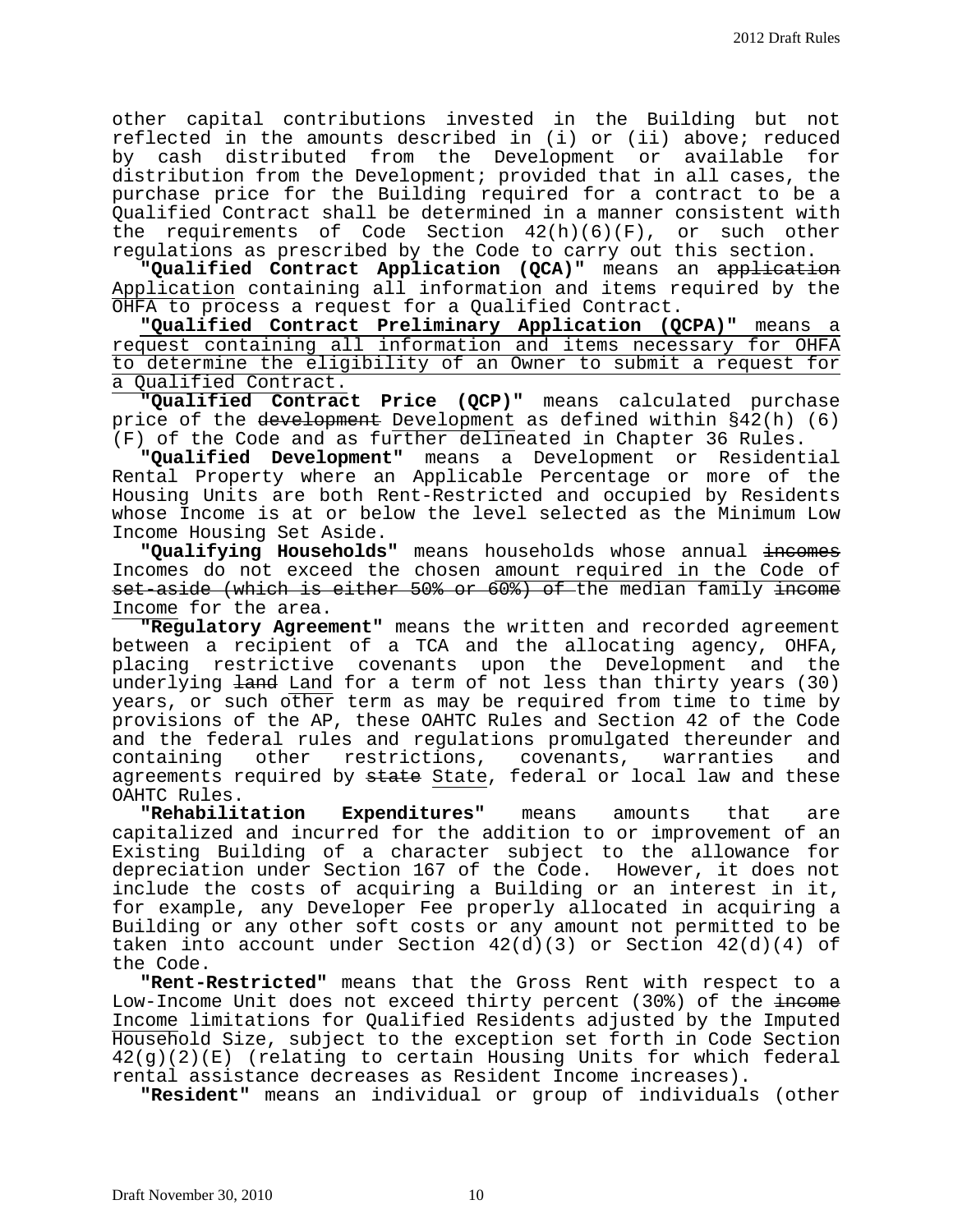other capital contributions invested in the Building but not reflected in the amounts described in (i) or (ii) above; reduced by cash distributed from the Development or available for distribution from the Development; provided that in all cases, the purchase price for the Building required for a contract to be a Qualified Contract shall be determined in a manner consistent with the requirements of Code Section 42(h)(6)(F), or such other regulations as prescribed by the Code to carry out this section.

**"Qualified Contract Application (QCA)"** means an ~~application~~ Application containing all information and items required by the OHFA to process a request for a Qualified Contract.

**"Qualified Contract Preliminary Application (QCPA)"** means a request containing all information and items necessary for OHFA to determine the eligibility of an Owner to submit a request for a Qualified Contract.

**"Qualified Contract Price (QCP)"** means calculated purchase price of the ~~development~~ Development as defined within §42(h) (6) (F) of the Code and as further delineated in Chapter 36 Rules.

**"Qualified Development"** means a Development or Residential Rental Property where an Applicable Percentage or more of the Housing Units are both Rent-Restricted and occupied by Residents whose Income is at or below the level selected as the Minimum Low Income Housing Set Aside.

**"Qualifying Households"** means households whose annual ~~incomes~~ Incomes do not exceed the chosen amount required in the Code of ~~set-aside (which is either 50% or 60%) of~~ the median family ~~income~~ Income for the area.

**"Regulatory Agreement"** means the written and recorded agreement between a recipient of a TCA and the allocating agency, OHFA, placing restrictive covenants upon the Development and the underlying ~~land~~ Land for a term of not less than thirty years (30) years, or such other term as may be required from time to time by provisions of the AP, these OAHTC Rules and Section 42 of the Code and the federal rules and regulations promulgated thereunder and containing other restrictions, covenants, warranties and agreements required by ~~state~~ State, federal or local law and these OAHTC Rules.

**"Rehabilitation Expenditures"** means amounts that are capitalized and incurred for the addition to or improvement of an Existing Building of a character subject to the allowance for depreciation under Section 167 of the Code. However, it does not include the costs of acquiring a Building or an interest in it, for example, any Developer Fee properly allocated in acquiring a Building or any other soft costs or any amount not permitted to be taken into account under Section 42(d)(3) or Section 42(d)(4) of the Code.

**"Rent-Restricted"** means that the Gross Rent with respect to a Low-Income Unit does not exceed thirty percent (30%) of the ~~income~~ Income limitations for Qualified Residents adjusted by the Imputed Household Size, subject to the exception set forth in Code Section 42(g)(2)(E) (relating to certain Housing Units for which federal rental assistance decreases as Resident Income increases).

**"Resident"** means an individual or group of individuals (other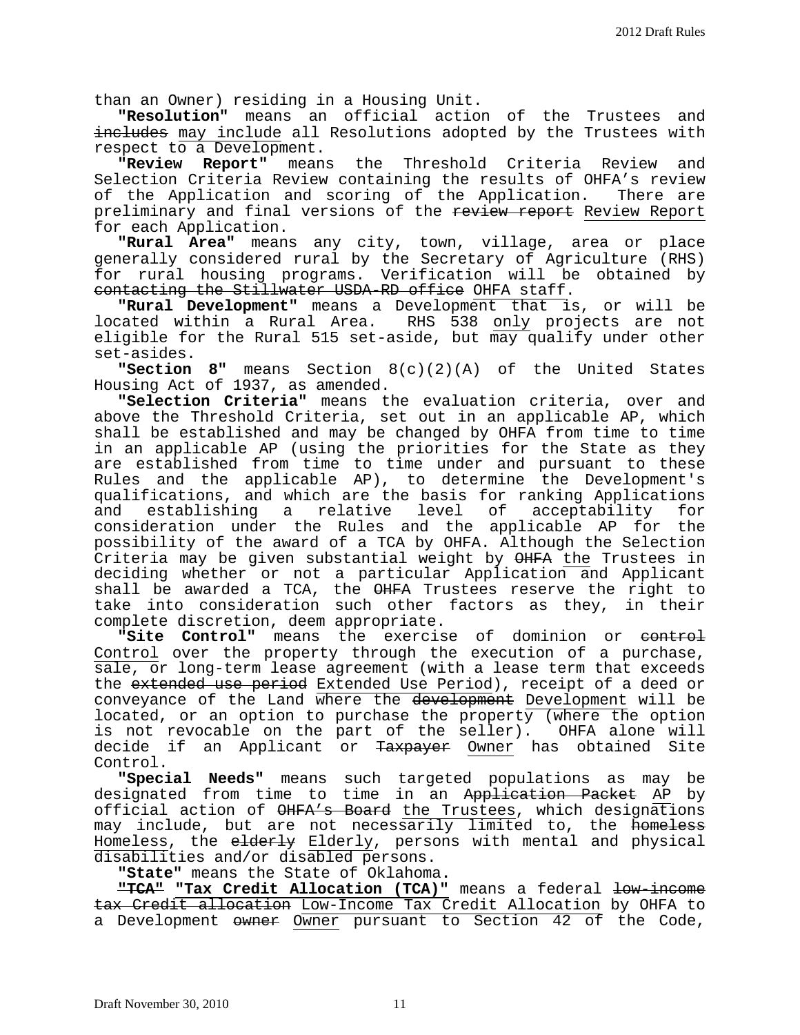than an Owner) residing in a Housing Unit.

**"Resolution"** means an official action of the Trustees and ~~includes~~ <u>may include</u> all Resolutions adopted by the Trustees with respect to a Development.

**"Review Report"** means the Threshold Criteria Review and Selection Criteria Review containing the results of OHFA's review of the Application and scoring of the Application. There are preliminary and final versions of the ~~review report~~ <u>Review Report</u> for each Application.

**"Rural Area"** means any city, town, village, area or place generally considered rural by the Secretary of Agriculture (RHS) for rural housing programs. Verification will be obtained by ~~contacting the Stillwater USDA-RD office~~ <u>OHFA staff</u>.

**"Rural Development"** means a Development that is, or will be located within a Rural Area. RHS 538 <u>only</u> projects are not eligible for the Rural 515 set-aside, but <u>may</u> qualify under other set-asides.

**"Section 8"** means Section 8(c)(2)(A) of the United States Housing Act of 1937, as amended.

**"Selection Criteria"** means the evaluation criteria, over and above the Threshold Criteria, set out in an applicable AP, which shall be established and may be changed by OHFA from time to time in an applicable AP (using the priorities for the State as they are established from time to time under and pursuant to these Rules and the applicable AP), to determine the Development's qualifications, and which are the basis for ranking Applications and establishing a relative level of acceptability for consideration under the Rules and the applicable AP for the possibility of the award of a TCA by OHFA. Although the Selection Criteria may be given substantial weight by ~~OHFA~~ <u>the</u> Trustees in deciding whether or not a particular Application and Applicant shall be awarded a TCA, the ~~OHFA~~ Trustees reserve the right to take into consideration such other factors as they, in their complete discretion, deem appropriate.

**"Site Control"** means the exercise of dominion or ~~control~~ <u>Control</u> over the property through the execution of a purchase, sale, or long-term lease agreement (with a lease term that exceeds the ~~extended use period~~ <u>Extended Use Period</u>), receipt of a deed or conveyance of the Land where the ~~development~~ <u>Development</u> will be located, or an option to purchase the property (where the option is not revocable on the part of the seller). OHFA alone will decide if an Applicant or ~~Taxpayer~~ <u>Owner</u> has obtained Site Control.

**"Special Needs"** means such targeted populations as may be designated from time to time in an ~~Application Packet~~ <u>AP</u> by official action of ~~OHFA's Board~~ <u>the Trustees</u>, which designations may include, but are not necessarily limited to, the ~~homeless~~ <u>Homeless</u>, the ~~elderly~~ <u>Elderly</u>, persons with mental and physical disabilities and/or disabled persons.

**"State"** means the State of Oklahoma.

~~**"TCA"**~~ <u>**"Tax Credit Allocation (TCA)"**</u> means a federal ~~low-income tax Credit allocation~~ <u>Low-Income Tax Credit Allocation</u> by OHFA to a Development ~~owner~~ <u>Owner</u> pursuant to Section 42 of the Code,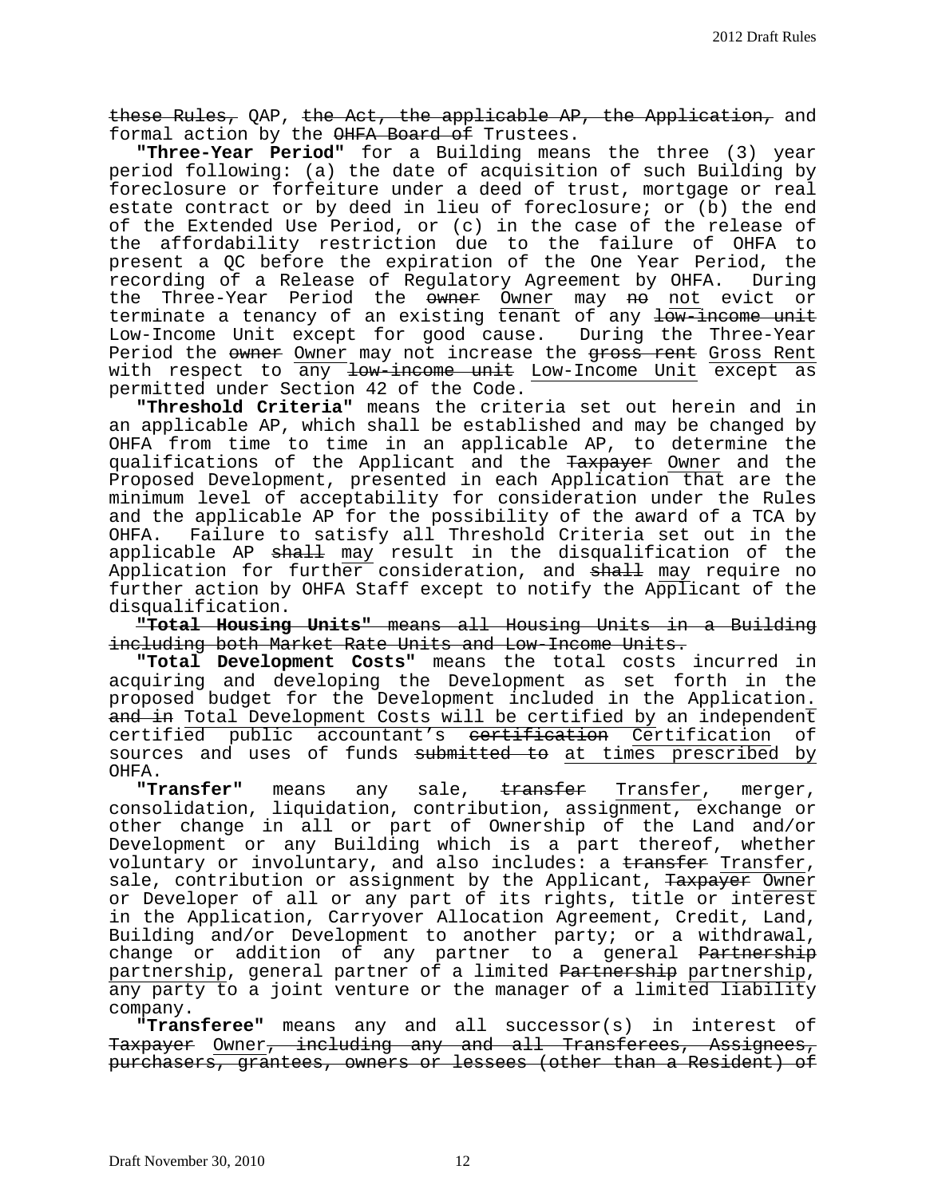~~these Rules,~~ QAP, ~~the Act, the applicable AP, the Application,~~ and formal action by the ~~OHFA Board of~~ Trustees.

**"Three-Year Period"** for a Building means the three (3) year period following: (a) the date of acquisition of such Building by foreclosure or forfeiture under a deed of trust, mortgage or real estate contract or by deed in lieu of foreclosure; or (b) the end of the Extended Use Period, or (c) in the case of the release of the affordability restriction due to the failure of OHFA to present a QC before the expiration of the One Year Period, the recording of a Release of Regulatory Agreement by OHFA. During the Three-Year Period the ~~owner~~ Owner may ~~no~~ not evict or terminate a tenancy of an existing tenant of any ~~low-income unit~~ Low-Income Unit except for good cause. During the Three-Year Period the ~~owner~~ Owner may not increase the ~~gross rent~~ Gross Rent with respect to any ~~low-income unit~~ Low-Income Unit except as permitted under Section 42 of the Code.

**"Threshold Criteria"** means the criteria set out herein and in an applicable AP, which shall be established and may be changed by OHFA from time to time in an applicable AP, to determine the qualifications of the Applicant and the ~~Taxpayer~~ Owner and the Proposed Development, presented in each Application that are the minimum level of acceptability for consideration under the Rules and the applicable AP for the possibility of the award of a TCA by OHFA. Failure to satisfy all Threshold Criteria set out in the applicable AP ~~shall~~ may result in the disqualification of the Application for further consideration, and ~~shall~~ may require no further action by OHFA Staff except to notify the Applicant of the disqualification.

~~**"Total Housing Units"** means all Housing Units in a Building including both Market Rate Units and Low-Income Units.~~

**"Total Development Costs"** means the total costs incurred in acquiring and developing the Development as set forth in the proposed budget for the Development included in the Application. ~~and in~~ Total Development Costs will be certified by an independent certified public accountant's ~~certification~~ Certification of sources and uses of funds ~~submitted to~~ at times prescribed by OHFA.

**"Transfer"** means any sale, ~~transfer~~ Transfer, merger, consolidation, liquidation, contribution, assignment, exchange or other change in all or part of Ownership of the Land and/or Development or any Building which is a part thereof, whether voluntary or involuntary, and also includes: a ~~transfer~~ Transfer, sale, contribution or assignment by the Applicant, ~~Taxpayer~~ Owner or Developer of all or any part of its rights, title or interest in the Application, Carryover Allocation Agreement, Credit, Land, Building and/or Development to another party; or a withdrawal, change or addition of any partner to a general ~~Partnership~~ partnership, general partner of a limited ~~Partnership~~ partnership, any party to a joint venture or the manager of a limited liability company.

**"Transferee"** means any and all successor(s) in interest of ~~Taxpayer~~ Owner~~, including any and all Transferees, Assignees, purchasers, grantees, owners or lessees (other than a Resident) of~~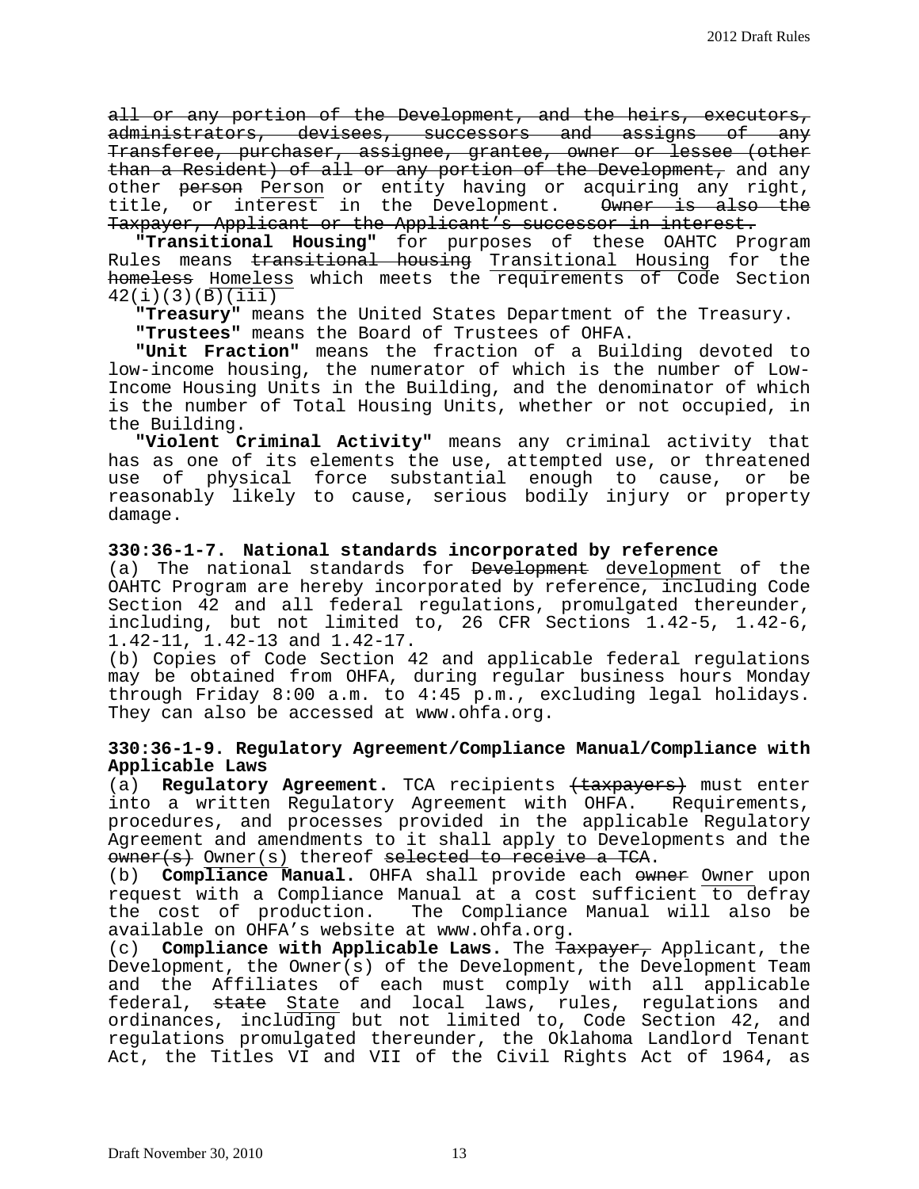~~all or any portion of the Development, and the heirs, executors, administrators, devisees, successors and assigns of any Transferee, purchaser, assignee, grantee, owner or lessee (other than a Resident) of all or any portion of the Development,~~ and any other ~~person~~ Person or entity having or acquiring any right, title, or interest in the Development. ~~Owner is also the Taxpayer, Applicant or the Applicant's successor in interest.~~

**"Transitional Housing"** for purposes of these OAHTC Program Rules means ~~transitional housing~~ Transitional Housing for the ~~homeless~~ Homeless which meets the requirements of Code Section 42(i)(3)(B)(iii)

**"Treasury"** means the United States Department of the Treasury.

**"Trustees"** means the Board of Trustees of OHFA.

**"Unit Fraction"** means the fraction of a Building devoted to low-income housing, the numerator of which is the number of Low-Income Housing Units in the Building, and the denominator of which is the number of Total Housing Units, whether or not occupied, in the Building.

**"Violent Criminal Activity"** means any criminal activity that has as one of its elements the use, attempted use, or threatened use of physical force substantial enough to cause, or be reasonably likely to cause, serious bodily injury or property damage.

**330:36-1-7. National standards incorporated by reference**

(a) The national standards for ~~Development~~ development of the OAHTC Program are hereby incorporated by reference, including Code Section 42 and all federal regulations, promulgated thereunder, including, but not limited to, 26 CFR Sections 1.42-5, 1.42-6, 1.42-11, 1.42-13 and 1.42-17.

(b) Copies of Code Section 42 and applicable federal regulations may be obtained from OHFA, during regular business hours Monday through Friday 8:00 a.m. to 4:45 p.m., excluding legal holidays. They can also be accessed at www.ohfa.org.

**330:36-1-9. Regulatory Agreement/Compliance Manual/Compliance with Applicable Laws**

(a) **Regulatory Agreement.** TCA recipients ~~(taxpayers)~~ must enter into a written Regulatory Agreement with OHFA. Requirements, procedures, and processes provided in the applicable Regulatory Agreement and amendments to it shall apply to Developments and the ~~owner(s)~~ Owner(s) thereof ~~selected to receive a TCA~~.

(b) **Compliance Manual.** OHFA shall provide each ~~owner~~ Owner upon request with a Compliance Manual at a cost sufficient to defray the cost of production. The Compliance Manual will also be available on OHFA's website at www.ohfa.org.

(c) **Compliance with Applicable Laws.** The ~~Taxpayer,~~ Applicant, the Development, the Owner(s) of the Development, the Development Team and the Affiliates of each must comply with all applicable federal, ~~state~~ State and local laws, rules, regulations and ordinances, including but not limited to, Code Section 42, and regulations promulgated thereunder, the Oklahoma Landlord Tenant Act, the Titles VI and VII of the Civil Rights Act of 1964, as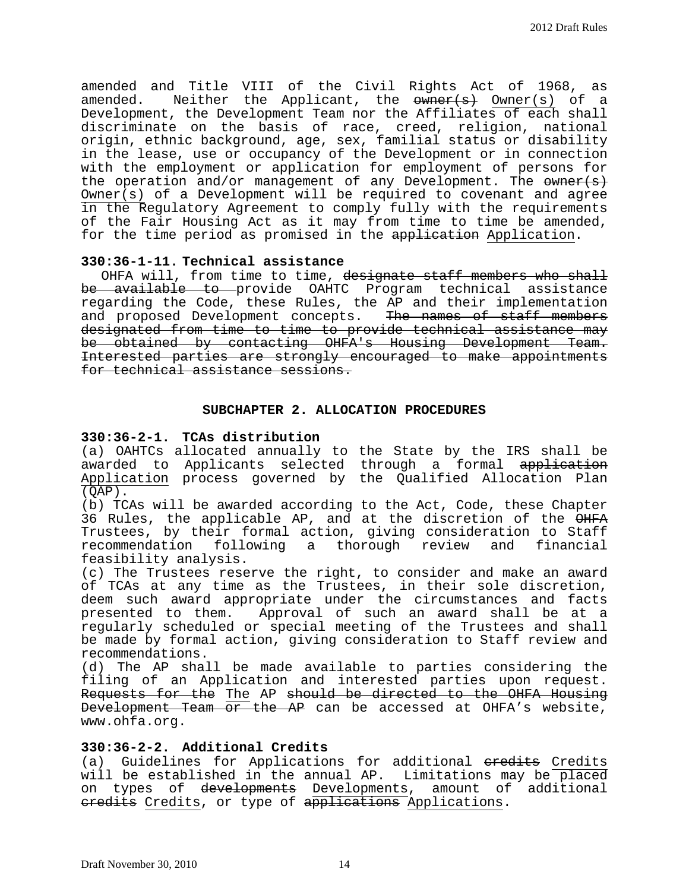amended and Title VIII of the Civil Rights Act of 1968, as amended. Neither the Applicant, the ~~owner(s)~~ Owner(s) of a Development, the Development Team nor the Affiliates of each shall discriminate on the basis of race, creed, religion, national origin, ethnic background, age, sex, familial status or disability in the lease, use or occupancy of the Development or in connection with the employment or application for employment of persons for the operation and/or management of any Development. The ~~owner(s)~~ Owner(s) of a Development will be required to covenant and agree in the Regulatory Agreement to comply fully with the requirements of the Fair Housing Act as it may from time to time be amended, for the time period as promised in the ~~application~~ Application.

**330:36-1-11. Technical assistance**

OHFA will, from time to time, ~~designate staff members who shall be available to~~ provide OAHTC Program technical assistance regarding the Code, these Rules, the AP and their implementation and proposed Development concepts. ~~The names of staff members designated from time to time to provide technical assistance may be obtained by contacting OHFA's Housing Development Team. Interested parties are strongly encouraged to make appointments for technical assistance sessions.~~

## SUBCHAPTER 2. ALLOCATION PROCEDURES

**330:36-2-1. TCAs distribution**

(a) OAHTCs allocated annually to the State by the IRS shall be awarded to Applicants selected through a formal ~~application~~ Application process governed by the Qualified Allocation Plan (QAP).

(b) TCAs will be awarded according to the Act, Code, these Chapter 36 Rules, the applicable AP, and at the discretion of the ~~OHFA~~ Trustees, by their formal action, giving consideration to Staff recommendation following a thorough review and financial feasibility analysis.

(c) The Trustees reserve the right, to consider and make an award of TCAs at any time as the Trustees, in their sole discretion, deem such award appropriate under the circumstances and facts presented to them. Approval of such an award shall be at a regularly scheduled or special meeting of the Trustees and shall be made by formal action, giving consideration to Staff review and recommendations.

(d) The AP shall be made available to parties considering the filing of an Application and interested parties upon request. ~~Requests for the~~ The AP ~~should be directed to the OHFA Housing Development Team or the AP~~ can be accessed at OHFA's website, www.ohfa.org.

**330:36-2-2. Additional Credits**

(a) Guidelines for Applications for additional ~~credits~~ Credits will be established in the annual AP. Limitations may be placed on types of ~~developments~~ Developments, amount of additional ~~credits~~ Credits, or type of ~~applications~~ Applications.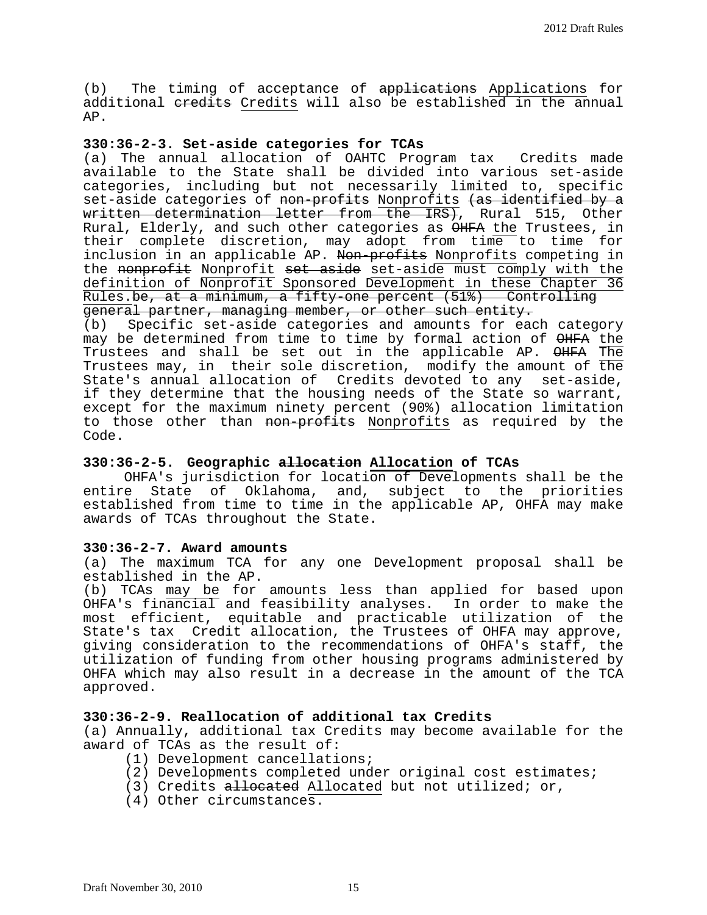(b) The timing of acceptance of ~~applications~~ Applications for additional ~~credits~~ Credits will also be established in the annual AP.

**330:36-2-3. Set-aside categories for TCAs**

(a) The annual allocation of OAHTC Program tax Credits made available to the State shall be divided into various set-aside categories, including but not necessarily limited to, specific set-aside categories of ~~non-profits~~ Nonprofits ~~(as identified by a written determination letter from the IRS)~~, Rural 515, Other Rural, Elderly, and such other categories as ~~OHFA~~ the Trustees, in their complete discretion, may adopt from time to time for inclusion in an applicable AP. ~~Non-profits~~ Nonprofits competing in the ~~nonprofit~~ Nonprofit ~~set aside~~ set-aside must comply with the definition of Nonprofit Sponsored Development in these Chapter 36 Rules.~~be, at a minimum, a fifty-one percent (51%) Controlling general partner, managing member, or other such entity.~~

(b) Specific set-aside categories and amounts for each category may be determined from time to time by formal action of ~~OHFA~~ the Trustees and shall be set out in the applicable AP. ~~OHFA~~ The Trustees may, in their sole discretion, modify the amount of the State's annual allocation of Credits devoted to any set-aside, if they determine that the housing needs of the State so warrant, except for the maximum ninety percent (90%) allocation limitation to those other than ~~non-profits~~ Nonprofits as required by the Code.

**330:36-2-5. Geographic ~~allocation~~ Allocation of TCAs**

OHFA's jurisdiction for location of Developments shall be the entire State of Oklahoma, and, subject to the priorities established from time to time in the applicable AP, OHFA may make awards of TCAs throughout the State.

**330:36-2-7. Award amounts**

(a) The maximum TCA for any one Development proposal shall be established in the AP.

(b) TCAs may be for amounts less than applied for based upon OHFA's financial and feasibility analyses. In order to make the most efficient, equitable and practicable utilization of the State's tax Credit allocation, the Trustees of OHFA may approve, giving consideration to the recommendations of OHFA's staff, the utilization of funding from other housing programs administered by OHFA which may also result in a decrease in the amount of the TCA approved.

**330:36-2-9. Reallocation of additional tax Credits**

(a) Annually, additional tax Credits may become available for the award of TCAs as the result of:

(1) Development cancellations;
(2) Developments completed under original cost estimates;
(3) Credits ~~allocated~~ Allocated but not utilized; or,
(4) Other circumstances.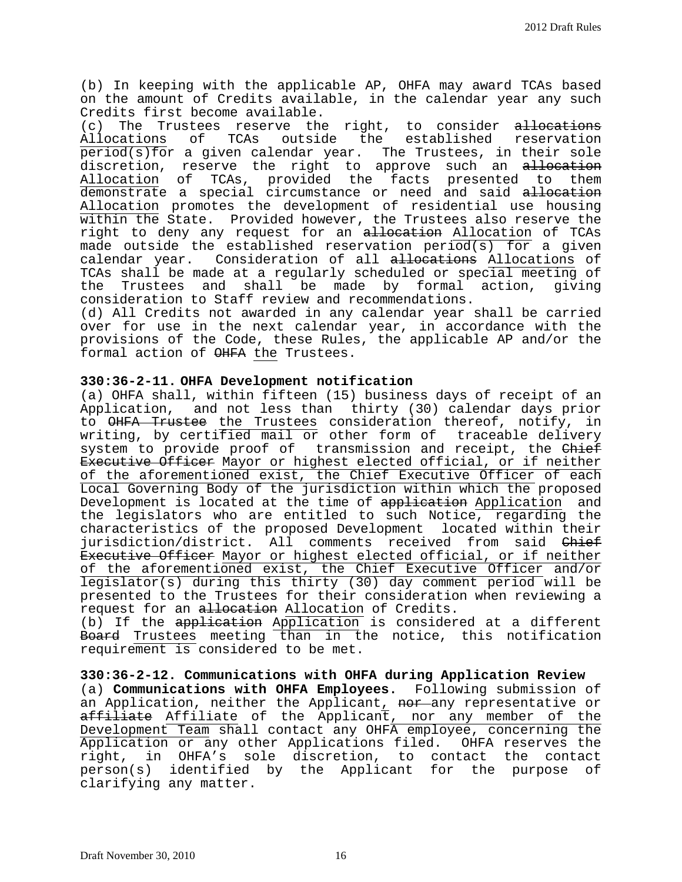(b) In keeping with the applicable AP, OHFA may award TCAs based on the amount of Credits available, in the calendar year any such Credits first become available.

(c) The Trustees reserve the right, to consider ~~allocations~~ Allocations of TCAs outside the established reservation period(s)for a given calendar year. The Trustees, in their sole discretion, reserve the right to approve such an ~~allocation~~ Allocation of TCAs, provided the facts presented to them demonstrate a special circumstance or need and said ~~allocation~~ Allocation promotes the development of residential use housing within the State. Provided however, the Trustees also reserve the right to deny any request for an ~~allocation~~ Allocation of TCAs made outside the established reservation period(s) for a given calendar year. Consideration of all ~~allocations~~ Allocations of TCAs shall be made at a regularly scheduled or special meeting of the Trustees and shall be made by formal action, giving consideration to Staff review and recommendations.

(d) All Credits not awarded in any calendar year shall be carried over for use in the next calendar year, in accordance with the provisions of the Code, these Rules, the applicable AP and/or the formal action of ~~OHFA~~ the Trustees.

**330:36-2-11. OHFA Development notification**

(a) OHFA shall, within fifteen (15) business days of receipt of an Application, and not less than thirty (30) calendar days prior to ~~OHFA Trustee~~ the Trustees consideration thereof, notify, in writing, by certified mail or other form of traceable delivery system to provide proof of transmission and receipt, the ~~Chief Executive Officer~~ Mayor or highest elected official, or if neither of the aforementioned exist, the Chief Executive Officer of each Local Governing Body of the jurisdiction within which the proposed Development is located at the time of ~~application~~ Application and the legislators who are entitled to such Notice, regarding the characteristics of the proposed Development located within their jurisdiction/district. All comments received from said ~~Chief Executive Officer~~ Mayor or highest elected official, or if neither of the aforementioned exist, the Chief Executive Officer and/or legislator(s) during this thirty (30) day comment period will be presented to the Trustees for their consideration when reviewing a request for an ~~allocation~~ Allocation of Credits.

(b) If the ~~application~~ Application is considered at a different ~~Board~~ Trustees meeting than in the notice, this notification requirement is considered to be met.

**330:36-2-12. Communications with OHFA during Application Review**

(a) **Communications with OHFA Employees.** Following submission of an Application, neither the Applicant, ~~nor~~ any representative or ~~affiliate~~ Affiliate of the Applicant, nor any member of the Development Team shall contact any OHFA employee, concerning the Application or any other Applications filed. OHFA reserves the right, in OHFA's sole discretion, to contact the contact person(s) identified by the Applicant for the purpose of clarifying any matter.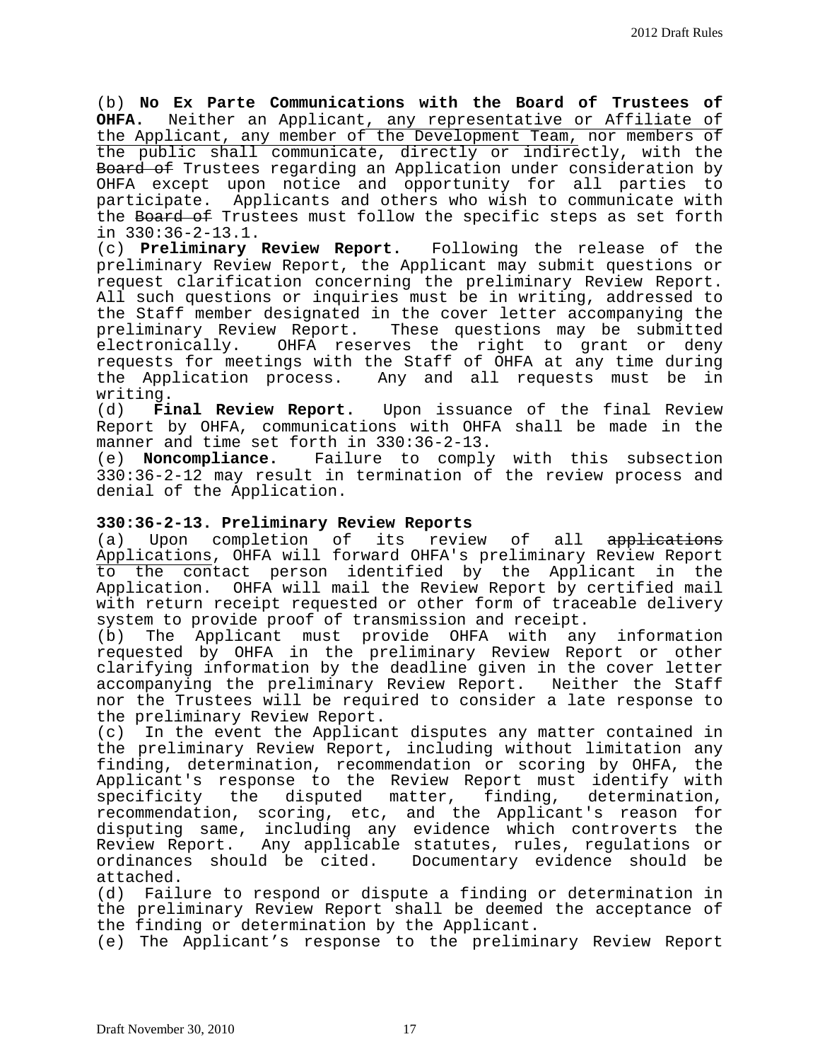(b) **No Ex Parte Communications with the Board of Trustees of OHFA.** Neither an Applicant, any representative or Affiliate of the Applicant, any member of the Development Team, nor members of the public shall communicate, directly or indirectly, with the ~~Board of~~ Trustees regarding an Application under consideration by OHFA except upon notice and opportunity for all parties to participate. Applicants and others who wish to communicate with the ~~Board of~~ Trustees must follow the specific steps as set forth in 330:36-2-13.1.

(c) **Preliminary Review Report.** Following the release of the preliminary Review Report, the Applicant may submit questions or request clarification concerning the preliminary Review Report. All such questions or inquiries must be in writing, addressed to the Staff member designated in the cover letter accompanying the preliminary Review Report. These questions may be submitted electronically. OHFA reserves the right to grant or deny requests for meetings with the Staff of OHFA at any time during the Application process. Any and all requests must be in writing.

(d) **Final Review Report.** Upon issuance of the final Review Report by OHFA, communications with OHFA shall be made in the manner and time set forth in 330:36-2-13.

(e) **Noncompliance.** Failure to comply with this subsection 330:36-2-12 may result in termination of the review process and denial of the Application.

**330:36-2-13. Preliminary Review Reports**

(a) Upon completion of its review of all ~~applications~~ Applications, OHFA will forward OHFA's preliminary Review Report to the contact person identified by the Applicant in the Application. OHFA will mail the Review Report by certified mail with return receipt requested or other form of traceable delivery system to provide proof of transmission and receipt.

(b) The Applicant must provide OHFA with any information requested by OHFA in the preliminary Review Report or other clarifying information by the deadline given in the cover letter accompanying the preliminary Review Report. Neither the Staff nor the Trustees will be required to consider a late response to the preliminary Review Report.

(c) In the event the Applicant disputes any matter contained in the preliminary Review Report, including without limitation any finding, determination, recommendation or scoring by OHFA, the Applicant's response to the Review Report must identify with specificity the disputed matter, finding, determination, recommendation, scoring, etc, and the Applicant's reason for disputing same, including any evidence which controverts the Review Report. Any applicable statutes, rules, regulations or ordinances should be cited. Documentary evidence should be attached.

(d) Failure to respond or dispute a finding or determination in the preliminary Review Report shall be deemed the acceptance of the finding or determination by the Applicant.

(e) The Applicant's response to the preliminary Review Report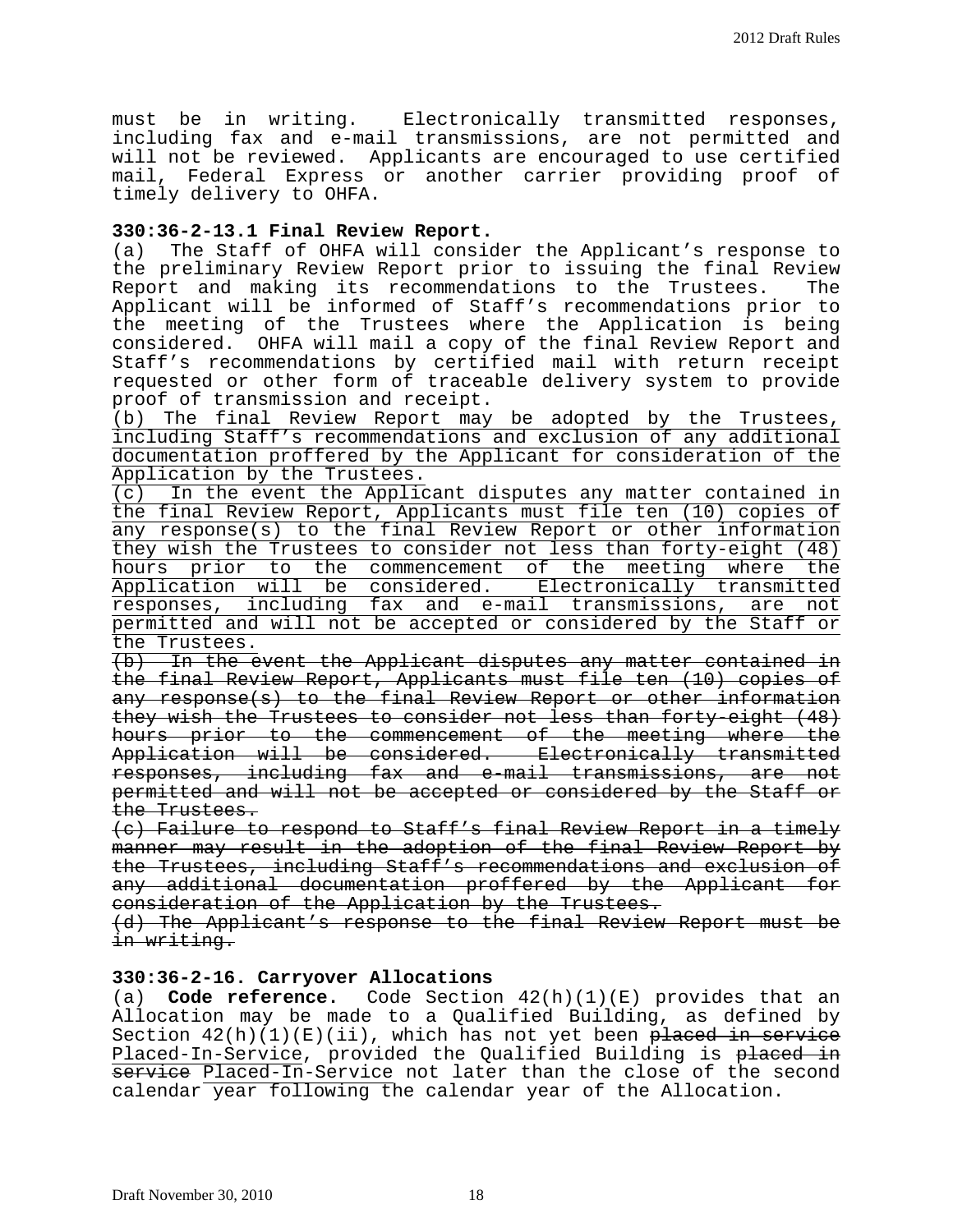must be in writing. Electronically transmitted responses, including fax and e-mail transmissions, are not permitted and will not be reviewed. Applicants are encouraged to use certified mail, Federal Express or another carrier providing proof of timely delivery to OHFA.

**330:36-2-13.1 Final Review Report.**

(a) The Staff of OHFA will consider the Applicant's response to the preliminary Review Report prior to issuing the final Review Report and making its recommendations to the Trustees. The Applicant will be informed of Staff's recommendations prior to the meeting of the Trustees where the Application is being considered. OHFA will mail a copy of the final Review Report and Staff's recommendations by certified mail with return receipt requested or other form of traceable delivery system to provide proof of transmission and receipt.

<u>(b) The final Review Report may be adopted by the Trustees, including Staff's recommendations and exclusion of any additional documentation proffered by the Applicant for consideration of the Application by the Trustees.</u>

<u>(c) In the event the Applicant disputes any matter contained in the final Review Report, Applicants must file ten (10) copies of any response(s) to the final Review Report or other information they wish the Trustees to consider not less than forty-eight (48) hours prior to the commencement of the meeting where the Application will be considered. Electronically transmitted responses, including fax and e-mail transmissions, are not permitted and will not be accepted or considered by the Staff or the Trustees.</u>

~~(b) In the event the Applicant disputes any matter contained in the final Review Report, Applicants must file ten (10) copies of any response(s) to the final Review Report or other information they wish the Trustees to consider not less than forty-eight (48) hours prior to the commencement of the meeting where the Application will be considered. Electronically transmitted responses, including fax and e-mail transmissions, are not permitted and will not be accepted or considered by the Staff or the Trustees.~~

~~(c) Failure to respond to Staff's final Review Report in a timely manner may result in the adoption of the final Review Report by the Trustees, including Staff's recommendations and exclusion of any additional documentation proffered by the Applicant for consideration of the Application by the Trustees.~~

~~(d) The Applicant's response to the final Review Report must be in writing.~~

**330:36-2-16. Carryover Allocations**

(a) **Code reference.** Code Section 42(h)(1)(E) provides that an Allocation may be made to a Qualified Building, as defined by Section 42(h)(1)(E)(ii), which has not yet been ~~placed in service~~ <u>Placed-In-Service</u>, provided the Qualified Building is ~~placed in service~~ <u>Placed-In-Service</u> not later than the close of the second calendar year following the calendar year of the Allocation.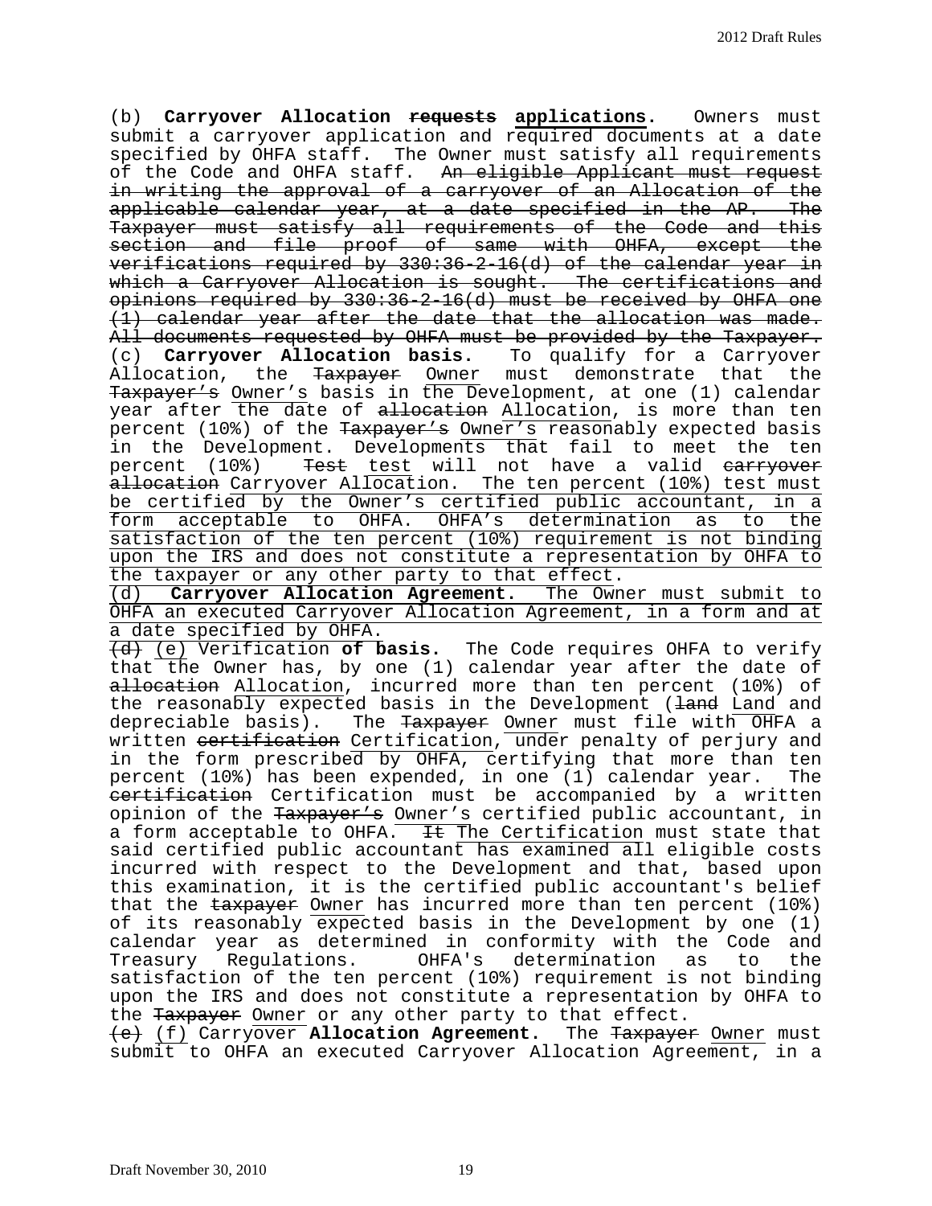(b) **Carryover Allocation ~~requests~~ applications.** Owners must submit a carryover application and required documents at a date specified by OHFA staff. The Owner must satisfy all requirements of the Code and OHFA staff. ~~An eligible Applicant must request in writing the approval of a carryover of an Allocation of the applicable calendar year, at a date specified in the AP. The Taxpayer must satisfy all requirements of the Code and this section and file proof of same with OHFA, except the verifications required by 330:36-2-16(d) of the calendar year in which a Carryover Allocation is sought. The certifications and opinions required by 330:36-2-16(d) must be received by OHFA one (1) calendar year after the date that the allocation was made. All documents requested by OHFA must be provided by the Taxpayer.~~

(c) **Carryover Allocation basis.** To qualify for a Carryover Allocation, the ~~Taxpayer~~ Owner must demonstrate that the ~~Taxpayer's~~ Owner's basis in the Development, at one (1) calendar year after the date of ~~allocation~~ Allocation, is more than ten percent (10%) of the ~~Taxpayer's~~ Owner's reasonably expected basis in the Development. Developments that fail to meet the ten percent (10%) ~~Test~~ test will not have a valid ~~carryover allocation~~ Carryover Allocation. The ten percent (10%) test must be certified by the Owner's certified public accountant, in a form acceptable to OHFA. OHFA's determination as to the satisfaction of the ten percent (10%) requirement is not binding upon the IRS and does not constitute a representation by OHFA to the taxpayer or any other party to that effect.

(d) **Carryover Allocation Agreement.** The Owner must submit to OHFA an executed Carryover Allocation Agreement, in a form and at a date specified by OHFA.

~~(d)~~ (e) Verification **of basis.** The Code requires OHFA to verify that the Owner has, by one (1) calendar year after the date of ~~allocation~~ Allocation, incurred more than ten percent (10%) of the reasonably expected basis in the Development (~~land~~ Land and depreciable basis). The ~~Taxpayer~~ Owner must file with OHFA a written ~~certification~~ Certification, under penalty of perjury and in the form prescribed by OHFA, certifying that more than ten percent (10%) has been expended, in one (1) calendar year. The ~~certification~~ Certification must be accompanied by a written opinion of the ~~Taxpayer's~~ Owner's certified public accountant, in a form acceptable to OHFA. ~~It~~ The Certification must state that said certified public accountant has examined all eligible costs incurred with respect to the Development and that, based upon this examination, it is the certified public accountant's belief that the ~~taxpayer~~ Owner has incurred more than ten percent (10%) of its reasonably expected basis in the Development by one (1) calendar year as determined in conformity with the Code and Treasury Regulations. OHFA's determination as to the satisfaction of the ten percent (10%) requirement is not binding upon the IRS and does not constitute a representation by OHFA to the ~~Taxpayer~~ Owner or any other party to that effect.

~~(e)~~ (f) Carryover **Allocation Agreement.** The ~~Taxpayer~~ Owner must submit to OHFA an executed Carryover Allocation Agreement, in a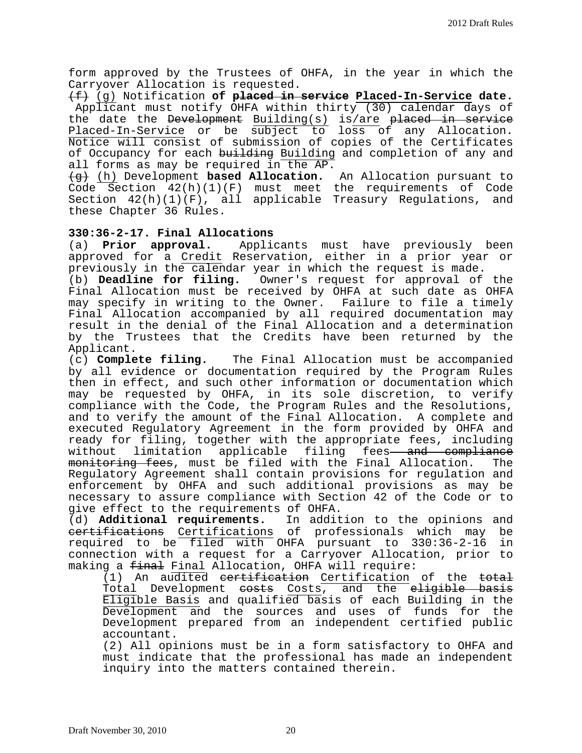form approved by the Trustees of OHFA, in the year in which the Carryover Allocation is requested.

~~(f)~~ (g) Notification **of ~~placed in service~~ Placed-In-Service date.** Applicant must notify OHFA within thirty (30) calendar days of the date the ~~Development~~ Building(s) is/are ~~placed in service~~ Placed-In-Service or be subject to loss of any Allocation. Notice will consist of submission of copies of the Certificates of Occupancy for each ~~building~~ Building and completion of any and all forms as may be required in the AP.

~~(g)~~ (h) Development **based Allocation.** An Allocation pursuant to Code Section 42(h)(1)(F) must meet the requirements of Code Section 42(h)(1)(F), all applicable Treasury Regulations, and these Chapter 36 Rules.

**330:36-2-17. Final Allocations**

(a) **Prior approval.** Applicants must have previously been approved for a Credit Reservation, either in a prior year or previously in the calendar year in which the request is made.

(b) **Deadline for filing.** Owner's request for approval of the Final Allocation must be received by OHFA at such date as OHFA may specify in writing to the Owner. Failure to file a timely Final Allocation accompanied by all required documentation may result in the denial of the Final Allocation and a determination by the Trustees that the Credits have been returned by the Applicant.

(c) **Complete filing.** The Final Allocation must be accompanied by all evidence or documentation required by the Program Rules then in effect, and such other information or documentation which may be requested by OHFA, in its sole discretion, to verify compliance with the Code, the Program Rules and the Resolutions, and to verify the amount of the Final Allocation. A complete and executed Regulatory Agreement in the form provided by OHFA and ready for filing, together with the appropriate fees, including without limitation applicable filing fees ~~and compliance monitoring fees~~, must be filed with the Final Allocation. The Regulatory Agreement shall contain provisions for regulation and enforcement by OHFA and such additional provisions as may be necessary to assure compliance with Section 42 of the Code or to give effect to the requirements of OHFA.

(d) **Additional requirements.** In addition to the opinions and ~~certifications~~ Certifications of professionals which may be required to be filed with OHFA pursuant to 330:36-2-16 in connection with a request for a Carryover Allocation, prior to making a ~~final~~ Final Allocation, OHFA will require:

(1) An audited ~~certification~~ Certification of the ~~total~~ Total Development ~~costs~~ Costs, and the ~~eligible basis~~ Eligible Basis and qualified basis of each Building in the Development and the sources and uses of funds for the Development prepared from an independent certified public accountant.

(2) All opinions must be in a form satisfactory to OHFA and must indicate that the professional has made an independent inquiry into the matters contained therein.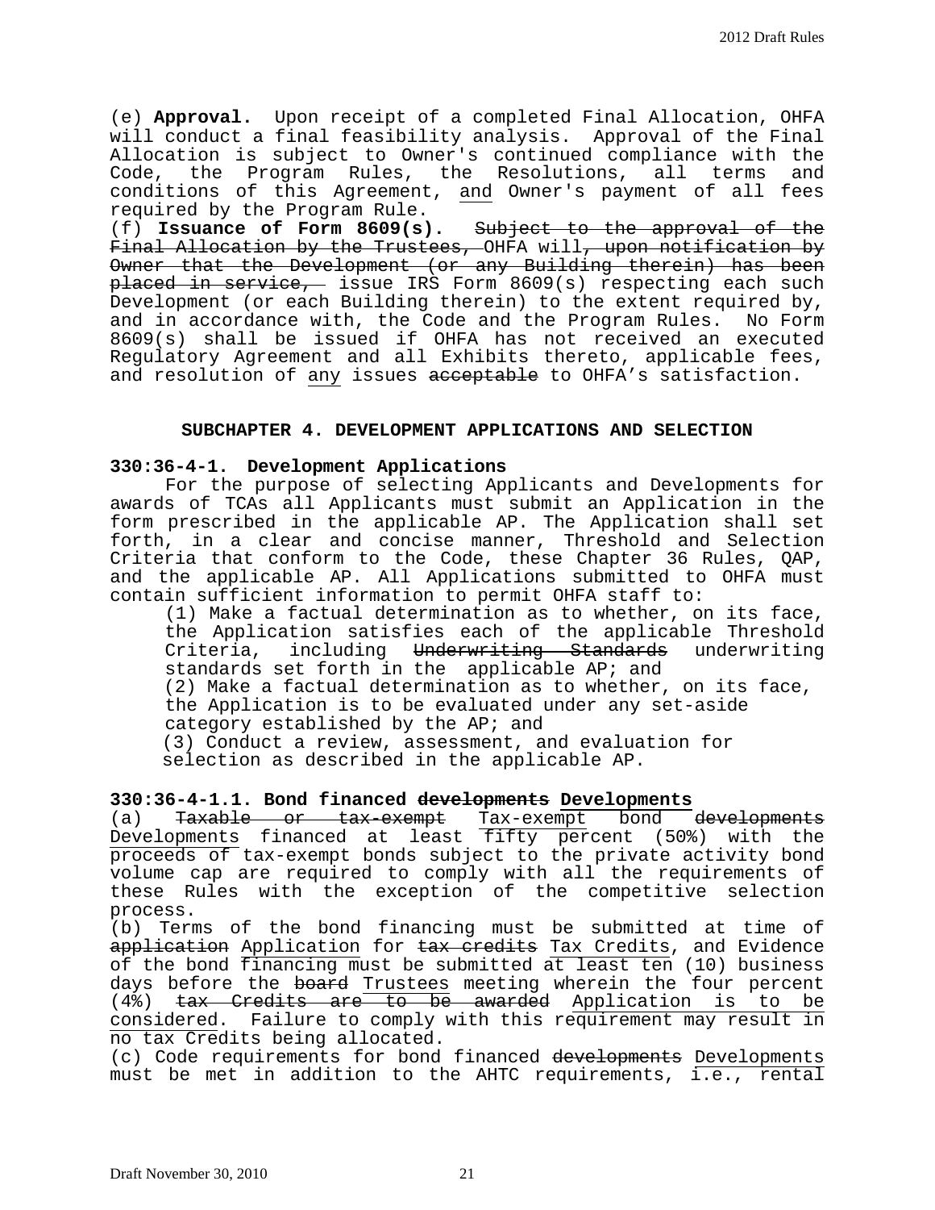(e) **Approval.** Upon receipt of a completed Final Allocation, OHFA will conduct a final feasibility analysis. Approval of the Final Allocation is subject to Owner's continued compliance with the Code, the Program Rules, the Resolutions, all terms and conditions of this Agreement, <u>and</u> Owner's payment of all fees required by the Program Rule.

(f) **Issuance of Form 8609(s).** ~~Subject to the approval of the Final Allocation by the Trustees,~~ OHFA will~~, upon notification by Owner that the Development (or any Building therein) has been placed in service,~~ issue IRS Form 8609(s) respecting each such Development (or each Building therein) to the extent required by, and in accordance with, the Code and the Program Rules. No Form 8609(s) shall be issued if OHFA has not received an executed Regulatory Agreement and all Exhibits thereto, applicable fees, and resolution of <u>any</u> issues ~~acceptable~~ to OHFA's satisfaction.

## SUBCHAPTER 4. DEVELOPMENT APPLICATIONS AND SELECTION

### 330:36-4-1. Development Applications

For the purpose of selecting Applicants and Developments for awards of TCAs all Applicants must submit an Application in the form prescribed in the applicable AP. The Application shall set forth, in a clear and concise manner, Threshold and Selection Criteria that conform to the Code, these Chapter 36 Rules, QAP, and the applicable AP. All Applications submitted to OHFA must contain sufficient information to permit OHFA staff to:

(1) Make a factual determination as to whether, on its face, the Application satisfies each of the applicable Threshold Criteria, including ~~Underwriting Standards~~ underwriting standards set forth in the applicable AP; and

(2) Make a factual determination as to whether, on its face, the Application is to be evaluated under any set-aside category established by the AP; and

(3) Conduct a review, assessment, and evaluation for selection as described in the applicable AP.

### 330:36-4-1.1. Bond financed ~~developments~~ <u>Developments</u>

(a) ~~Taxable or tax-exempt~~ <u>Tax-exempt</u> bond ~~developments~~ <u>Developments</u> financed at least <u>fifty percent (50%) with the proceeds of</u> tax-exempt bonds subject to the private activity bond volume cap are required to comply with all the requirements of these Rules with the exception of the competitive selection process.

(b) Terms of the bond financing must be submitted at time of ~~application~~ <u>Application</u> for ~~tax credits~~ <u>Tax Credits</u>, and Evidence of the bond <u>financing</u> must be submitted <u>at least ten (10) business days</u> before the ~~board~~ <u>Trustees</u> meeting wherein the four percent (4%) ~~tax Credits are to be awarded~~ <u>Application is to be considered</u>. <u>Failure to comply with this requirement may result in no tax Credits being allocated.</u>

(c) Code requirements for bond financed ~~developments~~ <u>Developments</u> must be met in addition to the AHTC requirements, <u>i.e.</u>, rental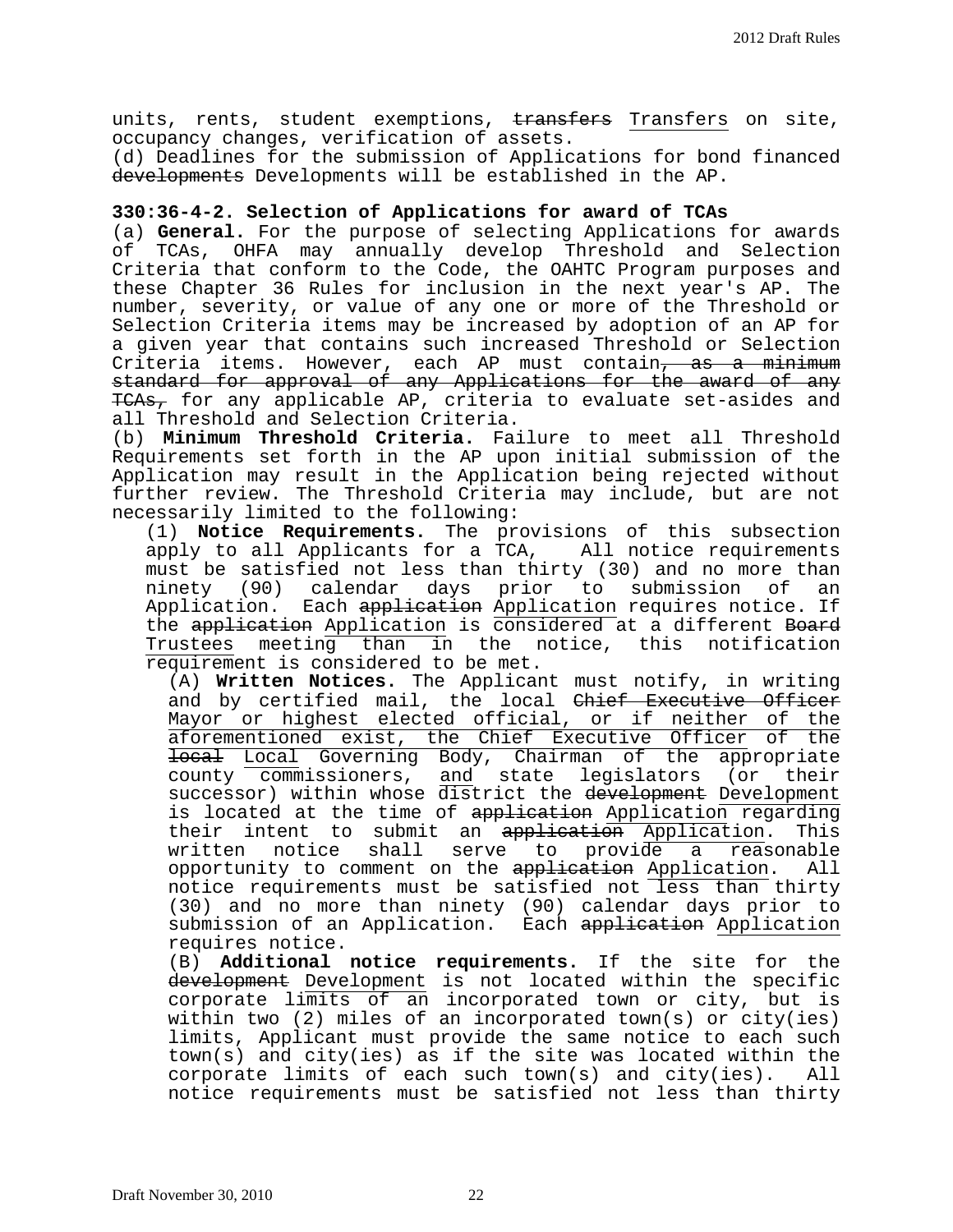units, rents, student exemptions, ~~transfers~~ <u>Transfers</u> on site, occupancy changes, verification of assets.

(d) Deadlines for the submission of Applications for bond financed ~~developments~~ Developments will be established in the AP.

**330:36-4-2. Selection of Applications for award of TCAs**

(a) **General.** For the purpose of selecting Applications for awards of TCAs, OHFA may annually develop Threshold and Selection Criteria that conform to the Code, the OAHTC Program purposes and these Chapter 36 Rules for inclusion in the next year's AP. The number, severity, or value of any one or more of the Threshold or Selection Criteria items may be increased by adoption of an AP for a given year that contains such increased Threshold or Selection Criteria items. However, each AP must contain~~, as a minimum standard for approval of any Applications for the award of any TCAs,~~ for any applicable AP, criteria to evaluate set-asides and all Threshold and Selection Criteria.

(b) **Minimum Threshold Criteria.** Failure to meet all Threshold Requirements set forth in the AP upon initial submission of the Application may result in the Application being rejected without further review. The Threshold Criteria may include, but are not necessarily limited to the following:

(1) **Notice Requirements.** The provisions of this subsection apply to all Applicants for a TCA, All notice requirements must be satisfied not less than thirty (30) and no more than ninety (90) calendar days prior to submission of an Application. Each ~~application~~ <u>Application</u> requires notice. If the ~~application~~ <u>Application</u> is <u>considered</u> at a different ~~Board~~ <u>Trustees</u> meeting <u>than in</u> the notice, this notification <u>requirement</u> is considered to be met.

(A) **Written Notices.** The Applicant must notify, in writing and by certified mail, the local ~~Chief Executive Officer~~ <u>Mayor or highest elected official, or if neither of the aforementioned exist, the Chief Executive Officer of the</u> ~~local~~ <u>Local</u> Governing Body, Chairman of the appropriate county commissioners, <u>and</u> state legislators (or their successor) within whose district the ~~development~~ <u>Development</u> is located at the time of ~~application~~ <u>Application</u> regarding their intent to submit an ~~application~~ <u>Application</u>. This written notice shall serve to provide a reasonable opportunity to comment on the ~~application~~ <u>Application</u>. All notice requirements must be satisfied not <u>less than</u> thirty (30) and no more than ninety (90) calendar days prior to submission of an Application. Each ~~application~~ <u>Application</u> requires notice.

(B) **Additional notice requirements.** If the site for the ~~development~~ <u>Development</u> is not located within the specific corporate limits of an incorporated town or city, but is within two (2) miles of an incorporated town(s) or city(ies) limits, Applicant must provide the same notice to each such town(s) and city(ies) as if the site was located within the corporate limits of each such town(s) and city(ies). All notice requirements must be satisfied not less than thirty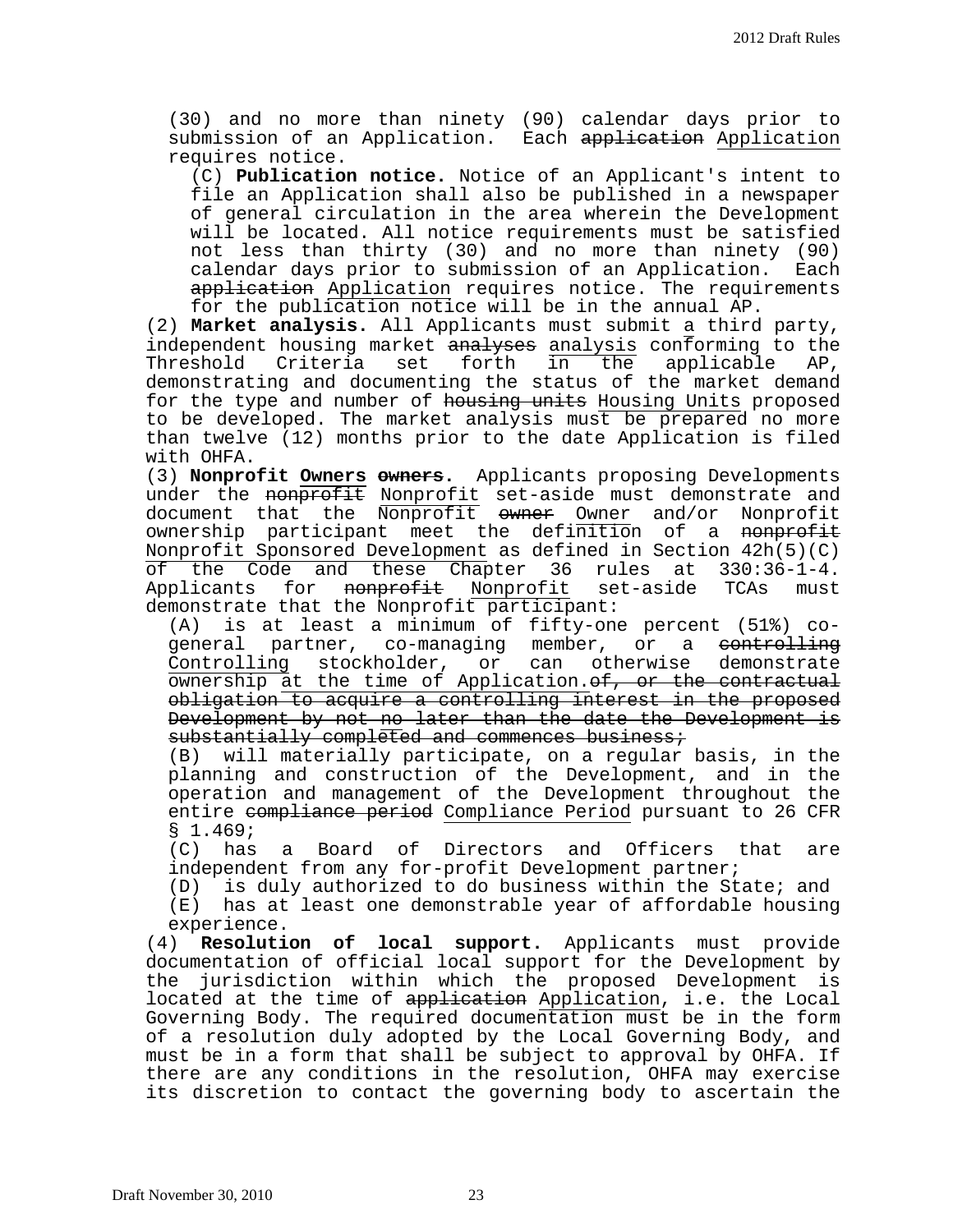(30) and no more than ninety (90) calendar days prior to submission of an Application. Each ~~application~~ <u>Application</u> requires notice.

(C) **Publication notice.** Notice of an Applicant's intent to file an Application shall also be published in a newspaper of general circulation in the area wherein the Development will be located. All notice requirements must be satisfied not less than thirty (30) and no more than ninety (90) calendar days prior to submission of an Application. Each ~~application~~ <u>Application</u> requires notice. The requirements for the publication notice will be in the annual AP.

(2) **Market analysis.** All Applicants must submit <u>a</u> third party, independent housing market ~~analyses~~ <u>analysis</u> conforming to the Threshold Criteria set forth <u>in the</u> applicable AP, demonstrating and documenting the status of the market demand for the type and number of ~~housing units~~ <u>Housing Units</u> proposed to be developed. The market analysis must be prepared no more than twelve (12) months prior to the date Application is filed with OHFA.

(3) **Nonprofit <u>Owners</u> ~~owners~~.** Applicants proposing Developments under the ~~nonprofit~~ <u>Nonprofit</u> set-aside must demonstrate and document that the Nonprofit ~~owner~~ <u>Owner</u> and/or Nonprofit ownership participant meet the definition of a ~~nonprofit~~ <u>Nonprofit Sponsored Development</u> as defined in Section 42h(5)(C) <u>of the Code and these Chapter 36 rules at 330:36-1-4.</u> Applicants for ~~nonprofit~~ <u>Nonprofit</u> set-aside TCAs must demonstrate that the Nonprofit participant:

(A) is at least a minimum of fifty-one percent (51%) co-general partner, co-managing member, or a ~~controlling~~ <u>Controlling</u> stockholder, or can otherwise demonstrate <u>ownership at the time of Application.</u>~~of, or the contractual obligation to acquire a controlling interest in the proposed Development by not no later than the date the Development is substantially completed and commences business;~~

(B) will materially participate, on a regular basis, in the planning and construction of the Development, and in the operation and management of the Development throughout the entire ~~compliance period~~ <u>Compliance Period</u> pursuant to 26 CFR § 1.469;

(C) has a Board of Directors and Officers that are independent from any for-profit Development partner;

(D) is duly authorized to do business within the State; and

(E) has at least one demonstrable year of affordable housing experience.

(4) **Resolution of local support.** Applicants must provide documentation of official local support for the Development by the jurisdiction within which the proposed Development is located at the time of ~~application~~ <u>Application</u>, i.e. the Local Governing Body. The required documentation must be in the form of a resolution duly adopted by the Local Governing Body, and must be in a form that shall be subject to approval by OHFA. If there are any conditions in the resolution, OHFA may exercise its discretion to contact the governing body to ascertain the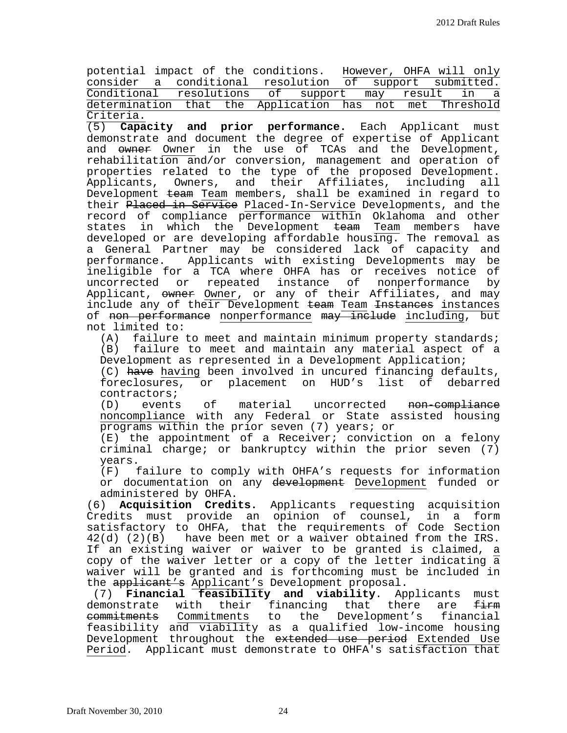potential impact of the conditions. However, OHFA will only consider a conditional resolution of support submitted. Conditional resolutions of support may result in a determination that the Application has not met Threshold Criteria.

(5) **Capacity and prior performance.** Each Applicant must demonstrate and document the degree of expertise of Applicant and ~~owner~~ Owner in the use of TCAs and the Development, rehabilitation and/or conversion, management and operation of properties related to the type of the proposed Development. Applicants, Owners, and their Affiliates, including all Development ~~team~~ Team members, shall be examined in regard to their ~~Placed in Service~~ Placed-In-Service Developments, and the record of compliance performance within Oklahoma and other states in which the Development ~~team~~ Team members have developed or are developing affordable housing. The removal as a General Partner may be considered lack of capacity and performance. Applicants with existing Developments may be ineligible for a TCA where OHFA has or receives notice of uncorrected or repeated instance of nonperformance by Applicant, ~~owner~~ Owner, or any of their Affiliates, and may include any of their Development ~~team~~ Team ~~Instances~~ instances of ~~non performance~~ nonperformance ~~may include~~ including, but not limited to:

(A) failure to meet and maintain minimum property standards;
(B) failure to meet and maintain any material aspect of a Development as represented in a Development Application;
(C) ~~have~~ having been involved in uncured financing defaults, foreclosures, or placement on HUD's list of debarred contractors;
(D) events of material uncorrected ~~non-compliance~~ noncompliance with any Federal or State assisted housing programs within the prior seven (7) years; or
(E) the appointment of a Receiver; conviction on a felony criminal charge; or bankruptcy within the prior seven (7) years.
(F) failure to comply with OHFA's requests for information or documentation on any ~~development~~ Development funded or administered by OHFA.

(6) **Acquisition Credits.** Applicants requesting acquisition Credits must provide an opinion of counsel, in a form satisfactory to OHFA, that the requirements of Code Section 42(d) (2)(B) have been met or a waiver obtained from the IRS. If an existing waiver or waiver to be granted is claimed, a copy of the waiver letter or a copy of the letter indicating a waiver will be granted and is forthcoming must be included in the ~~applicant's~~ Applicant's Development proposal.

(7) **Financial feasibility and viability**. Applicants must demonstrate with their financing that there are ~~firm commitments~~ Commitments to the Development's financial feasibility and viability as a qualified low-income housing Development throughout the ~~extended use period~~ Extended Use Period. Applicant must demonstrate to OHFA's satisfaction that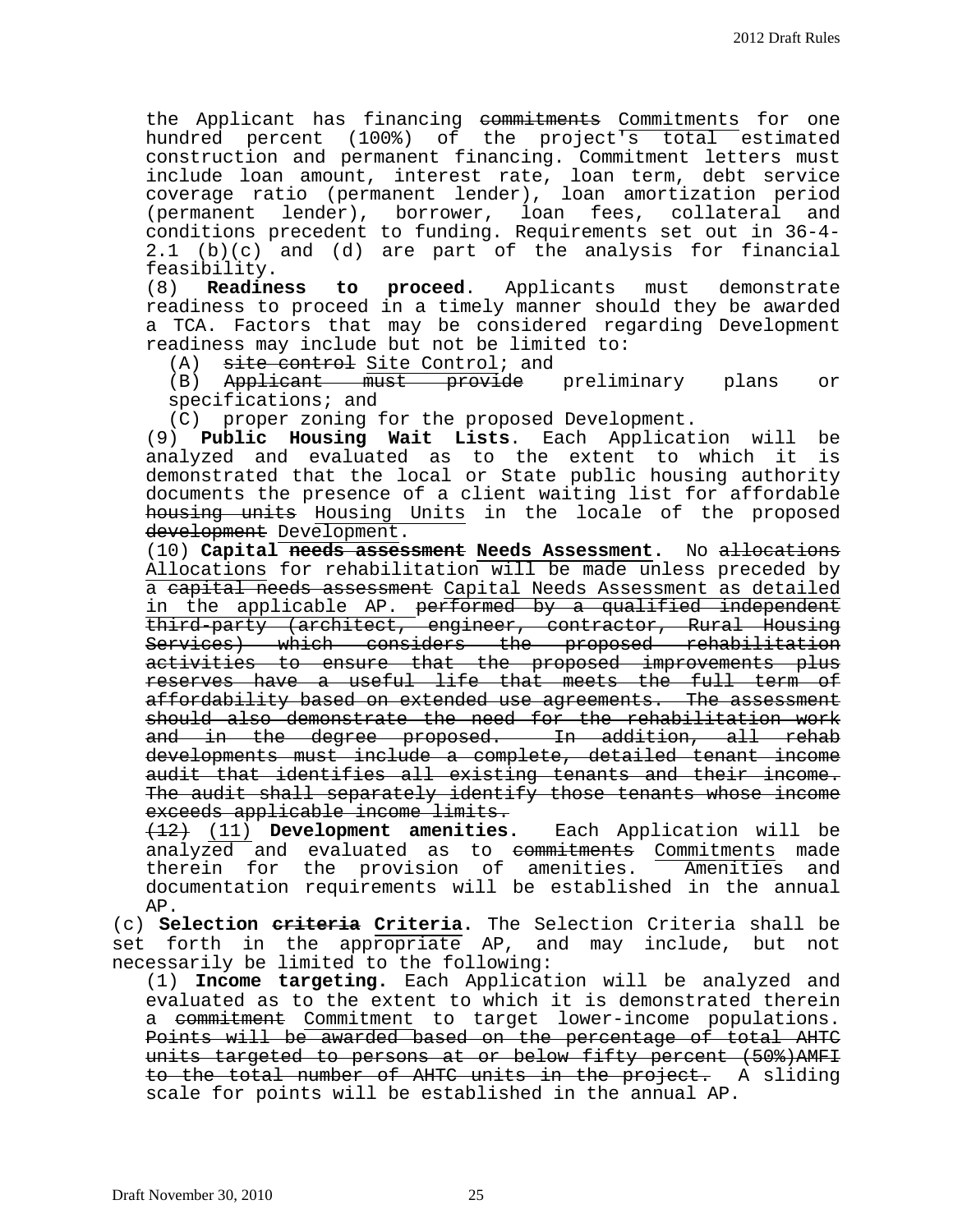the Applicant has financing ~~commitments~~ Commitments for one hundred percent (100%) of the project's total estimated construction and permanent financing. Commitment letters must include loan amount, interest rate, loan term, debt service coverage ratio (permanent lender), loan amortization period (permanent lender), borrower, loan fees, collateral and conditions precedent to funding. Requirements set out in 36-4-2.1 (b)(c) and (d) are part of the analysis for financial feasibility.

(8) **Readiness to proceed**. Applicants must demonstrate readiness to proceed in a timely manner should they be awarded a TCA. Factors that may be considered regarding Development readiness may include but not be limited to:

(A) ~~site control~~ Site Control; and

(B) ~~Applicant must provide~~ preliminary plans or specifications; and

(C) proper zoning for the proposed Development.

(9) **Public Housing Wait Lists**. Each Application will be analyzed and evaluated as to the extent to which it is demonstrated that the local or State public housing authority documents the presence of a client waiting list for affordable ~~housing units~~ Housing Units in the locale of the proposed ~~development~~ Development.

(10) **Capital ~~needs assessment~~ Needs Assessment.** No ~~allocations~~ Allocations for rehabilitation will be made unless preceded by a ~~capital needs assessment~~ Capital Needs Assessment as detailed in the applicable AP. ~~performed by a qualified independent third-party (architect, engineer, contractor, Rural Housing Services) which considers the proposed rehabilitation activities to ensure that the proposed improvements plus reserves have a useful life that meets the full term of affordability based on extended use agreements. The assessment should also demonstrate the need for the rehabilitation work and in the degree proposed. In addition, all rehab developments must include a complete, detailed tenant income audit that identifies all existing tenants and their income. The audit shall separately identify those tenants whose income exceeds applicable income limits.~~

~~(12)~~ (11) **Development amenities.** Each Application will be analyzed and evaluated as to ~~commitments~~ Commitments made therein for the provision of amenities. Amenities and documentation requirements will be established in the annual AP.

(c) **Selection ~~criteria~~ Criteria**. The Selection Criteria shall be set forth in the appropriate AP, and may include, but not necessarily be limited to the following:

(1) **Income targeting.** Each Application will be analyzed and evaluated as to the extent to which it is demonstrated therein a ~~commitment~~ Commitment to target lower-income populations. ~~Points will be awarded based on the percentage of total AHTC units targeted to persons at or below fifty percent (50%)AMFI to the total number of AHTC units in the project.~~ A sliding scale for points will be established in the annual AP.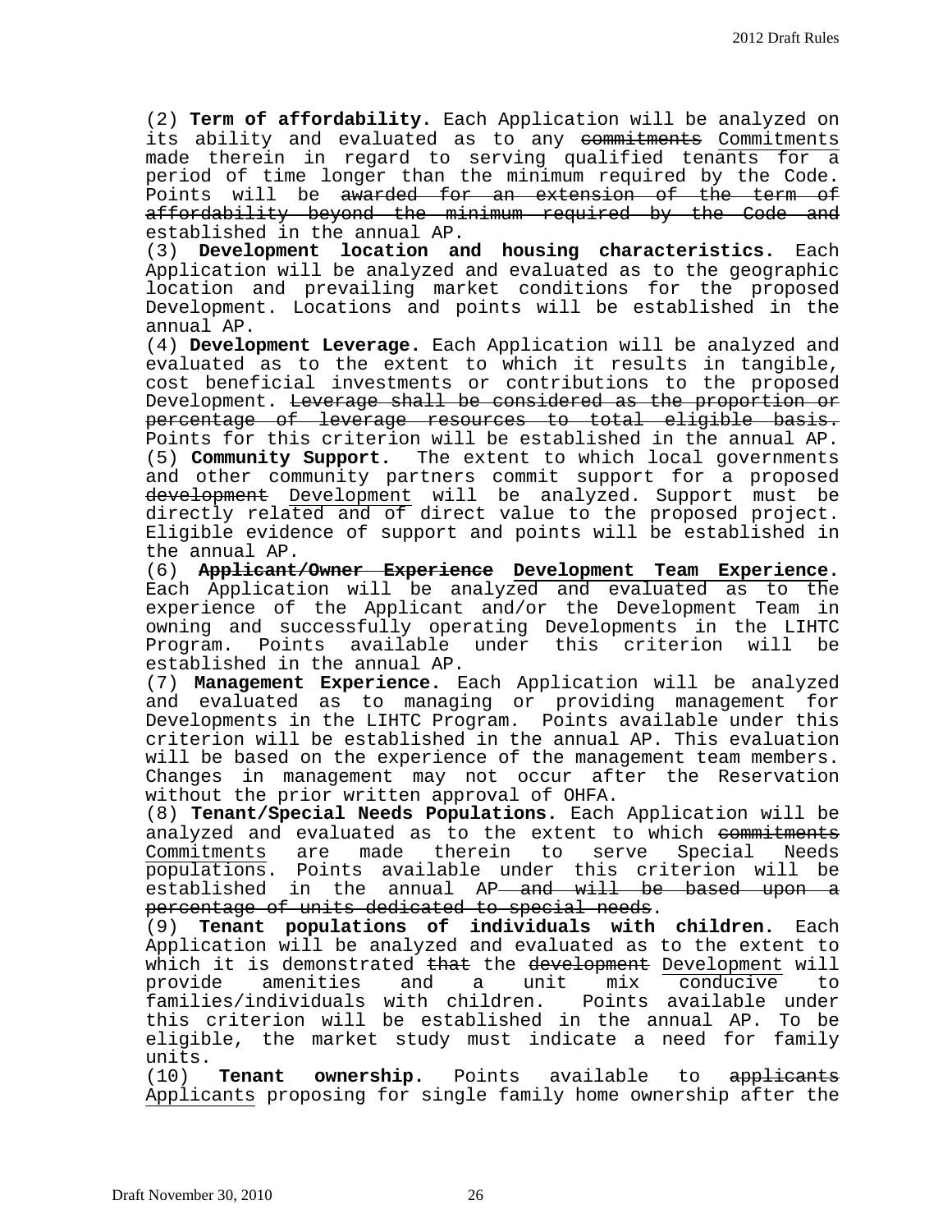(2) **Term of affordability.** Each Application will be analyzed on its ability and evaluated as to any ~~commitments~~ Commitments made therein in regard to serving qualified tenants for a period of time longer than the minimum required by the Code. Points will be ~~awarded for an extension of the term of affordability beyond the minimum required by the Code and~~ established in the annual AP.

(3) **Development location and housing characteristics.** Each Application will be analyzed and evaluated as to the geographic location and prevailing market conditions for the proposed Development. Locations and points will be established in the annual AP.

(4) **Development Leverage.** Each Application will be analyzed and evaluated as to the extent to which it results in tangible, cost beneficial investments or contributions to the proposed Development. ~~Leverage shall be considered as the proportion or percentage of leverage resources to total eligible basis.~~ Points for this criterion will be established in the annual AP.

(5) **Community Support.** The extent to which local governments and other community partners commit support for a proposed ~~development~~ Development will be analyzed. Support must be directly related and of direct value to the proposed project. Eligible evidence of support and points will be established in the annual AP.

(6) ~~**Applicant/Owner Experience**~~ **Development Team Experience**. Each Application will be analyzed and evaluated as to the experience of the Applicant and/or the Development Team in owning and successfully operating Developments in the LIHTC Program. Points available under this criterion will be established in the annual AP.

(7) **Management Experience.** Each Application will be analyzed and evaluated as to managing or providing management for Developments in the LIHTC Program. Points available under this criterion will be established in the annual AP. This evaluation will be based on the experience of the management team members. Changes in management may not occur after the Reservation without the prior written approval of OHFA.

(8) **Tenant/Special Needs Populations.** Each Application will be analyzed and evaluated as to the extent to which ~~commitments~~ Commitments are made therein to serve Special Needs populations. Points available under this criterion will be established in the annual AP ~~and will be based upon a percentage of units dedicated to special needs~~.

(9) **Tenant populations of individuals with children.** Each Application will be analyzed and evaluated as to the extent to which it is demonstrated ~~that~~ the ~~development~~ Development will provide amenities and a unit mix conducive to families/individuals with children. Points available under this criterion will be established in the annual AP. To be eligible, the market study must indicate a need for family units.

(10) **Tenant ownership.** Points available to ~~applicants~~ Applicants proposing for single family home ownership after the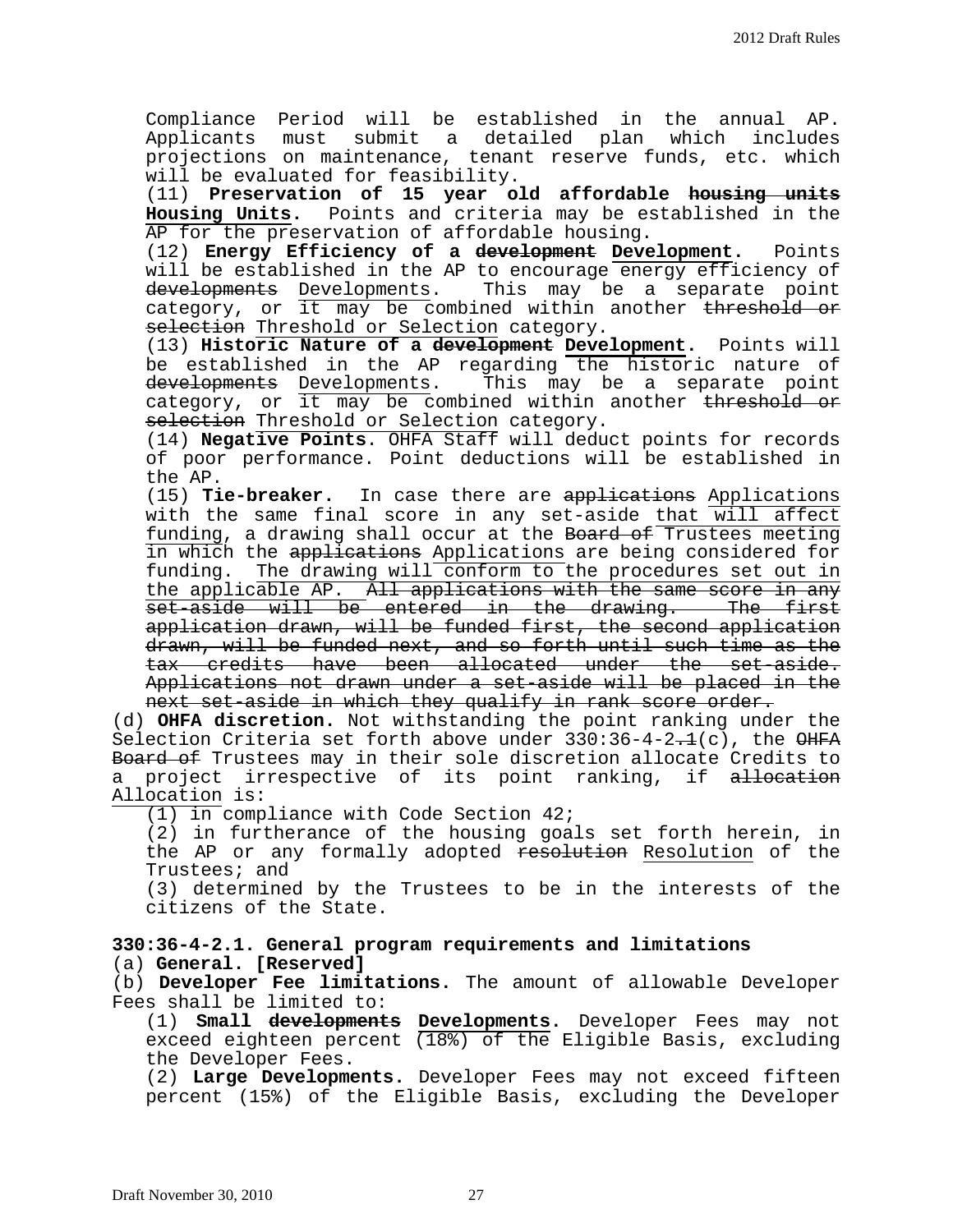Compliance Period will be established in the annual AP. Applicants must submit a detailed plan which includes projections on maintenance, tenant reserve funds, etc. which will be evaluated for feasibility.

(11) **Preservation of 15 year old affordable ~~housing units~~ Housing Units.** Points and criteria may be established in the AP for the preservation of affordable housing.

(12) **Energy Efficiency of a ~~development~~ Development.** Points will be established in the AP to encourage energy efficiency of ~~developments~~ Developments. This may be a separate point category, or it may be combined within another ~~threshold or selection~~ Threshold or Selection category.

(13) **Historic Nature of a ~~development~~ Development.** Points will be established in the AP regarding the historic nature of ~~developments~~ Developments. This may be a separate point category, or it may be combined within another ~~threshold or selection~~ Threshold or Selection category.

(14) **Negative Points**. OHFA Staff will deduct points for records of poor performance. Point deductions will be established in the AP.

(15) **Tie-breaker.** In case there are ~~applications~~ Applications with the same final score in any set-aside that will affect funding, a drawing shall occur at the ~~Board of~~ Trustees meeting in which the ~~applications~~ Applications are being considered for funding. The drawing will conform to the procedures set out in the applicable AP. ~~All applications with the same score in any set-aside will be entered in the drawing. The first application drawn, will be funded first, the second application drawn, will be funded next, and so forth until such time as the tax credits have been allocated under the set-aside. Applications not drawn under a set-aside will be placed in the next set-aside in which they qualify in rank score order.~~

(d) **OHFA discretion.** Not withstanding the point ranking under the Selection Criteria set forth above under 330:36-4-2~~.1~~(c), the ~~OHFA Board of~~ Trustees may in their sole discretion allocate Credits to a project irrespective of its point ranking, if ~~allocation~~ Allocation is:

(1) in compliance with Code Section 42;

(2) in furtherance of the housing goals set forth herein, in the AP or any formally adopted ~~resolution~~ Resolution of the Trustees; and

(3) determined by the Trustees to be in the interests of the citizens of the State.

**330:36-4-2.1. General program requirements and limitations**

(a) **General. [Reserved]**

(b) **Developer Fee limitations.** The amount of allowable Developer Fees shall be limited to:

(1) **Small ~~developments~~ Developments.** Developer Fees may not exceed eighteen percent (18%) of the Eligible Basis, excluding the Developer Fees.

(2) **Large Developments.** Developer Fees may not exceed fifteen percent (15%) of the Eligible Basis, excluding the Developer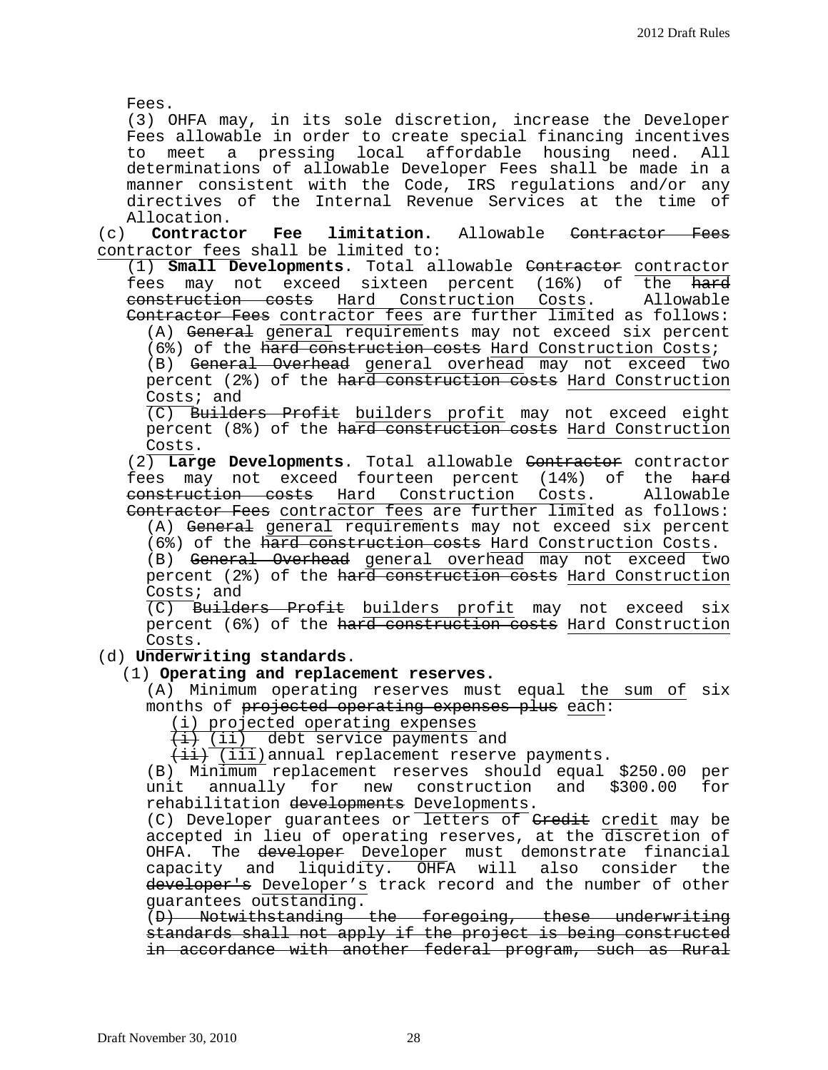Fees.

(3) OHFA may, in its sole discretion, increase the Developer Fees allowable in order to create special financing incentives to meet a pressing local affordable housing need. All determinations of allowable Developer Fees shall be made in a manner consistent with the Code, IRS regulations and/or any directives of the Internal Revenue Services at the time of Allocation.

(c) **Contractor Fee limitation**. Allowable ~~Contractor Fees~~ contractor fees shall be limited to:

(1) **Small Developments**. Total allowable ~~Contractor~~ contractor fees may not exceed sixteen percent (16%) of the ~~hard construction costs~~ Hard Construction Costs. Allowable ~~Contractor Fees~~ contractor fees are further limited as follows:

(A) ~~General~~ general requirements may not exceed six percent (6%) of the ~~hard construction costs~~ Hard Construction Costs;

(B) ~~General Overhead~~ general overhead may not exceed two percent (2%) of the ~~hard construction costs~~ Hard Construction Costs; and

(C) ~~Builders Profit~~ builders profit may not exceed eight percent (8%) of the ~~hard construction costs~~ Hard Construction Costs.

(2) **Large Developments**. Total allowable ~~Contractor~~ contractor fees may not exceed fourteen percent (14%) of the ~~hard construction costs~~ Hard Construction Costs. Allowable ~~Contractor Fees~~ contractor fees are further limited as follows:

(A) ~~General~~ general requirements may not exceed six percent (6%) of the ~~hard construction costs~~ Hard Construction Costs.

(B) ~~General Overhead~~ general overhead may not exceed two percent (2%) of the ~~hard construction costs~~ Hard Construction Costs; and

(C) ~~Builders Profit~~ builders profit may not exceed six percent (6%) of the ~~hard construction costs~~ Hard Construction Costs.

(d) **Underwriting standards**.

(1) **Operating and replacement reserves.**

(A) Minimum operating reserves must equal the sum of six months of ~~projected operating expenses plus~~ each:

(i) projected operating expenses

~~(i)~~ (ii) debt service payments and

~~(ii)~~ (iii) annual replacement reserve payments.

(B) Minimum replacement reserves should equal $250.00 per unit annually for new construction and $300.00 for rehabilitation ~~developments~~ Developments.

(C) Developer guarantees or letters of ~~Credit~~ credit may be accepted in lieu of operating reserves, at the discretion of OHFA. The ~~developer~~ Developer must demonstrate financial capacity and liquidity. OHFA will also consider the ~~developer's~~ Developer's track record and the number of other guarantees outstanding.

~~(D) Notwithstanding the foregoing, these underwriting standards shall not apply if the project is being constructed in accordance with another federal program, such as Rural~~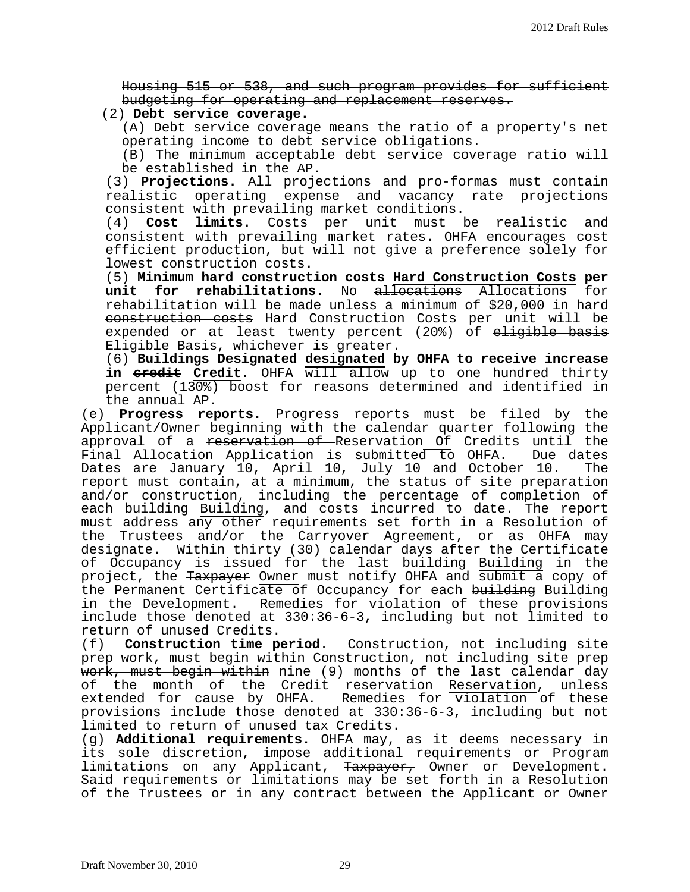~~Housing 515 or 538, and such program provides for sufficient budgeting for operating and replacement reserves.~~

(2) **Debt service coverage.**

(A) Debt service coverage means the ratio of a property's net operating income to debt service obligations.

(B) The minimum acceptable debt service coverage ratio will be established in the AP.

(3) **Projections.** All projections and pro-formas must contain realistic operating expense and vacancy rate projections consistent with prevailing market conditions.

(4) **Cost limits.** Costs per unit must be realistic and consistent with prevailing market rates. OHFA encourages cost efficient production, but will not give a preference solely for lowest construction costs.

(5) **Minimum ~~hard construction costs~~ <u>Hard Construction Costs</u> per unit for rehabilitations.** No ~~allocations~~ <u>Allocations</u> for rehabilitation will be made unless a minimum of $20,000 in ~~hard construction costs~~ <u>Hard Construction Costs</u> per unit will be expended or at least twenty percent (20%) of ~~eligible basis~~ <u>Eligible Basis</u>, whichever is greater.

(6) **Buildings ~~Designated~~ <u>designated</u> by OHFA to receive increase in ~~credit~~ <u>Credit</u>.** OHFA will allow up to one hundred thirty percent (130%) boost for reasons determined and identified in the annual AP.

(e) **Progress reports.** Progress reports must be filed by the ~~Applicant/~~Owner beginning with the calendar quarter following the approval of a ~~reservation of~~ <u>Reservation Of</u> Credits until the Final Allocation Application is submitted to OHFA. Due ~~dates~~ <u>Dates</u> are January 10, April 10, July 10 and October 10. The report must contain, at a minimum, the status of site preparation and/or construction, including the percentage of completion of each ~~building~~ <u>Building</u>, and costs incurred to date. The report must address any other requirements set forth in a Resolution of the Trustees and/or the Carryover Agreement<u>, or as OHFA may designate</u>. Within thirty (30) calendar days after the Certificate of Occupancy is issued for the last ~~building~~ <u>Building</u> in the project, the ~~Taxpayer~~ <u>Owner</u> must notify OHFA and <u>submit a</u> copy of the Permanent Certificate of Occupancy for each ~~building~~ <u>Building</u> in the Development. Remedies for violation of these provisions include those denoted at 330:36-6-3, including but not limited to return of unused Credits.

(f) **Construction time period**. Construction, not including site prep work, must begin within ~~Construction, not including site prep work, must begin within~~ nine (9) months of the last calendar day of the month of the Credit ~~reservation~~ <u>Reservation</u>, unless extended for cause by OHFA. Remedies for violation of these provisions include those denoted at 330:36-6-3, including but not limited to return of unused tax Credits.

(g) **Additional requirements.** OHFA may, as it deems necessary in its sole discretion, impose additional requirements or Program limitations on any Applicant, ~~Taxpayer,~~ Owner or Development. Said requirements or limitations may be set forth in a Resolution of the Trustees or in any contract between the Applicant or Owner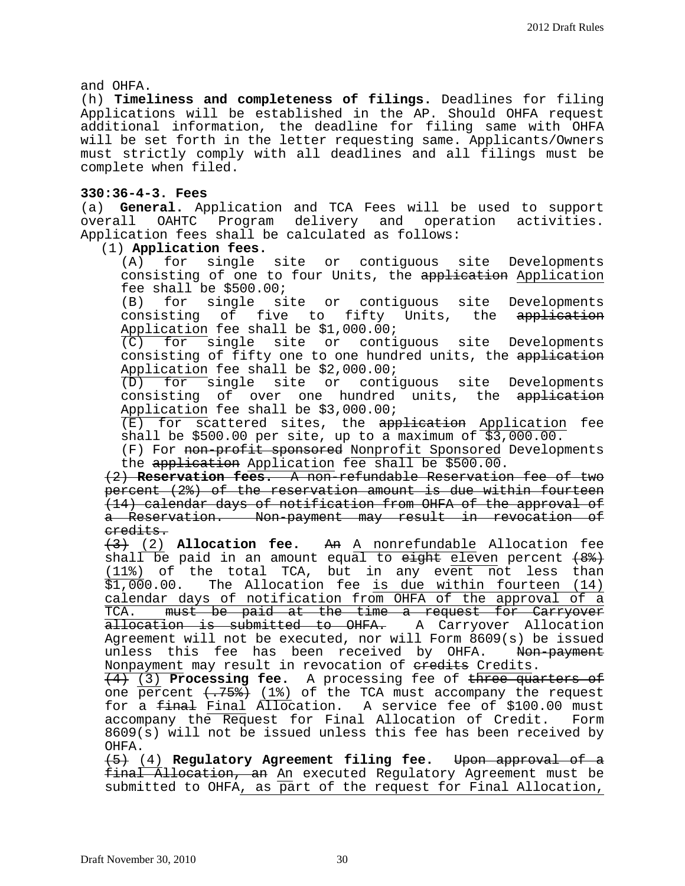and OHFA.

(h) **Timeliness and completeness of filings.** Deadlines for filing Applications will be established in the AP. Should OHFA request additional information, the deadline for filing same with OHFA will be set forth in the letter requesting same. Applicants/Owners must strictly comply with all deadlines and all filings must be complete when filed.

**330:36-4-3. Fees**

(a) **General.** Application and TCA Fees will be used to support overall OAHTC Program delivery and operation activities. Application fees shall be calculated as follows:

(1) **Application fees.**

(A) for single site or contiguous site Developments consisting of one to four Units, the ~~application~~ Application fee shall be $500.00;

(B) for single site or contiguous site Developments consisting of five to fifty Units, the ~~application~~ Application fee shall be $1,000.00;

(C) for single site or contiguous site Developments consisting of fifty one to one hundred units, the ~~application~~ Application fee shall be $2,000.00;

(D) for single site or contiguous site Developments consisting of over one hundred units, the ~~application~~ Application fee shall be $3,000.00;

(E) for scattered sites, the ~~application~~ Application fee shall be $500.00 per site, up to a maximum of $3,000.00.

(F) For ~~non-profit sponsored~~ Nonprofit Sponsored Developments the ~~application~~ Application fee shall be $500.00.

~~(2) **Reservation fees.** A non-refundable Reservation fee of two percent (2%) of the reservation amount is due within fourteen (14) calendar days of notification from OHFA of the approval of a Reservation. Non-payment may result in revocation of credits.~~

~~(3)~~ (2) **Allocation fee.** ~~An~~ A nonrefundable Allocation fee shall be paid in an amount equal to ~~eight~~ eleven percent ~~(8%)~~ (11%) of the total TCA, but in any event not less than $1,000.00. The Allocation fee is due within fourteen (14) calendar days of notification from OHFA of the approval of a TCA. ~~must be paid at the time a request for Carryover allocation is submitted to OHFA.~~ A Carryover Allocation Agreement will not be executed, nor will Form 8609(s) be issued unless this fee has been received by OHFA. ~~Non-payment~~ Nonpayment may result in revocation of ~~credits~~ Credits.

~~(4)~~ (3) **Processing fee.** A processing fee of ~~three quarters of~~ one percent ~~(.75%)~~ (1%) of the TCA must accompany the request for a ~~final~~ Final Allocation. A service fee of $100.00 must accompany the Request for Final Allocation of Credit. Form 8609(s) will not be issued unless this fee has been received by OHFA.

~~(5)~~ (4) **Regulatory Agreement filing fee.** ~~Upon approval of a final Allocation, an~~ An executed Regulatory Agreement must be submitted to OHFA, as part of the request for Final Allocation,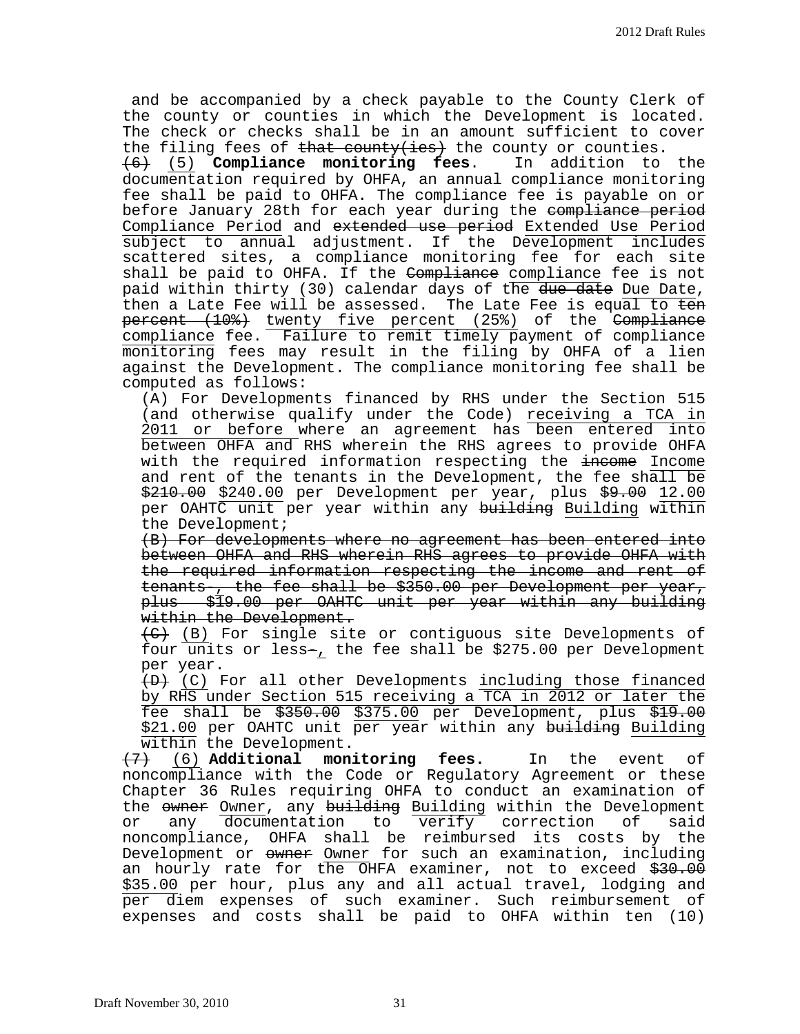and be accompanied by a check payable to the County Clerk of the county or counties in which the Development is located. The check or checks shall be in an amount sufficient to cover the filing fees of ~~that county(ies)~~ the county or counties.

~~(6)~~ (5) **Compliance monitoring fees**. In addition to the documentation required by OHFA, an annual compliance monitoring fee shall be paid to OHFA. The compliance fee is payable on or before January 28th for each year during the ~~compliance period~~ Compliance Period and ~~extended use period~~ Extended Use Period subject to annual adjustment. If the Development includes scattered sites, a compliance monitoring fee for each site shall be paid to OHFA. If the ~~Compliance~~ compliance fee is not paid within thirty (30) calendar days of the ~~due date~~ Due Date, then a Late Fee will be assessed. The Late Fee is equal to ~~ten percent (10%)~~ twenty five percent (25%) of the ~~Compliance~~ compliance fee. Failure to remit timely payment of compliance monitoring fees may result in the filing by OHFA of a lien against the Development. The compliance monitoring fee shall be computed as follows:

(A) For Developments financed by RHS under the Section 515 (and otherwise qualify under the Code) receiving a TCA in 2011 or before where an agreement has been entered into between OHFA and RHS wherein the RHS agrees to provide OHFA with the required information respecting the ~~income~~ Income and rent of the tenants in the Development, the fee shall be ~~$210.00~~ $240.00 per Development per year, plus ~~$9.00~~ 12.00 per OAHTC unit per year within any ~~building~~ Building within the Development;

~~(B) For developments where no agreement has been entered into between OHFA and RHS wherein RHS agrees to provide OHFA with the required information respecting the income and rent of tenants., the fee shall be $350.00 per Development per year, plus $19.00 per OAHTC unit per year within any building within the Development.~~

~~(C)~~ (B) For single site or contiguous site Developments of four units or less~~.~~, the fee shall be $275.00 per Development per year.

~~(D)~~ (C) For all other Developments including those financed by RHS under Section 515 receiving a TCA in 2012 or later the fee shall be ~~$350.00~~ $375.00 per Development, plus ~~$19.00~~ $21.00 per OAHTC unit per year within any ~~building~~ Building within the Development.

~~(7)~~ (6) **Additional monitoring fees.** In the event of noncompliance with the Code or Regulatory Agreement or these Chapter 36 Rules requiring OHFA to conduct an examination of the ~~owner~~ Owner, any ~~building~~ Building within the Development or any documentation to verify correction of said noncompliance, OHFA shall be reimbursed its costs by the Development or ~~owner~~ Owner for such an examination, including an hourly rate for the OHFA examiner, not to exceed ~~$30.00~~ $35.00 per hour, plus any and all actual travel, lodging and per diem expenses of such examiner. Such reimbursement of expenses and costs shall be paid to OHFA within ten (10)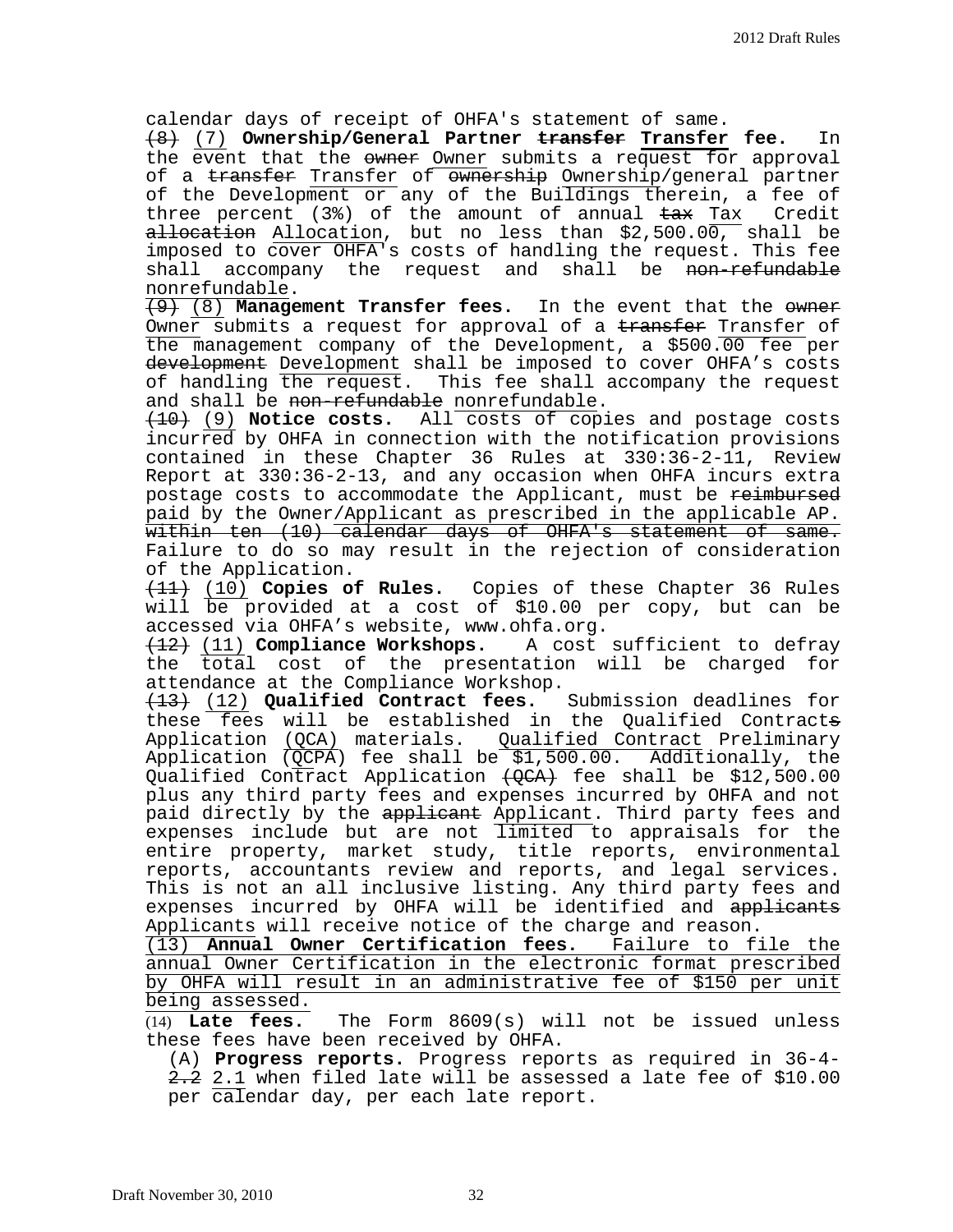calendar days of receipt of OHFA's statement of same.

~~(8)~~ (7) **Ownership/General Partner ~~transfer~~ Transfer fee.** In the event that the ~~owner~~ Owner submits a request for approval of a ~~transfer~~ Transfer of ~~ownership~~ Ownership/general partner of the Development or any of the Buildings therein, a fee of three percent (3%) of the amount of annual ~~tax~~ Tax Credit ~~allocation~~ Allocation, but no less than $2,500.00, shall be imposed to cover OHFA's costs of handling the request. This fee shall accompany the request and shall be ~~non-refundable~~ nonrefundable.

~~(9)~~ (8) **Management Transfer fees.** In the event that the ~~owner~~ Owner submits a request for approval of a ~~transfer~~ Transfer of the management company of the Development, a $500.00 fee per ~~development~~ Development shall be imposed to cover OHFA's costs of handling the request. This fee shall accompany the request and shall be ~~non-refundable~~ nonrefundable.

~~(10)~~ (9) **Notice costs.** All costs of copies and postage costs incurred by OHFA in connection with the notification provisions contained in these Chapter 36 Rules at 330:36-2-11, Review Report at 330:36-2-13, and any occasion when OHFA incurs extra postage costs to accommodate the Applicant, must be ~~reimbursed~~ paid by the Owner/Applicant as prescribed in the applicable AP. ~~within ten (10) calendar days of OHFA's statement of same.~~ Failure to do so may result in the rejection of consideration of the Application.

~~(11)~~ (10) **Copies of Rules.** Copies of these Chapter 36 Rules will be provided at a cost of $10.00 per copy, but can be accessed via OHFA's website, www.ohfa.org.

~~(12)~~ (11) **Compliance Workshops.** A cost sufficient to defray the total cost of the presentation will be charged for attendance at the Compliance Workshop.

~~(13)~~ (12) **Qualified Contract fees.** Submission deadlines for these fees will be established in the Qualified Contract~~s~~ Application (QCA) materials. Qualified Contract Preliminary Application (QCPA) fee shall be $1,500.00. Additionally, the Qualified Contract Application ~~(QCA)~~ fee shall be $12,500.00 plus any third party fees and expenses incurred by OHFA and not paid directly by the ~~applicant~~ Applicant. Third party fees and expenses include but are not limited to appraisals for the entire property, market study, title reports, environmental reports, accountants review and reports, and legal services. This is not an all inclusive listing. Any third party fees and expenses incurred by OHFA will be identified and ~~applicants~~ Applicants will receive notice of the charge and reason.

(13) **Annual Owner Certification fees.** Failure to file the annual Owner Certification in the electronic format prescribed by OHFA will result in an administrative fee of $150 per unit being assessed.

(14) **Late fees.** The Form 8609(s) will not be issued unless these fees have been received by OHFA.

(A) **Progress reports.** Progress reports as required in 36-4-~~2.2~~ 2.1 when filed late will be assessed a late fee of $10.00 per calendar day, per each late report.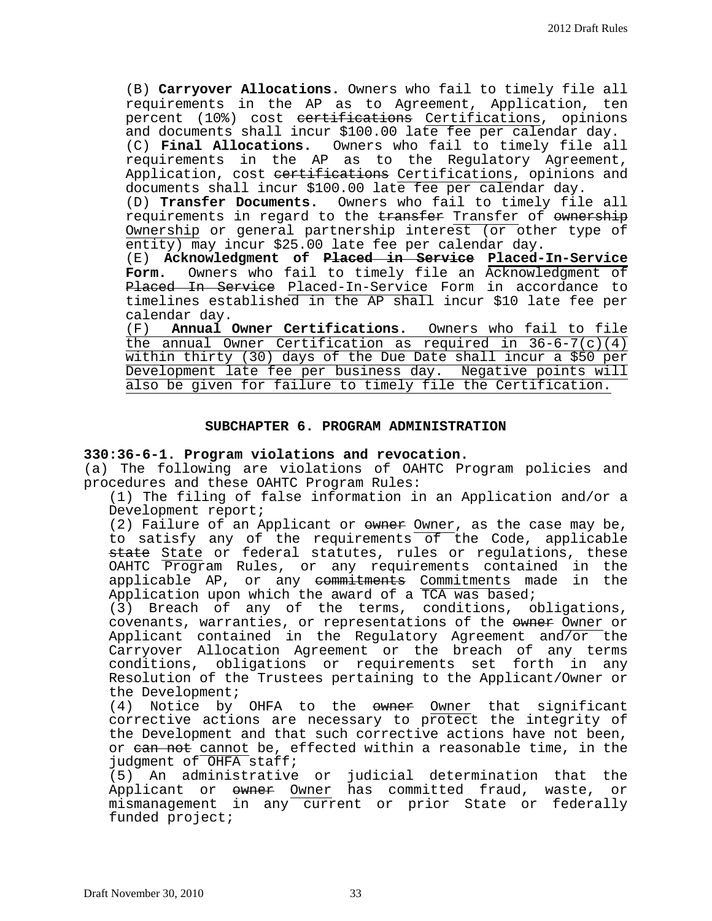(B) **Carryover Allocations.** Owners who fail to timely file all requirements in the AP as to Agreement, Application, ten percent (10%) cost ~~certifications~~ Certifications, opinions and documents shall incur $100.00 late fee per calendar day.

(C) **Final Allocations.** Owners who fail to timely file all requirements in the AP as to the Regulatory Agreement, Application, cost ~~certifications~~ Certifications, opinions and documents shall incur $100.00 late fee per calendar day.

(D) **Transfer Documents.** Owners who fail to timely file all requirements in regard to the ~~transfer~~ Transfer of ~~ownership~~ Ownership or general partnership interest (or other type of entity) may incur $25.00 late fee per calendar day.

(E) **Acknowledgment of ~~Placed in Service~~ Placed-In-Service Form.** Owners who fail to timely file an Acknowledgment of ~~Placed In Service~~ Placed-In-Service Form in accordance to timelines established in the AP shall incur $10 late fee per calendar day.

(F) **Annual Owner Certifications.** Owners who fail to file the annual Owner Certification as required in 36-6-7(c)(4) within thirty (30) days of the Due Date shall incur a $50 per Development late fee per business day. Negative points will also be given for failure to timely file the Certification.

## SUBCHAPTER 6. PROGRAM ADMINISTRATION

### 330:36-6-1. Program violations and revocation.

(a) The following are violations of OAHTC Program policies and procedures and these OAHTC Program Rules:

(1) The filing of false information in an Application and/or a Development report;

(2) Failure of an Applicant or ~~owner~~ Owner, as the case may be, to satisfy any of the requirements of the Code, applicable ~~state~~ State or federal statutes, rules or regulations, these OAHTC Program Rules, or any requirements contained in the applicable AP, or any ~~commitments~~ Commitments made in the Application upon which the award of a TCA was based;

(3) Breach of any of the terms, conditions, obligations, covenants, warranties, or representations of the ~~owner~~ Owner or Applicant contained in the Regulatory Agreement and/or the Carryover Allocation Agreement or the breach of any terms conditions, obligations or requirements set forth in any Resolution of the Trustees pertaining to the Applicant/Owner or the Development;

(4) Notice by OHFA to the ~~owner~~ Owner that significant corrective actions are necessary to protect the integrity of the Development and that such corrective actions have not been, or ~~can not~~ cannot be, effected within a reasonable time, in the judgment of OHFA staff;

(5) An administrative or judicial determination that the Applicant or ~~owner~~ Owner has committed fraud, waste, or mismanagement in any current or prior State or federally funded project;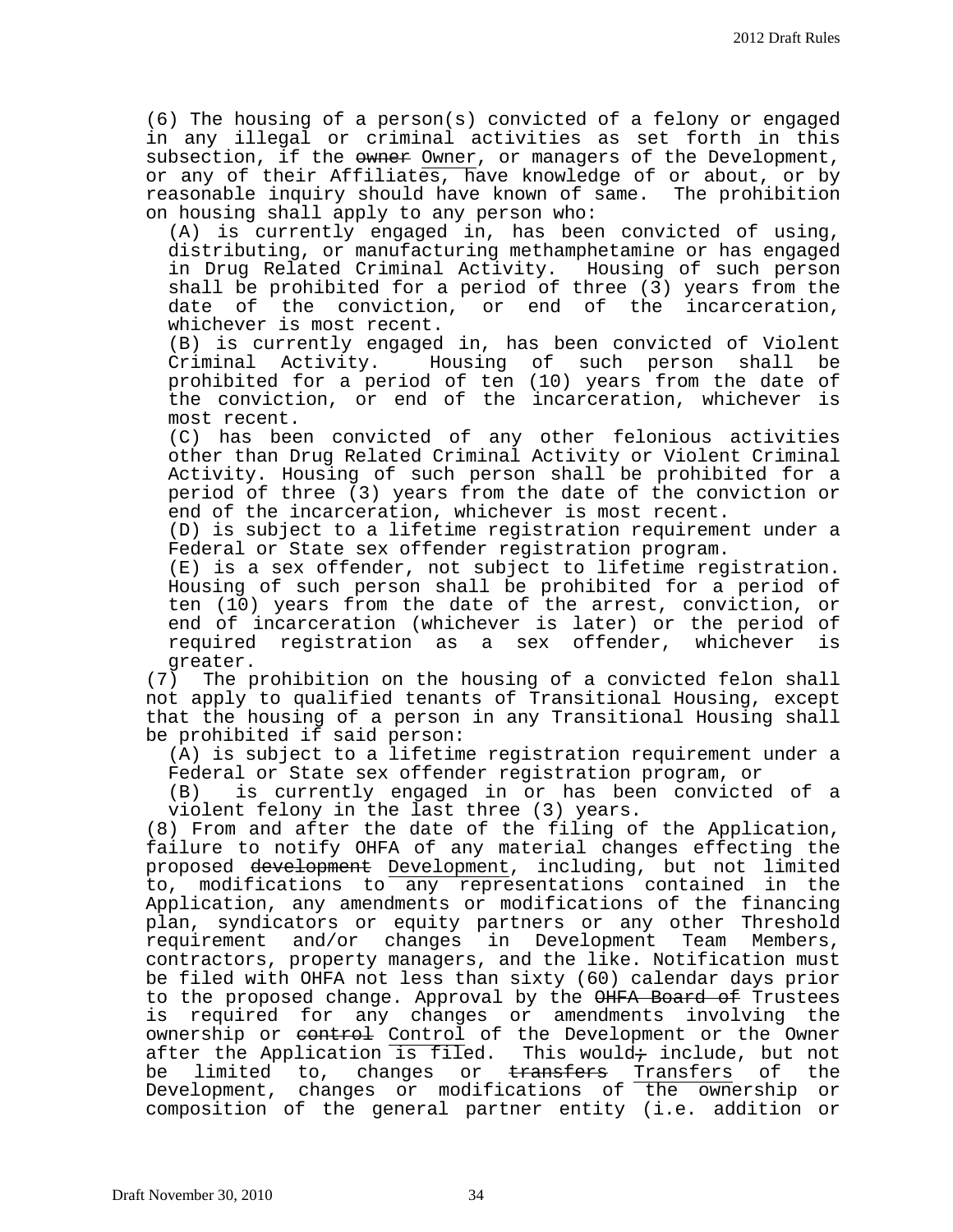(6) The housing of a person(s) convicted of a felony or engaged in any illegal or criminal activities as set forth in this subsection, if the ~~owner~~ Owner, or managers of the Development, or any of their Affiliates, have knowledge of or about, or by reasonable inquiry should have known of same. The prohibition on housing shall apply to any person who:

(A) is currently engaged in, has been convicted of using, distributing, or manufacturing methamphetamine or has engaged in Drug Related Criminal Activity. Housing of such person shall be prohibited for a period of three (3) years from the date of the conviction, or end of the incarceration, whichever is most recent.

(B) is currently engaged in, has been convicted of Violent Criminal Activity. Housing of such person shall be prohibited for a period of ten (10) years from the date of the conviction, or end of the incarceration, whichever is most recent.

(C) has been convicted of any other felonious activities other than Drug Related Criminal Activity or Violent Criminal Activity. Housing of such person shall be prohibited for a period of three (3) years from the date of the conviction or end of the incarceration, whichever is most recent.

(D) is subject to a lifetime registration requirement under a Federal or State sex offender registration program.

(E) is a sex offender, not subject to lifetime registration. Housing of such person shall be prohibited for a period of ten (10) years from the date of the arrest, conviction, or end of incarceration (whichever is later) or the period of required registration as a sex offender, whichever is greater.

(7) The prohibition on the housing of a convicted felon shall not apply to qualified tenants of Transitional Housing, except that the housing of a person in any Transitional Housing shall be prohibited if said person:

(A) is subject to a lifetime registration requirement under a Federal or State sex offender registration program, or

(B) is currently engaged in or has been convicted of a violent felony in the last three (3) years.

(8) From and after the date of the filing of the Application, failure to notify OHFA of any material changes effecting the proposed ~~development~~ Development, including, but not limited to, modifications to any representations contained in the Application, any amendments or modifications of the financing plan, syndicators or equity partners or any other Threshold requirement and/or changes in Development Team Members, contractors, property managers, and the like. Notification must be filed with OHFA not less than sixty (60) calendar days prior to the proposed change. Approval by the ~~OHFA Board of~~ Trustees is required for any changes or amendments involving the ownership or ~~control~~ Control of the Development or the Owner after the Application is filed. This would~~;~~ include, but not be limited to, changes or ~~transfers~~ Transfers of the Development, changes or modifications of the ownership or composition of the general partner entity (i.e. addition or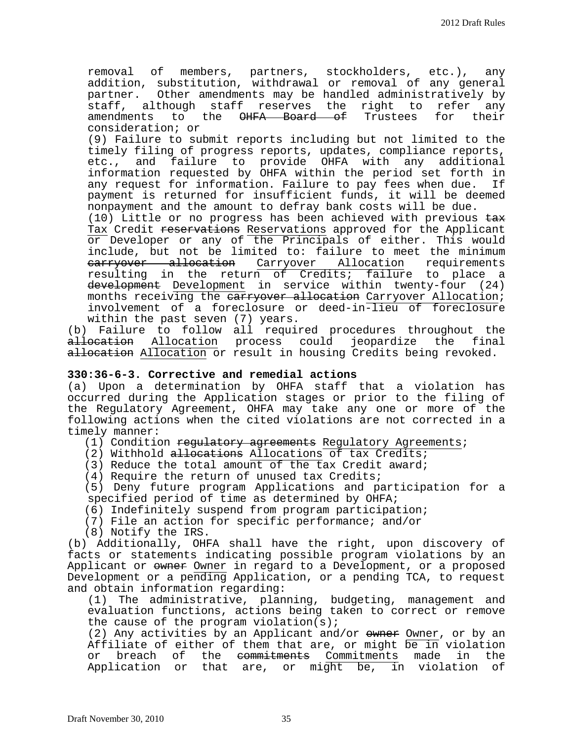removal of members, partners, stockholders, etc.), any addition, substitution, withdrawal or removal of any general partner. Other amendments may be handled administratively by staff, although staff reserves the right to refer any amendments to the ~~OHFA Board of~~ Trustees for their consideration; or

(9) Failure to submit reports including but not limited to the timely filing of progress reports, updates, compliance reports, etc., and failure to provide OHFA with any additional information requested by OHFA within the period set forth in any request for information. Failure to pay fees when due. If payment is returned for insufficient funds, it will be deemed nonpayment and the amount to defray bank costs will be due.

(10) Little or no progress has been achieved with previous ~~tax~~ Tax Credit ~~reservations~~ Reservations approved for the Applicant or Developer or any of the Principals of either. This would include, but not be limited to: failure to meet the minimum ~~carryover allocation~~ Carryover Allocation requirements resulting in the return of Credits; failure to place a ~~development~~ Development in service within twenty-four (24) months receiving the ~~carryover allocation~~ Carryover Allocation; involvement of a foreclosure or deed-in-lieu of foreclosure within the past seven (7) years.

(b) Failure to follow all required procedures throughout the ~~allocation~~ Allocation process could jeopardize the final ~~allocation~~ Allocation or result in housing Credits being revoked.

**330:36-6-3. Corrective and remedial actions**

(a) Upon a determination by OHFA staff that a violation has occurred during the Application stages or prior to the filing of the Regulatory Agreement, OHFA may take any one or more of the following actions when the cited violations are not corrected in a timely manner:

(1) Condition ~~regulatory agreements~~ Regulatory Agreements;
(2) Withhold ~~allocations~~ Allocations of tax Credits;
(3) Reduce the total amount of the tax Credit award;
(4) Require the return of unused tax Credits;
(5) Deny future program Applications and participation for a specified period of time as determined by OHFA;
(6) Indefinitely suspend from program participation;
(7) File an action for specific performance; and/or
(8) Notify the IRS.

(b) Additionally, OHFA shall have the right, upon discovery of facts or statements indicating possible program violations by an Applicant or ~~owner~~ Owner in regard to a Development, or a proposed Development or a pending Application, or a pending TCA, to request and obtain information regarding:

(1) The administrative, planning, budgeting, management and evaluation functions, actions being taken to correct or remove the cause of the program violation(s);

(2) Any activities by an Applicant and/or ~~owner~~ Owner, or by an Affiliate of either of them that are, or might be in violation or breach of the ~~commitments~~ Commitments made in the Application or that are, or might be, in violation of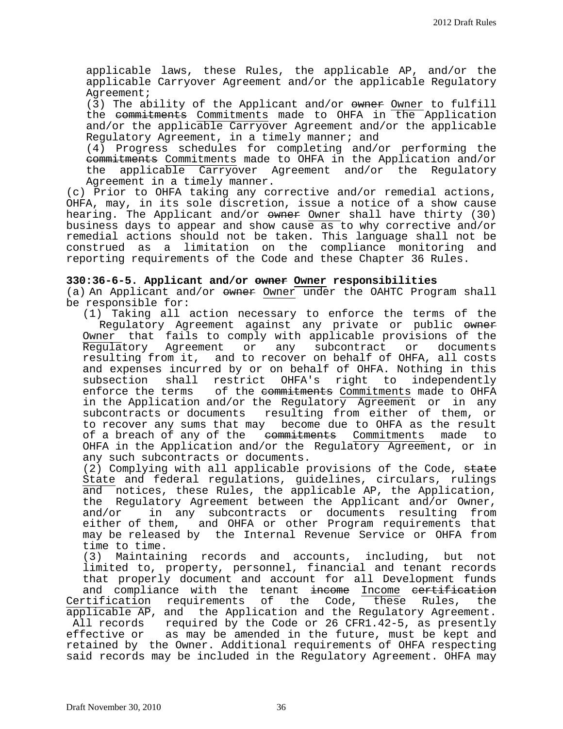applicable laws, these Rules, the applicable AP, and/or the applicable Carryover Agreement and/or the applicable Regulatory Agreement;

(3) The ability of the Applicant and/or ~~owner~~ Owner to fulfill the ~~commitments~~ Commitments made to OHFA in the Application and/or the applicable Carryover Agreement and/or the applicable Regulatory Agreement, in a timely manner; and

(4) Progress schedules for completing and/or performing the ~~commitments~~ Commitments made to OHFA in the Application and/or the applicable Carryover Agreement and/or the Regulatory Agreement in a timely manner.

(c) Prior to OHFA taking any corrective and/or remedial actions, OHFA, may, in its sole discretion, issue a notice of a show cause hearing. The Applicant and/or ~~owner~~ Owner shall have thirty (30) business days to appear and show cause as to why corrective and/or remedial actions should not be taken. This language shall not be construed as a limitation on the compliance monitoring and reporting requirements of the Code and these Chapter 36 Rules.

**330:36-6-5. Applicant and/or ~~owner~~ Owner responsibilities**

(a) An Applicant and/or ~~owner~~ Owner under the OAHTC Program shall be responsible for:

(1) Taking all action necessary to enforce the terms of the Regulatory Agreement against any private or public ~~owner~~ Owner that fails to comply with applicable provisions of the Regulatory Agreement or any subcontract or documents resulting from it, and to recover on behalf of OHFA, all costs and expenses incurred by or on behalf of OHFA. Nothing in this subsection shall restrict OHFA's right to independently enforce the terms of the ~~commitments~~ Commitments made to OHFA in the Application and/or the Regulatory Agreement or in any subcontracts or documents resulting from either of them, or to recover any sums that may become due to OHFA as the result of a breach of any of the ~~commitments~~ Commitments made to OHFA in the Application and/or the Regulatory Agreement, or in any such subcontracts or documents.

(2) Complying with all applicable provisions of the Code, ~~state~~ State and federal regulations, guidelines, circulars, rulings and notices, these Rules, the applicable AP, the Application, the Regulatory Agreement between the Applicant and/or Owner, and/or in any subcontracts or documents resulting from either of them, and OHFA or other Program requirements that may be released by the Internal Revenue Service or OHFA from time to time.

(3) Maintaining records and accounts, including, but not limited to, property, personnel, financial and tenant records that properly document and account for all Development funds and compliance with the tenant ~~income~~ Income ~~certification~~ Certification requirements of the Code, these Rules, the applicable AP, and the Application and the Regulatory Agreement. All records required by the Code or 26 CFR1.42-5, as presently effective or as may be amended in the future, must be kept and retained by the Owner. Additional requirements of OHFA respecting said records may be included in the Regulatory Agreement. OHFA may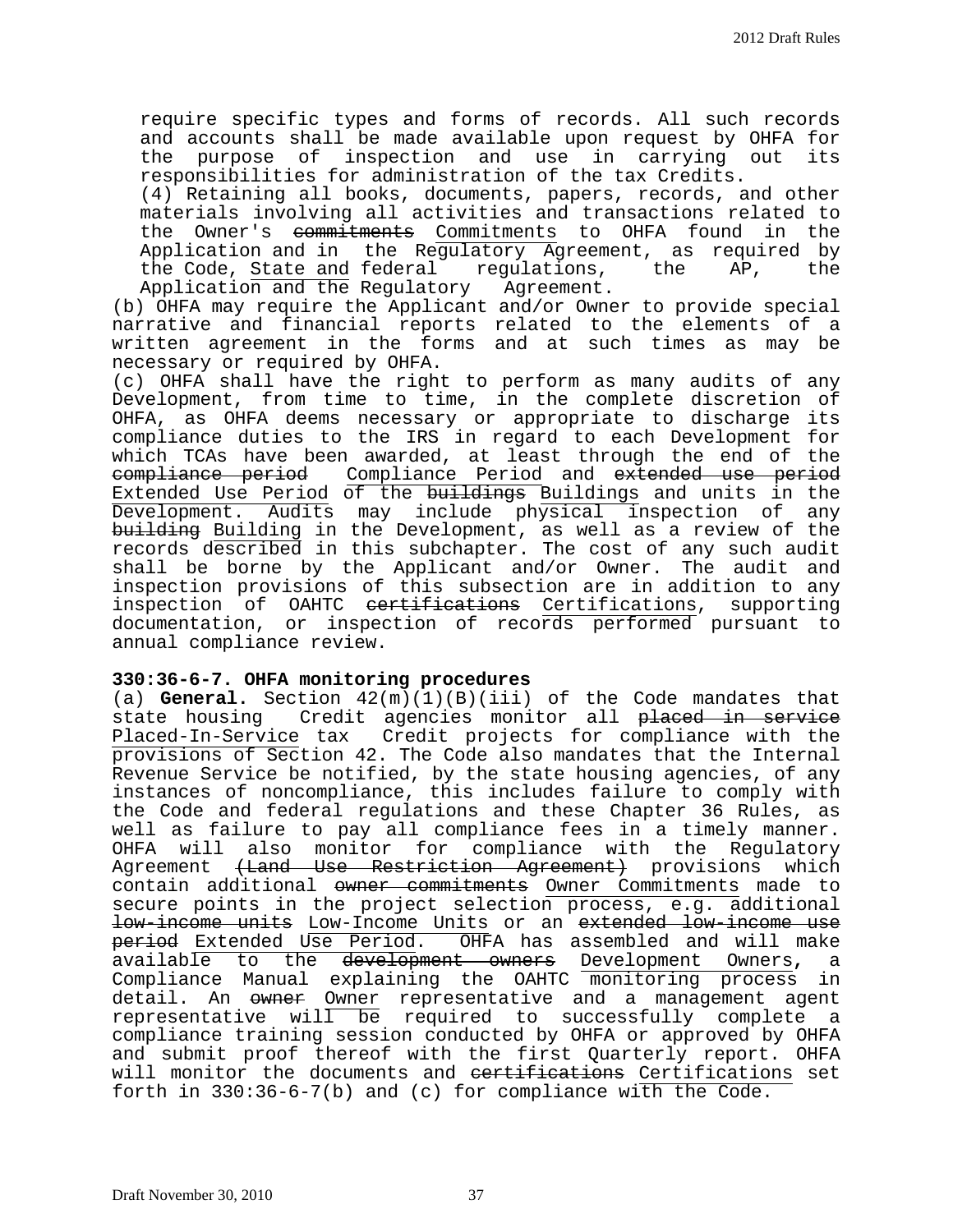require specific types and forms of records. All such records and accounts shall be made available upon request by OHFA for the purpose of inspection and use in carrying out its responsibilities for administration of the tax Credits.

(4) Retaining all books, documents, papers, records, and other materials involving all activities and transactions related to the Owner's ~~commitments~~ Commitments to OHFA found in the Application and in the Regulatory Agreement, as required by the Code, State and federal regulations, the AP, the Application and the Regulatory Agreement.

(b) OHFA may require the Applicant and/or Owner to provide special narrative and financial reports related to the elements of a written agreement in the forms and at such times as may be necessary or required by OHFA.

(c) OHFA shall have the right to perform as many audits of any Development, from time to time, in the complete discretion of OHFA, as OHFA deems necessary or appropriate to discharge its compliance duties to the IRS in regard to each Development for which TCAs have been awarded, at least through the end of the ~~compliance period~~ Compliance Period and ~~extended use period~~ Extended Use Period of the ~~buildings~~ Buildings and units in the Development. Audits may include physical inspection of any ~~building~~ Building in the Development, as well as a review of the records described in this subchapter. The cost of any such audit shall be borne by the Applicant and/or Owner. The audit and inspection provisions of this subsection are in addition to any inspection of OAHTC ~~certifications~~ Certifications, supporting documentation, or inspection of records performed pursuant to annual compliance review.

**330:36-6-7. OHFA monitoring procedures**

(a) **General.** Section 42(m)(1)(B)(iii) of the Code mandates that state housing Credit agencies monitor all ~~placed in service~~ Placed-In-Service tax Credit projects for compliance with the provisions of Section 42. The Code also mandates that the Internal Revenue Service be notified, by the state housing agencies, of any instances of noncompliance, this includes failure to comply with the Code and federal regulations and these Chapter 36 Rules, as well as failure to pay all compliance fees in a timely manner. OHFA will also monitor for compliance with the Regulatory Agreement ~~(Land Use Restriction Agreement)~~ provisions which contain additional ~~owner commitments~~ Owner Commitments made to secure points in the project selection process, e.g. additional ~~low-income units~~ Low-Income Units or an ~~extended low-income use period~~ Extended Use Period. OHFA has assembled and will make available to the ~~development owners~~ Development Owners, a Compliance Manual explaining the OAHTC monitoring process in detail. An ~~owner~~ Owner representative and a management agent representative will be required to successfully complete a compliance training session conducted by OHFA or approved by OHFA and submit proof thereof with the first Quarterly report. OHFA will monitor the documents and ~~certifications~~ Certifications set forth in 330:36-6-7(b) and (c) for compliance with the Code.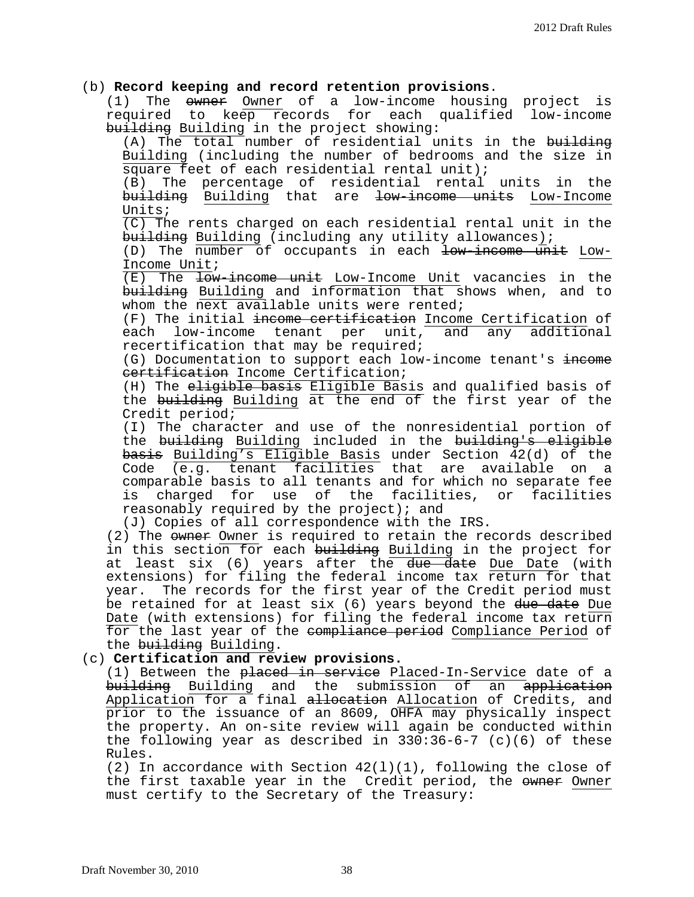(b) **Record keeping and record retention provisions**.

(1) The ~~owner~~ Owner of a low-income housing project is required to keep records for each qualified low-income ~~building~~ Building in the project showing:

(A) The total number of residential units in the ~~building~~ Building (including the number of bedrooms and the size in square feet of each residential rental unit);

(B) The percentage of residential rental units in the ~~building~~ Building that are ~~low-income units~~ Low-Income Units;

(C) The rents charged on each residential rental unit in the ~~building~~ Building (including any utility allowances);

(D) The number of occupants in each ~~low-income unit~~ Low-Income Unit;

(E) The ~~low-income unit~~ Low-Income Unit vacancies in the ~~building~~ Building and information that shows when, and to whom the next available units were rented;

(F) The initial ~~income certification~~ Income Certification of each low-income tenant per unit, and any additional recertification that may be required;

(G) Documentation to support each low-income tenant's ~~income certification~~ Income Certification;

(H) The ~~eligible basis~~ Eligible Basis and qualified basis of the ~~building~~ Building at the end of the first year of the Credit period;

(I) The character and use of the nonresidential portion of the ~~building~~ Building included in the ~~building's eligible basis~~ Building's Eligible Basis under Section 42(d) of the Code (e.g. tenant facilities that are available on a comparable basis to all tenants and for which no separate fee is charged for use of the facilities, or facilities reasonably required by the project); and

(J) Copies of all correspondence with the IRS.

(2) The ~~owner~~ Owner is required to retain the records described in this section for each ~~building~~ Building in the project for at least six (6) years after the ~~due date~~ Due Date (with extensions) for filing the federal income tax return for that year. The records for the first year of the Credit period must be retained for at least six (6) years beyond the ~~due date~~ Due Date (with extensions) for filing the federal income tax return for the last year of the ~~compliance period~~ Compliance Period of the ~~building~~ Building.

(c) **Certification and review provisions.**

(1) Between the ~~placed in service~~ Placed-In-Service date of a ~~building~~ Building and the submission of an ~~application~~ Application for a final ~~allocation~~ Allocation of Credits, and prior to the issuance of an 8609, OHFA may physically inspect the property. An on-site review will again be conducted within the following year as described in 330:36-6-7 (c)(6) of these Rules.

(2) In accordance with Section 42(l)(1), following the close of the first taxable year in the Credit period, the ~~owner~~ Owner must certify to the Secretary of the Treasury: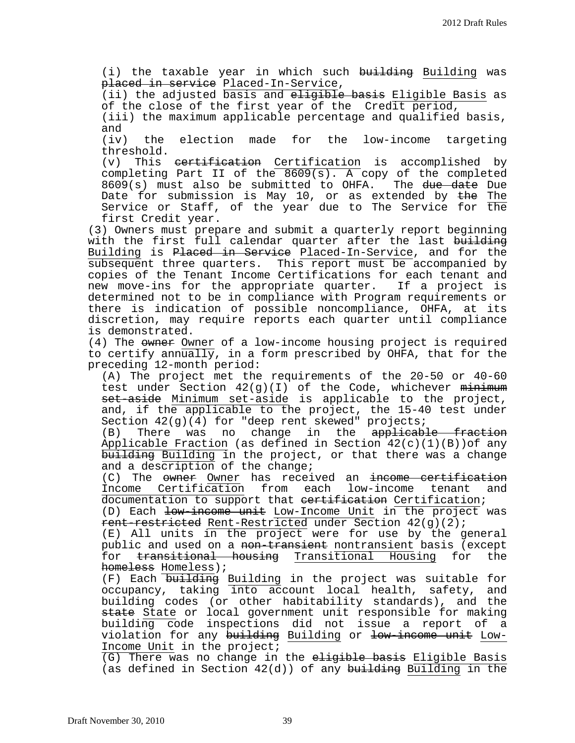(i) the taxable year in which such ~~building~~ Building was ~~placed in service~~ Placed-In-Service,

(ii) the adjusted basis and ~~eligible basis~~ Eligible Basis as of the close of the first year of the Credit period,

(iii) the maximum applicable percentage and qualified basis, and

(iv) the election made for the low-income targeting threshold.

(v) This ~~certification~~ Certification is accomplished by completing Part II of the 8609(s). A copy of the completed 8609(s) must also be submitted to OHFA. The ~~due date~~ Due Date for submission is May 10, or as extended by ~~the~~ The Service or Staff, of the year due to The Service for the first Credit year.

(3) Owners must prepare and submit a quarterly report beginning with the first full calendar quarter after the last ~~building~~ Building is ~~Placed in Service~~ Placed-In-Service, and for the subsequent three quarters. This report must be accompanied by copies of the Tenant Income Certifications for each tenant and new move-ins for the appropriate quarter. If a project is determined not to be in compliance with Program requirements or there is indication of possible noncompliance, OHFA, at its discretion, may require reports each quarter until compliance is demonstrated.

(4) The ~~owner~~ Owner of a low-income housing project is required to certify annually, in a form prescribed by OHFA, that for the preceding 12-month period:

(A) The project met the requirements of the 20-50 or 40-60 test under Section 42(g)(I) of the Code, whichever ~~minimum set-aside~~ Minimum set-aside is applicable to the project, and, if the applicable to the project, the 15-40 test under Section 42(g)(4) for "deep rent skewed" projects;

(B) There was no change in the ~~applicable fraction~~ Applicable Fraction (as defined in Section 42(c)(1)(B))of any ~~building~~ Building in the project, or that there was a change and a description of the change;

(C) The ~~owner~~ Owner has received an ~~income certification~~ Income Certification from each low-income tenant and documentation to support that ~~certification~~ Certification;

(D) Each ~~low-income unit~~ Low-Income Unit in the project was ~~rent-restricted~~ Rent-Restricted under Section 42(g)(2);

(E) All units in the project were for use by the general public and used on a ~~non-transient~~ nontransient basis (except for ~~transitional housing~~ Transitional Housing for the ~~homeless~~ Homeless);

(F) Each ~~building~~ Building in the project was suitable for occupancy, taking into account local health, safety, and building codes (or other habitability standards), and the ~~state~~ State or local government unit responsible for making building code inspections did not issue a report of a violation for any ~~building~~ Building or ~~low-income unit~~ Low-Income Unit in the project;

(G) There was no change in the ~~eligible basis~~ Eligible Basis (as defined in Section 42(d)) of any ~~building~~ Building in the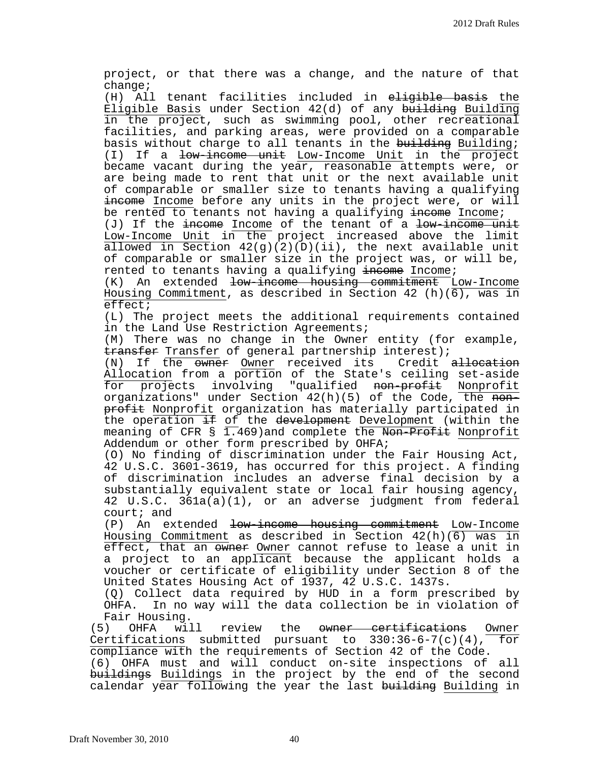project, or that there was a change, and the nature of that change;

(H) All tenant facilities included in ~~eligible basis~~ the Eligible Basis under Section 42(d) of any ~~building~~ Building in the project, such as swimming pool, other recreational facilities, and parking areas, were provided on a comparable basis without charge to all tenants in the ~~building~~ Building;

(I) If a ~~low-income unit~~ Low-Income Unit in the project became vacant during the year, reasonable attempts were, or are being made to rent that unit or the next available unit of comparable or smaller size to tenants having a qualifying ~~income~~ Income before any units in the project were, or will be rented to tenants not having a qualifying ~~income~~ Income;

(J) If the ~~income~~ Income of the tenant of a ~~low-income unit~~ Low-Income Unit in the project increased above the limit allowed in Section 42(g)(2)(D)(ii), the next available unit of comparable or smaller size in the project was, or will be, rented to tenants having a qualifying ~~income~~ Income;

(K) An extended ~~low-income housing commitment~~ Low-Income Housing Commitment, as described in Section 42 (h)(6), was in effect;

(L) The project meets the additional requirements contained in the Land Use Restriction Agreements;

(M) There was no change in the Owner entity (for example, ~~transfer~~ Transfer of general partnership interest);

(N) If the ~~owner~~ Owner received its Credit ~~allocation~~ Allocation from a portion of the State's ceiling set-aside for projects involving "qualified ~~non-profit~~ Nonprofit organizations" under Section 42(h)(5) of the Code, the ~~non-profit~~ Nonprofit organization has materially participated in the operation ~~if~~ of the ~~development~~ Development (within the meaning of CFR § 1.469)and complete the ~~Non-Profit~~ Nonprofit Addendum or other form prescribed by OHFA;

(O) No finding of discrimination under the Fair Housing Act, 42 U.S.C. 3601-3619, has occurred for this project. A finding of discrimination includes an adverse final decision by a substantially equivalent state or local fair housing agency, 42 U.S.C. 361a(a)(1), or an adverse judgment from federal court; and

(P) An extended ~~low-income housing commitment~~ Low-Income Housing Commitment as described in Section 42(h)(6) was in effect, that an ~~owner~~ Owner cannot refuse to lease a unit in a project to an applicant because the applicant holds a voucher or certificate of eligibility under Section 8 of the United States Housing Act of 1937, 42 U.S.C. 1437s.

(Q) Collect data required by HUD in a form prescribed by OHFA. In no way will the data collection be in violation of Fair Housing.

(5) OHFA will review the ~~owner certifications~~ Owner Certifications submitted pursuant to 330:36-6-7(c)(4), for compliance with the requirements of Section 42 of the Code.

(6) OHFA must and will conduct on-site inspections of all ~~buildings~~ Buildings in the project by the end of the second calendar year following the year the last ~~building~~ Building in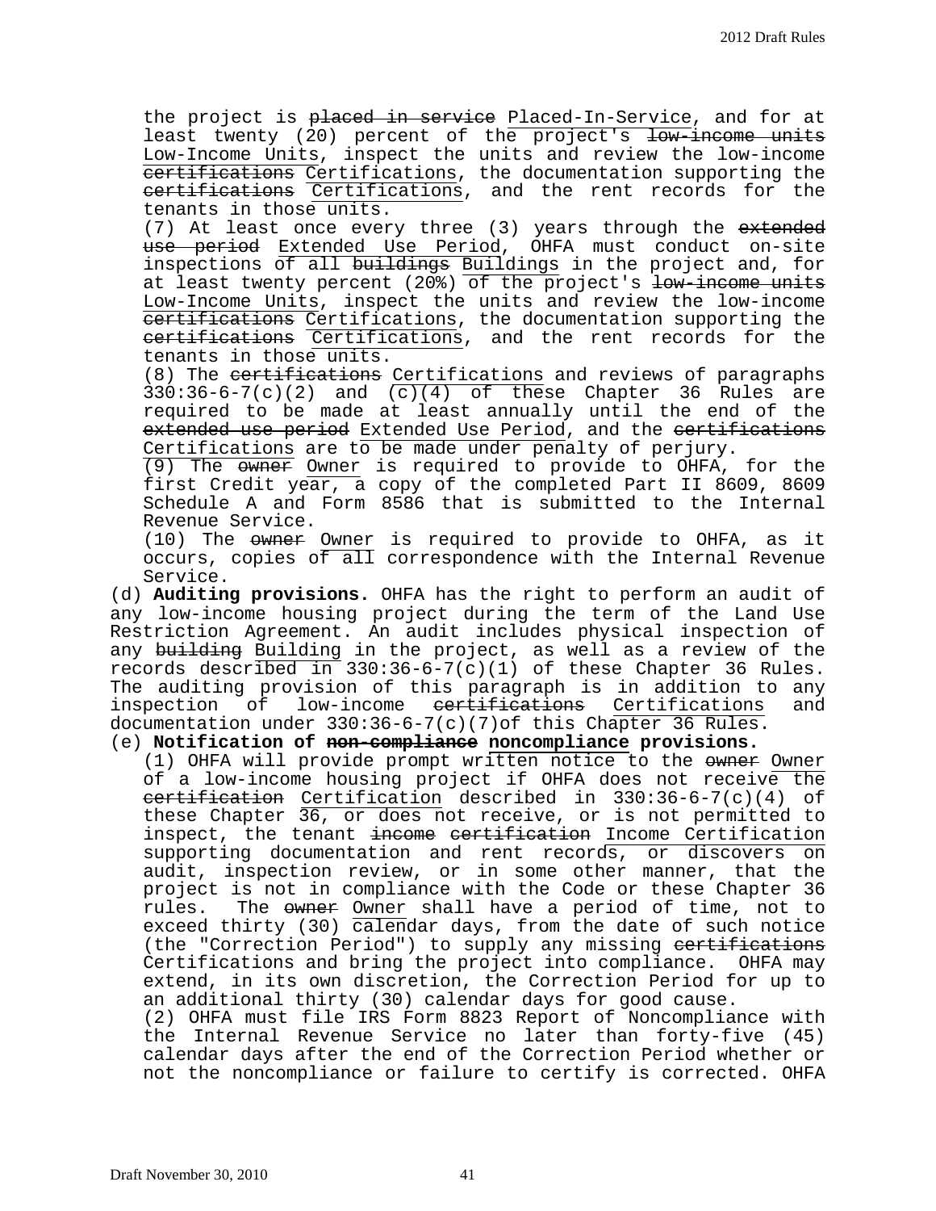the project is ~~placed in service~~ Placed-In-Service, and for at least twenty (20) percent of the project's ~~low-income units~~ Low-Income Units, inspect the units and review the low-income ~~certifications~~ Certifications, the documentation supporting the ~~certifications~~ Certifications, and the rent records for the tenants in those units.

(7) At least once every three (3) years through the ~~extended use period~~ Extended Use Period, OHFA must conduct on-site inspections of all ~~buildings~~ Buildings in the project and, for at least twenty percent (20%) of the project's ~~low-income units~~ Low-Income Units, inspect the units and review the low-income ~~certifications~~ Certifications, the documentation supporting the ~~certifications~~ Certifications, and the rent records for the tenants in those units.

(8) The ~~certifications~~ Certifications and reviews of paragraphs 330:36-6-7(c)(2) and (c)(4) of these Chapter 36 Rules are required to be made at least annually until the end of the ~~extended use period~~ Extended Use Period, and the ~~certifications~~ Certifications are to be made under penalty of perjury.

(9) The ~~owner~~ Owner is required to provide to OHFA, for the first Credit year, a copy of the completed Part II 8609, 8609 Schedule A and Form 8586 that is submitted to the Internal Revenue Service.

(10) The ~~owner~~ Owner is required to provide to OHFA, as it occurs, copies of all correspondence with the Internal Revenue Service.

(d) **Auditing provisions.** OHFA has the right to perform an audit of any low-income housing project during the term of the Land Use Restriction Agreement. An audit includes physical inspection of any ~~building~~ Building in the project, as well as a review of the records described in 330:36-6-7(c)(1) of these Chapter 36 Rules. The auditing provision of this paragraph is in addition to any inspection of low-income ~~certifications~~ Certifications and documentation under 330:36-6-7(c)(7)of this Chapter 36 Rules.

(e) **Notification of ~~non-compliance~~ noncompliance provisions.**

(1) OHFA will provide prompt written notice to the ~~owner~~ Owner of a low-income housing project if OHFA does not receive the ~~certification~~ Certification described in 330:36-6-7(c)(4) of these Chapter 36, or does not receive, or is not permitted to inspect, the tenant ~~income certification~~ Income Certification supporting documentation and rent records, or discovers on audit, inspection review, or in some other manner, that the project is not in compliance with the Code or these Chapter 36 rules. The ~~owner~~ Owner shall have a period of time, not to exceed thirty (30) calendar days, from the date of such notice (the "Correction Period") to supply any missing ~~certifications~~ Certifications and bring the project into compliance. OHFA may extend, in its own discretion, the Correction Period for up to an additional thirty (30) calendar days for good cause.

(2) OHFA must file IRS Form 8823 Report of Noncompliance with the Internal Revenue Service no later than forty-five (45) calendar days after the end of the Correction Period whether or not the noncompliance or failure to certify is corrected. OHFA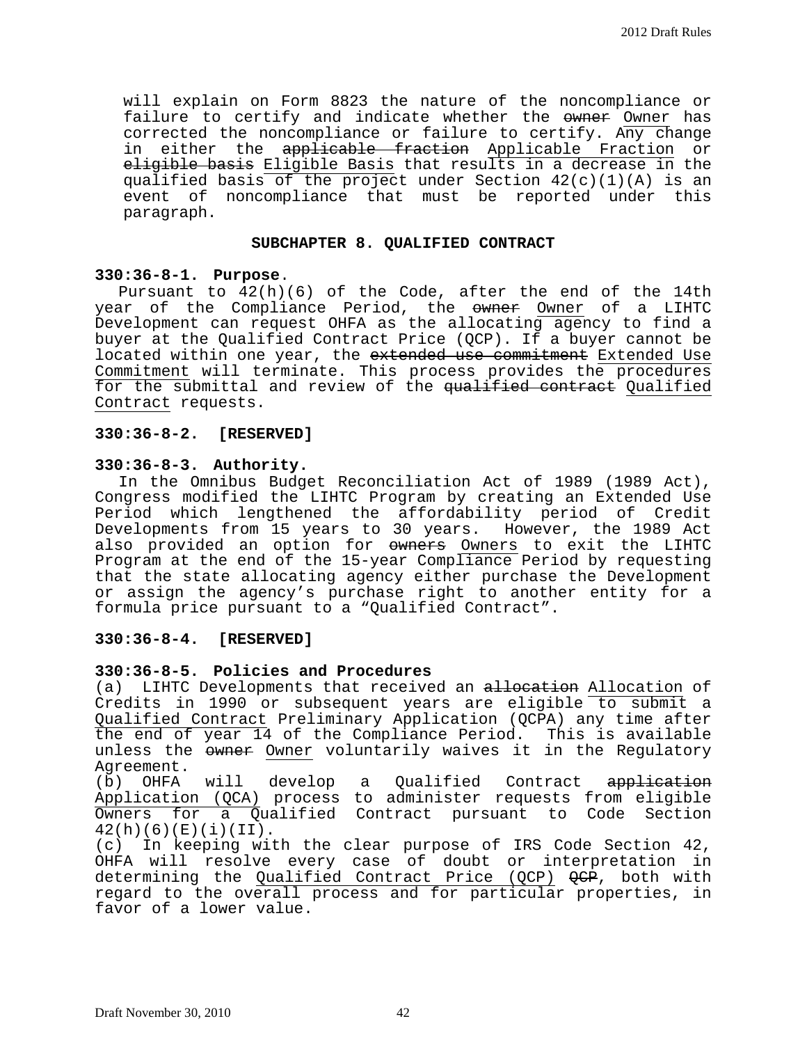will explain on Form 8823 the nature of the noncompliance or failure to certify and indicate whether the ~~owner~~ <u>Owner</u> has corrected the noncompliance or failure to certify. Any change in either the ~~applicable fraction~~ <u>Applicable Fraction</u> or ~~eligible basis~~ <u>Eligible Basis</u> that results in a decrease in the qualified basis of the project under Section 42(c)(1)(A) is an event of noncompliance that must be reported under this paragraph.

## SUBCHAPTER 8. QUALIFIED CONTRACT

**330:36-8-1. Purpose**.

Pursuant to 42(h)(6) of the Code, after the end of the 14th year of the Compliance Period, the ~~owner~~ <u>Owner</u> of a LIHTC Development can request OHFA as the allocating agency to find a buyer at the Qualified Contract Price (QCP). If a buyer cannot be located within one year, the ~~extended use commitment~~ <u>Extended Use Commitment</u> will terminate. This process provides the procedures for the submittal and review of the ~~qualified contract~~ <u>Qualified Contract</u> requests.

**330:36-8-2. [RESERVED]**

**330:36-8-3. Authority.**

In the Omnibus Budget Reconciliation Act of 1989 (1989 Act), Congress modified the LIHTC Program by creating an Extended Use Period which lengthened the affordability period of Credit Developments from 15 years to 30 years. However, the 1989 Act also provided an option for ~~owners~~ <u>Owners</u> to exit the LIHTC Program at the end of the 15-year Compliance Period by requesting that the state allocating agency either purchase the Development or assign the agency's purchase right to another entity for a formula price pursuant to a "Qualified Contract".

**330:36-8-4. [RESERVED]**

**330:36-8-5. Policies and Procedures**

(a) LIHTC Developments that received an ~~allocation~~ <u>Allocation</u> of Credits in 1990 or subsequent years are eligible <u>to submit a Qualified Contract</u> Preliminary Application (QCPA) any time after the end of year 14 of the Compliance Period. This is available unless the ~~owner~~ <u>Owner</u> voluntarily waives it in the Regulatory Agreement.

(b) OHFA will develop a Qualified Contract ~~application~~ <u>Application (QCA)</u> process to administer requests from eligible Owners for a Qualified Contract pursuant to Code Section 42(h)(6)(E)(i)(II).

(c) In keeping with the clear purpose of IRS Code Section 42, OHFA will resolve every case of doubt or interpretation in determining the <u>Qualified Contract Price (QCP)</u> ~~QCP~~, both with regard to the overall process and for particular properties, in favor of a lower value.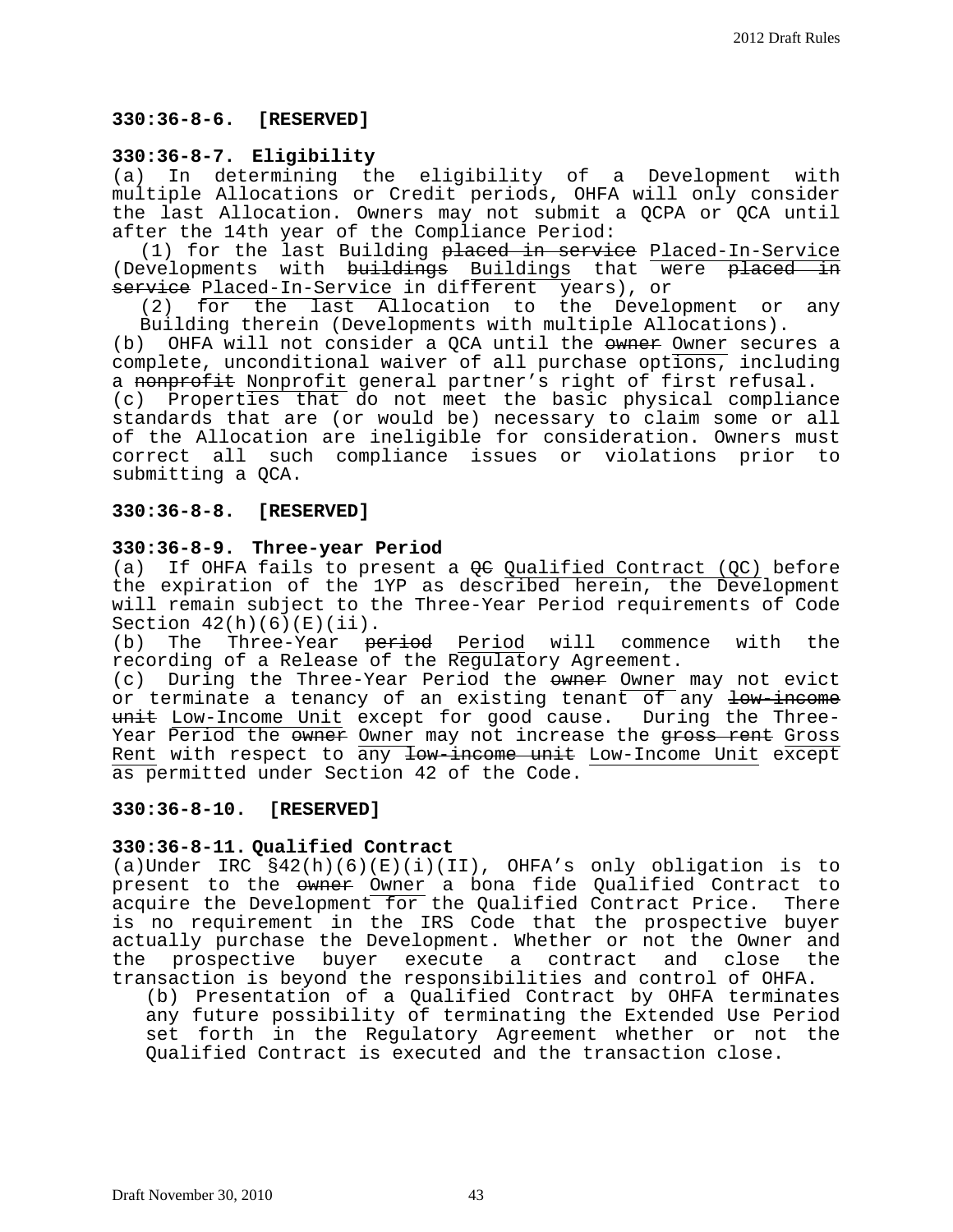**330:36-8-6. [RESERVED]**

**330:36-8-7. Eligibility**

(a) In determining the eligibility of a Development with multiple Allocations or Credit periods, OHFA will only consider the last Allocation. Owners may not submit a QCPA or QCA until after the 14th year of the Compliance Period:

(1) for the last Building ~~placed in service~~ Placed-In-Service (Developments with ~~buildings~~ Buildings that were ~~placed in service~~ Placed-In-Service in different years), or

(2) for the last Allocation to the Development or any Building therein (Developments with multiple Allocations).

(b) OHFA will not consider a QCA until the ~~owner~~ Owner secures a complete, unconditional waiver of all purchase options, including a ~~nonprofit~~ Nonprofit general partner's right of first refusal.

(c) Properties that do not meet the basic physical compliance standards that are (or would be) necessary to claim some or all of the Allocation are ineligible for consideration. Owners must correct all such compliance issues or violations prior to submitting a QCA.

**330:36-8-8. [RESERVED]**

**330:36-8-9. Three-year Period**

(a) If OHFA fails to present a ~~QC~~ Qualified Contract (QC) before the expiration of the 1YP as described herein, the Development will remain subject to the Three-Year Period requirements of Code Section 42(h)(6)(E)(ii).

(b) The Three-Year ~~period~~ Period will commence with the recording of a Release of the Regulatory Agreement.

(c) During the Three-Year Period the ~~owner~~ Owner may not evict or terminate a tenancy of an existing tenant of any ~~low-income unit~~ Low-Income Unit except for good cause. During the Three-Year Period the ~~owner~~ Owner may not increase the ~~gross rent~~ Gross Rent with respect to any ~~low-income unit~~ Low-Income Unit except as permitted under Section 42 of the Code.

**330:36-8-10. [RESERVED]**

**330:36-8-11. Qualified Contract**

(a)Under IRC §42(h)(6)(E)(i)(II), OHFA's only obligation is to present to the ~~owner~~ Owner a bona fide Qualified Contract to acquire the Development for the Qualified Contract Price. There is no requirement in the IRS Code that the prospective buyer actually purchase the Development. Whether or not the Owner and the prospective buyer execute a contract and close the transaction is beyond the responsibilities and control of OHFA.

(b) Presentation of a Qualified Contract by OHFA terminates any future possibility of terminating the Extended Use Period set forth in the Regulatory Agreement whether or not the Qualified Contract is executed and the transaction close.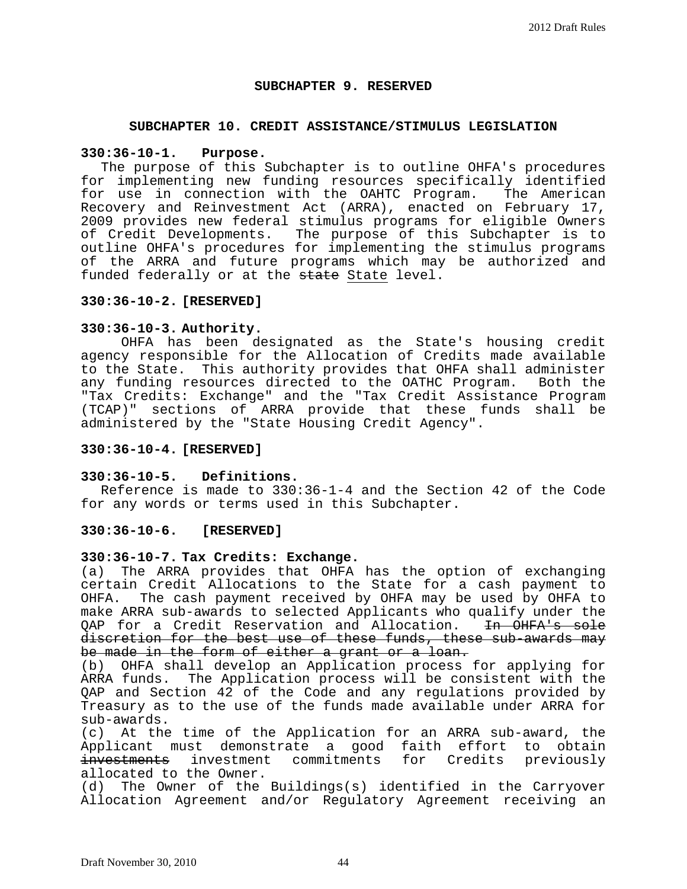## SUBCHAPTER 9. RESERVED

## SUBCHAPTER 10. CREDIT ASSISTANCE/STIMULUS LEGISLATION

**330:36-10-1. Purpose.**

The purpose of this Subchapter is to outline OHFA's procedures for implementing new funding resources specifically identified for use in connection with the OAHTC Program. The American Recovery and Reinvestment Act (ARRA), enacted on February 17, 2009 provides new federal stimulus programs for eligible Owners of Credit Developments. The purpose of this Subchapter is to outline OHFA's procedures for implementing the stimulus programs of the ARRA and future programs which may be authorized and funded federally or at the ~~state~~ State level.

**330:36-10-2. [RESERVED]**

**330:36-10-3. Authority.**

OHFA has been designated as the State's housing credit agency responsible for the Allocation of Credits made available to the State. This authority provides that OHFA shall administer any funding resources directed to the OATHC Program. Both the "Tax Credits: Exchange" and the "Tax Credit Assistance Program (TCAP)" sections of ARRA provide that these funds shall be administered by the "State Housing Credit Agency".

**330:36-10-4. [RESERVED]**

**330:36-10-5. Definitions.**

Reference is made to 330:36-1-4 and the Section 42 of the Code for any words or terms used in this Subchapter.

**330:36-10-6. [RESERVED]**

**330:36-10-7. Tax Credits: Exchange.**

(a) The ARRA provides that OHFA has the option of exchanging certain Credit Allocations to the State for a cash payment to OHFA. The cash payment received by OHFA may be used by OHFA to make ARRA sub-awards to selected Applicants who qualify under the QAP for a Credit Reservation and Allocation. ~~In OHFA's sole discretion for the best use of these funds, these sub-awards may be made in the form of either a grant or a loan.~~

(b) OHFA shall develop an Application process for applying for ARRA funds. The Application process will be consistent with the QAP and Section 42 of the Code and any regulations provided by Treasury as to the use of the funds made available under ARRA for sub-awards.

(c) At the time of the Application for an ARRA sub-award, the Applicant must demonstrate a good faith effort to obtain ~~investments~~ investment commitments for Credits previously allocated to the Owner.

(d) The Owner of the Buildings(s) identified in the Carryover Allocation Agreement and/or Regulatory Agreement receiving an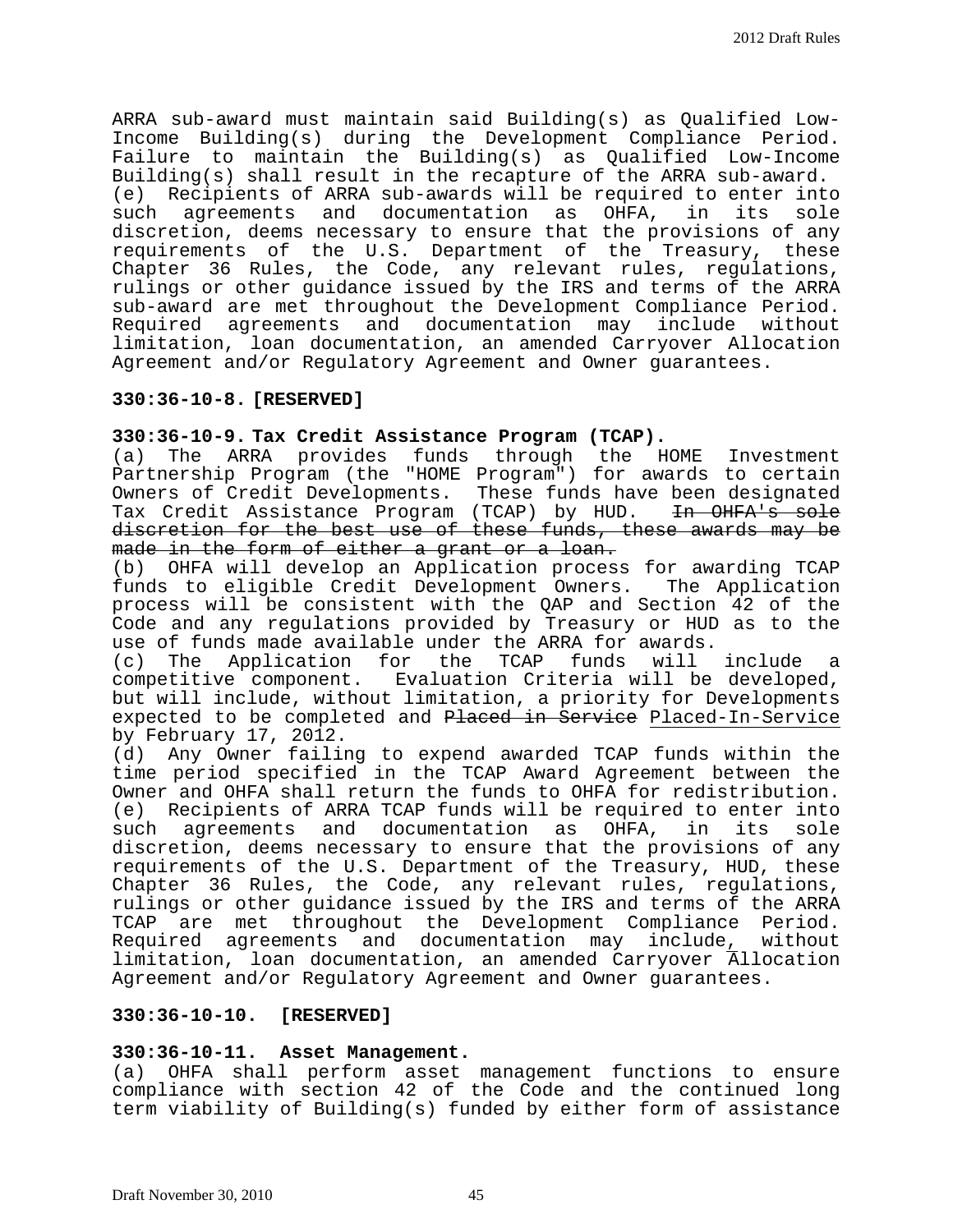ARRA sub-award must maintain said Building(s) as Qualified Low-Income Building(s) during the Development Compliance Period. Failure to maintain the Building(s) as Qualified Low-Income Building(s) shall result in the recapture of the ARRA sub-award.

(e) Recipients of ARRA sub-awards will be required to enter into such agreements and documentation as OHFA, in its sole discretion, deems necessary to ensure that the provisions of any requirements of the U.S. Department of the Treasury, these Chapter 36 Rules, the Code, any relevant rules, regulations, rulings or other guidance issued by the IRS and terms of the ARRA sub-award are met throughout the Development Compliance Period. Required agreements and documentation may include without limitation, loan documentation, an amended Carryover Allocation Agreement and/or Regulatory Agreement and Owner guarantees.

**330:36-10-8. [RESERVED]**

**330:36-10-9. Tax Credit Assistance Program (TCAP).**

(a) The ARRA provides funds through the HOME Investment Partnership Program (the "HOME Program") for awards to certain Owners of Credit Developments. These funds have been designated Tax Credit Assistance Program (TCAP) by HUD. ~~In OHFA's sole discretion for the best use of these funds, these awards may be made in the form of either a grant or a loan.~~

(b) OHFA will develop an Application process for awarding TCAP funds to eligible Credit Development Owners. The Application process will be consistent with the QAP and Section 42 of the Code and any regulations provided by Treasury or HUD as to the use of funds made available under the ARRA for awards.

(c) The Application for the TCAP funds will include a competitive component. Evaluation Criteria will be developed, but will include, without limitation, a priority for Developments expected to be completed and ~~Placed in Service~~ Placed-In-Service by February 17, 2012.

(d) Any Owner failing to expend awarded TCAP funds within the time period specified in the TCAP Award Agreement between the Owner and OHFA shall return the funds to OHFA for redistribution.

(e) Recipients of ARRA TCAP funds will be required to enter into such agreements and documentation as OHFA, in its sole discretion, deems necessary to ensure that the provisions of any requirements of the U.S. Department of the Treasury, HUD, these Chapter 36 Rules, the Code, any relevant rules, regulations, rulings or other guidance issued by the IRS and terms of the ARRA TCAP are met throughout the Development Compliance Period. Required agreements and documentation may include, without limitation, loan documentation, an amended Carryover Allocation Agreement and/or Regulatory Agreement and Owner guarantees.

**330:36-10-10. [RESERVED]**

**330:36-10-11. Asset Management.**

(a) OHFA shall perform asset management functions to ensure compliance with section 42 of the Code and the continued long term viability of Building(s) funded by either form of assistance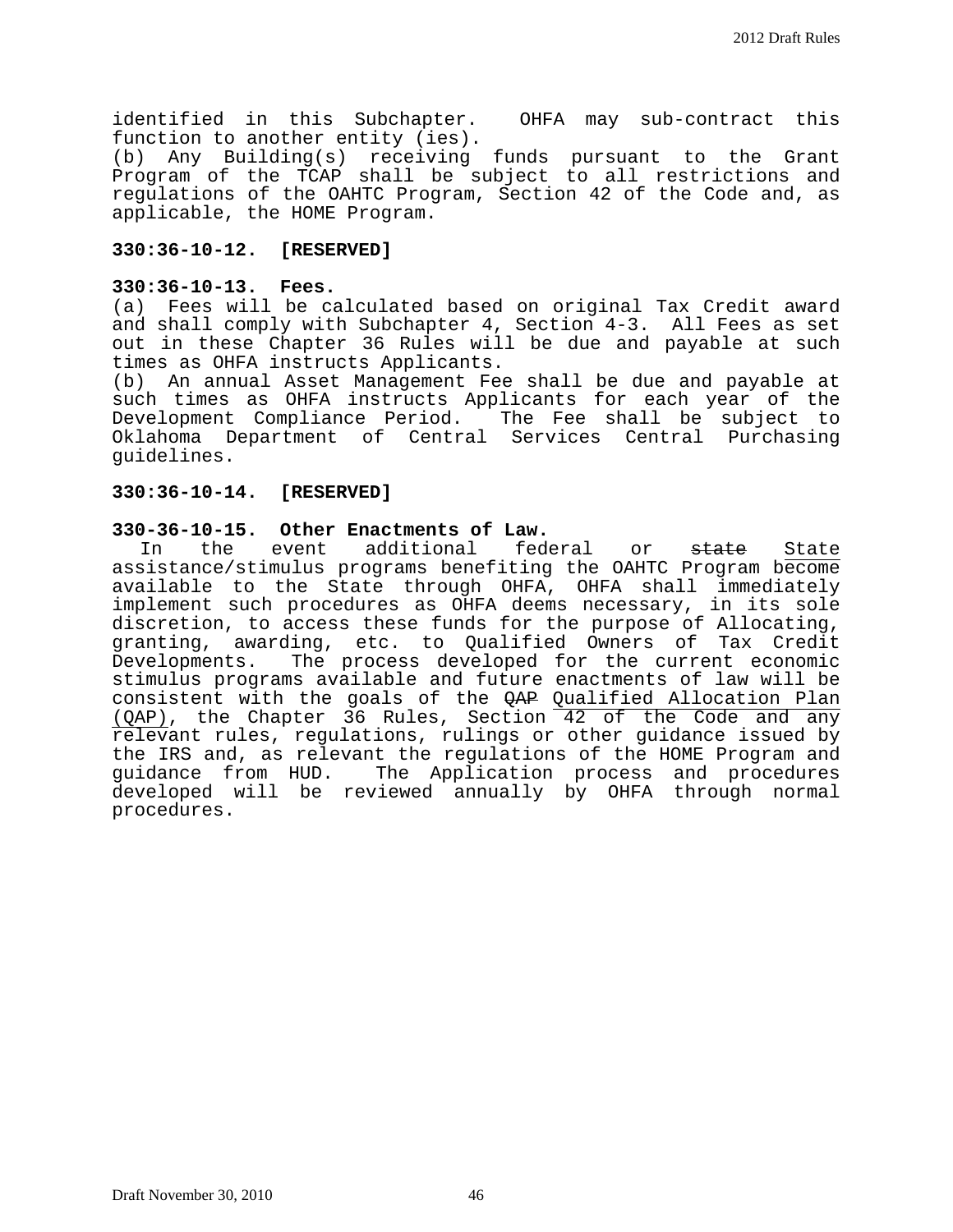identified in this Subchapter. OHFA may sub-contract this function to another entity (ies).

(b) Any Building(s) receiving funds pursuant to the Grant Program of the TCAP shall be subject to all restrictions and regulations of the OAHTC Program, Section 42 of the Code and, as applicable, the HOME Program.

**330:36-10-12. [RESERVED]**

**330:36-10-13. Fees.**

(a) Fees will be calculated based on original Tax Credit award and shall comply with Subchapter 4, Section 4-3. All Fees as set out in these Chapter 36 Rules will be due and payable at such times as OHFA instructs Applicants.

(b) An annual Asset Management Fee shall be due and payable at such times as OHFA instructs Applicants for each year of the Development Compliance Period. The Fee shall be subject to Oklahoma Department of Central Services Central Purchasing guidelines.

**330:36-10-14. [RESERVED]**

**330-36-10-15. Other Enactments of Law.**

In the event additional federal or ~~state~~ <u>State</u> assistance/stimulus programs benefiting the OAHTC Program become available to the State through OHFA, OHFA shall immediately implement such procedures as OHFA deems necessary, in its sole discretion, to access these funds for the purpose of Allocating, granting, awarding, etc. to Qualified Owners of Tax Credit Developments. The process developed for the current economic stimulus programs available and future enactments of law will be consistent with the goals of the ~~QAP~~ <u>Qualified Allocation Plan (QAP)</u>, the Chapter 36 Rules, Section 42 of the Code and any relevant rules, regulations, rulings or other guidance issued by the IRS and, as relevant the regulations of the HOME Program and guidance from HUD. The Application process and procedures developed will be reviewed annually by OHFA through normal procedures.